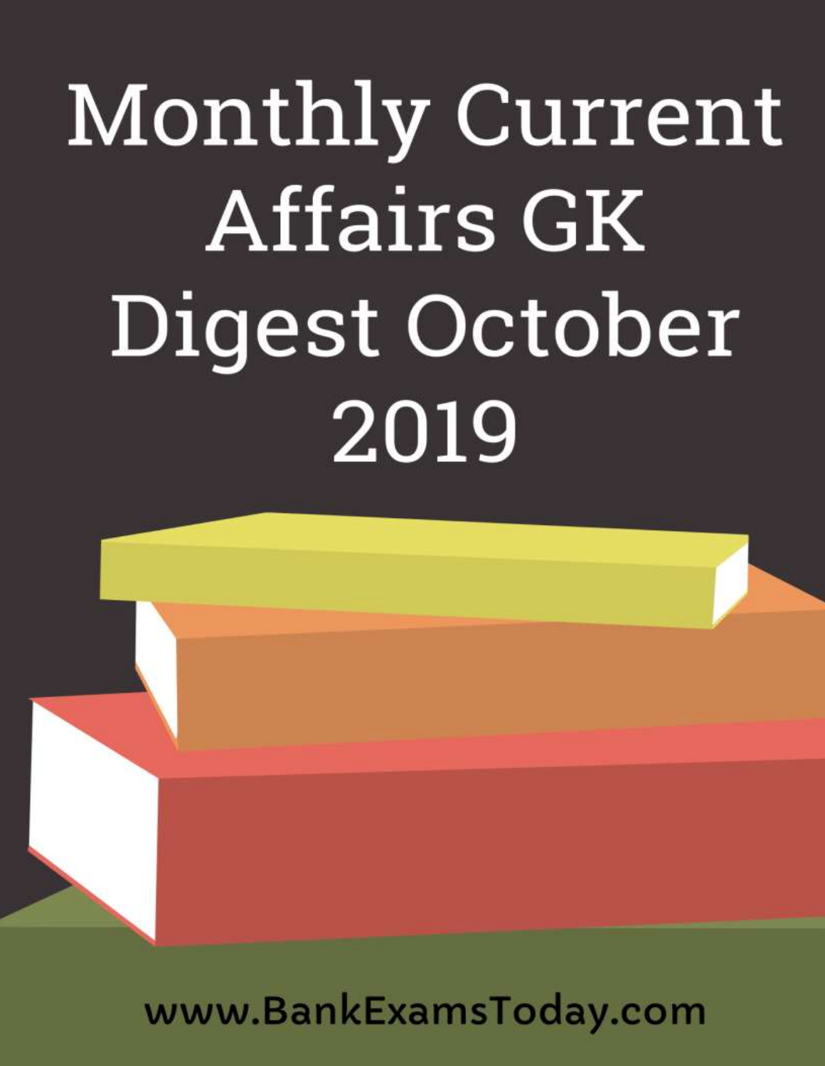# Monthly Current Affairs GK Digest October 2019

www.BankExamsToday.com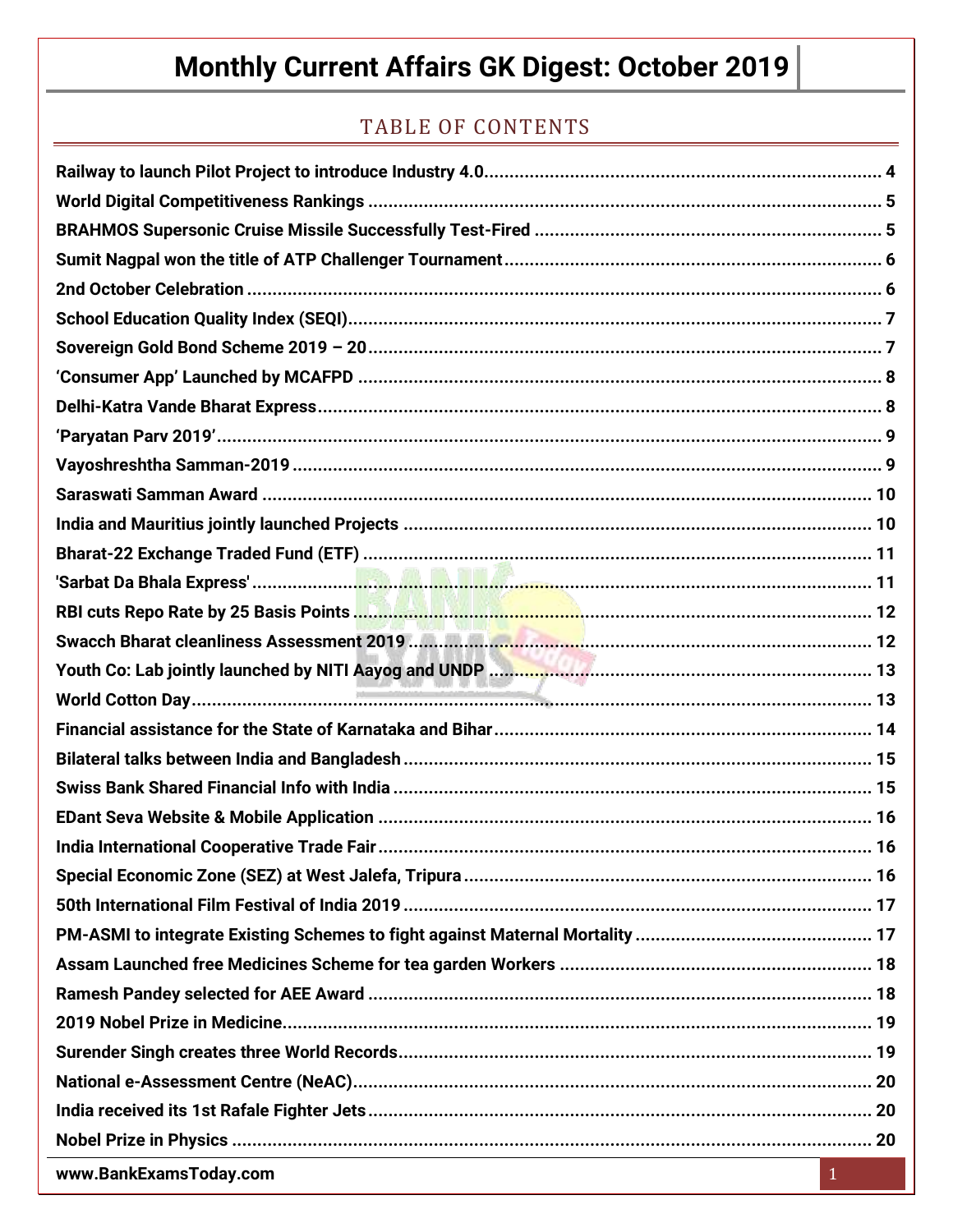# Monthly Current Affairs GK Digest: October 2019

## TABLE OF CONTENTS

Railway to launch Pilot Project to introduce Industry 4.0 ........ 4
World Digital Competitiveness Rankings ........ 5
BRAHMOS Supersonic Cruise Missile Successfully Test-Fired ........ 5
Sumit Nagpal won the title of ATP Challenger Tournament ........ 6
2nd October Celebration ........ 6
School Education Quality Index (SEQI) ........ 7
Sovereign Gold Bond Scheme 2019 – 20 ........ 7
'Consumer App' Launched by MCAFPD ........ 8
Delhi-Katra Vande Bharat Express ........ 8
'Paryatan Parv 2019' ........ 9
Vayoshreshtha Samman-2019 ........ 9
Saraswati Samman Award ........ 10
India and Mauritius jointly launched Projects ........ 10
Bharat-22 Exchange Traded Fund (ETF) ........ 11
'Sarbat Da Bhala Express' ........ 11
RBI cuts Repo Rate by 25 Basis Points ........ 12
Swacch Bharat cleanliness Assessment 2019 ........ 12
Youth Co: Lab jointly launched by NITI Aayog and UNDP ........ 13
World Cotton Day ........ 13
Financial assistance for the State of Karnataka and Bihar ........ 14
Bilateral talks between India and Bangladesh ........ 15
Swiss Bank Shared Financial Info with India ........ 15
EDant Seva Website & Mobile Application ........ 16
India International Cooperative Trade Fair ........ 16
Special Economic Zone (SEZ) at West Jalefa, Tripura ........ 16
50th International Film Festival of India 2019 ........ 17
PM-ASMI to integrate Existing Schemes to fight against Maternal Mortality ........ 17
Assam Launched free Medicines Scheme for tea garden Workers ........ 18
Ramesh Pandey selected for AEE Award ........ 18
2019 Nobel Prize in Medicine ........ 19
Surender Singh creates three World Records ........ 19
National e-Assessment Centre (NeAC) ........ 20
India received its 1st Rafale Fighter Jets ........ 20
Nobel Prize in Physics ........ 20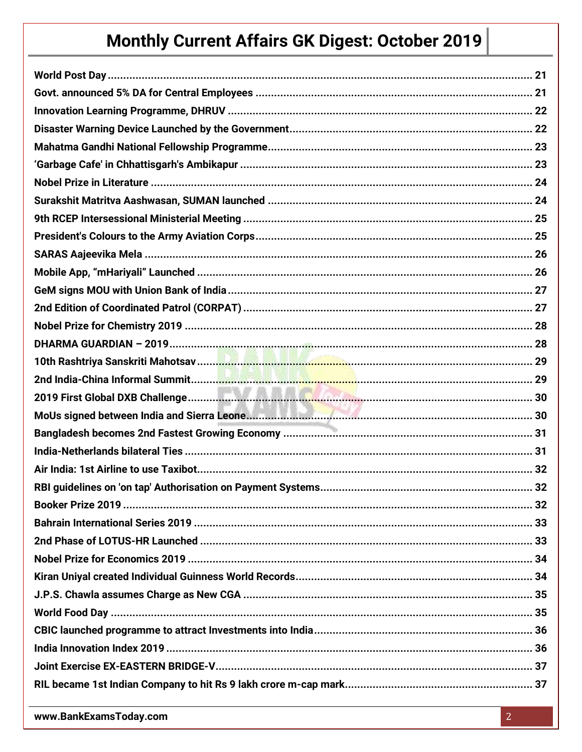World Post Day ........................................................................................................ 21
Govt. announced 5% DA for Central Employees ........................................................................ 21
Innovation Learning Programme, DHRUV ................................................................................. 22
Disaster Warning Device Launched by the Government ................................................................ 22
Mahatma Gandhi National Fellowship Programme ...................................................................... 23
'Garbage Cafe' in Chhattisgarh's Ambikapur ............................................................................. 23
Nobel Prize in Literature .............................................................................................................. 24
Surakshit Matritva Aashwasan, SUMAN launched ....................................................................... 24
9th RCEP Intersessional Ministerial Meeting ............................................................................. 25
President's Colours to the Army Aviation Corps ......................................................................... 25
SARAS Aajeevika Mela ................................................................................................................ 26
Mobile App, "mHariyali" Launched ............................................................................................ 26
GeM signs MOU with Union Bank of India .................................................................................. 27
2nd Edition of Coordinated Patrol (CORPAT) ............................................................................. 27
Nobel Prize for Chemistry 2019 ................................................................................................. 28
DHARMA GUARDIAN – 2019 ...................................................................................................... 28
10th Rashtriya Sanskriti Mahotsav ............................................................................................. 29
2nd India-China Informal Summit ............................................................................................... 29
2019 First Global DXB Challenge ............................................................................................... 30
MoUs signed between India and Sierra Leone ............................................................................ 30
Bangladesh becomes 2nd Fastest Growing Economy ................................................................. 31
India-Netherlands bilateral Ties ................................................................................................. 31
Air India: 1st Airline to use Taxibot ............................................................................................ 32
RBI guidelines on 'on tap' Authorisation on Payment Systems ..................................................... 32
Booker Prize 2019 ..................................................................................................................... 32
Bahrain International Series 2019 .............................................................................................. 33
2nd Phase of LOTUS-HR Launched ........................................................................................... 33
Nobel Prize for Economics 2019 ................................................................................................ 34
Kiran Uniyal created Individual Guinness World Records ............................................................. 34
J.P.S. Chawla assumes Charge as New CGA .............................................................................. 35
World Food Day ......................................................................................................................... 35
CBIC launched programme to attract Investments into India ....................................................... 36
India Innovation Index 2019 ....................................................................................................... 36
Joint Exercise EX-EASTERN BRIDGE-V ..................................................................................... 37
RIL became 1st Indian Company to hit Rs 9 lakh crore m-cap mark ............................................. 37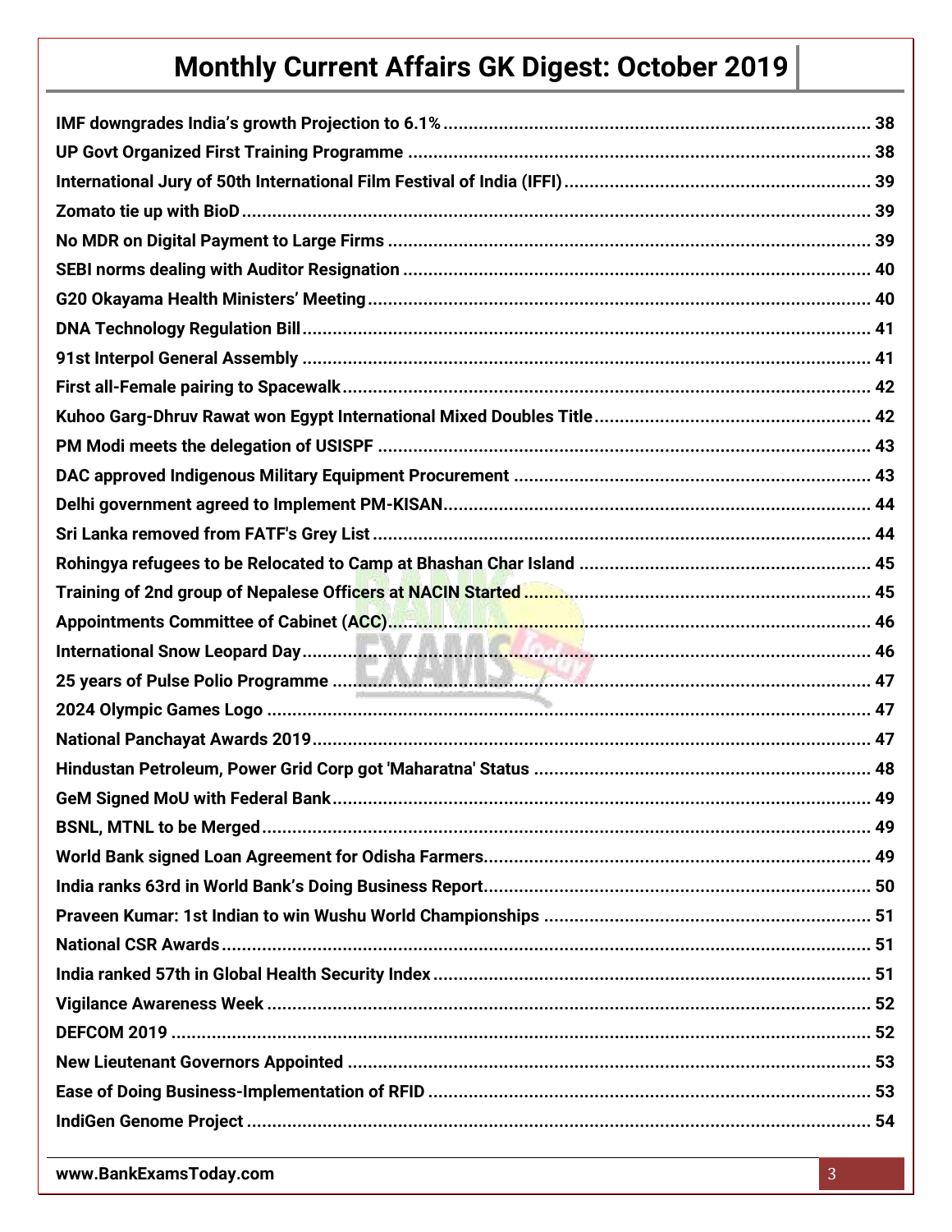**IMF downgrades India's growth Projection to 6.1%** ..... 38
**UP Govt Organized First Training Programme** ..... 38
**International Jury of 50th International Film Festival of India (IFFI)** ..... 39
**Zomato tie up with BioD** ..... 39
**No MDR on Digital Payment to Large Firms** ..... 39
**SEBI norms dealing with Auditor Resignation** ..... 40
**G20 Okayama Health Ministers' Meeting** ..... 40
**DNA Technology Regulation Bill** ..... 41
**91st Interpol General Assembly** ..... 41
**First all-Female pairing to Spacewalk** ..... 42
**Kuhoo Garg-Dhruv Rawat won Egypt International Mixed Doubles Title** ..... 42
**PM Modi meets the delegation of USISPF** ..... 43
**DAC approved Indigenous Military Equipment Procurement** ..... 43
**Delhi government agreed to Implement PM-KISAN** ..... 44
**Sri Lanka removed from FATF's Grey List** ..... 44
**Rohingya refugees to be Relocated to Camp at Bhashan Char Island** ..... 45
**Training of 2nd group of Nepalese Officers at NACIN Started** ..... 45
**Appointments Committee of Cabinet (ACC)** ..... 46
**International Snow Leopard Day** ..... 46
**25 years of Pulse Polio Programme** ..... 47
**2024 Olympic Games Logo** ..... 47
**National Panchayat Awards 2019** ..... 47
**Hindustan Petroleum, Power Grid Corp got 'Maharatna' Status** ..... 48
**GeM Signed MoU with Federal Bank** ..... 49
**BSNL, MTNL to be Merged** ..... 49
**World Bank signed Loan Agreement for Odisha Farmers** ..... 49
**India ranks 63rd in World Bank's Doing Business Report** ..... 50
**Praveen Kumar: 1st Indian to win Wushu World Championships** ..... 51
**National CSR Awards** ..... 51
**India ranked 57th in Global Health Security Index** ..... 51
**Vigilance Awareness Week** ..... 52
**DEFCOM 2019** ..... 52
**New Lieutenant Governors Appointed** ..... 53
**Ease of Doing Business-Implementation of RFID** ..... 53
**IndiGen Genome Project** ..... 54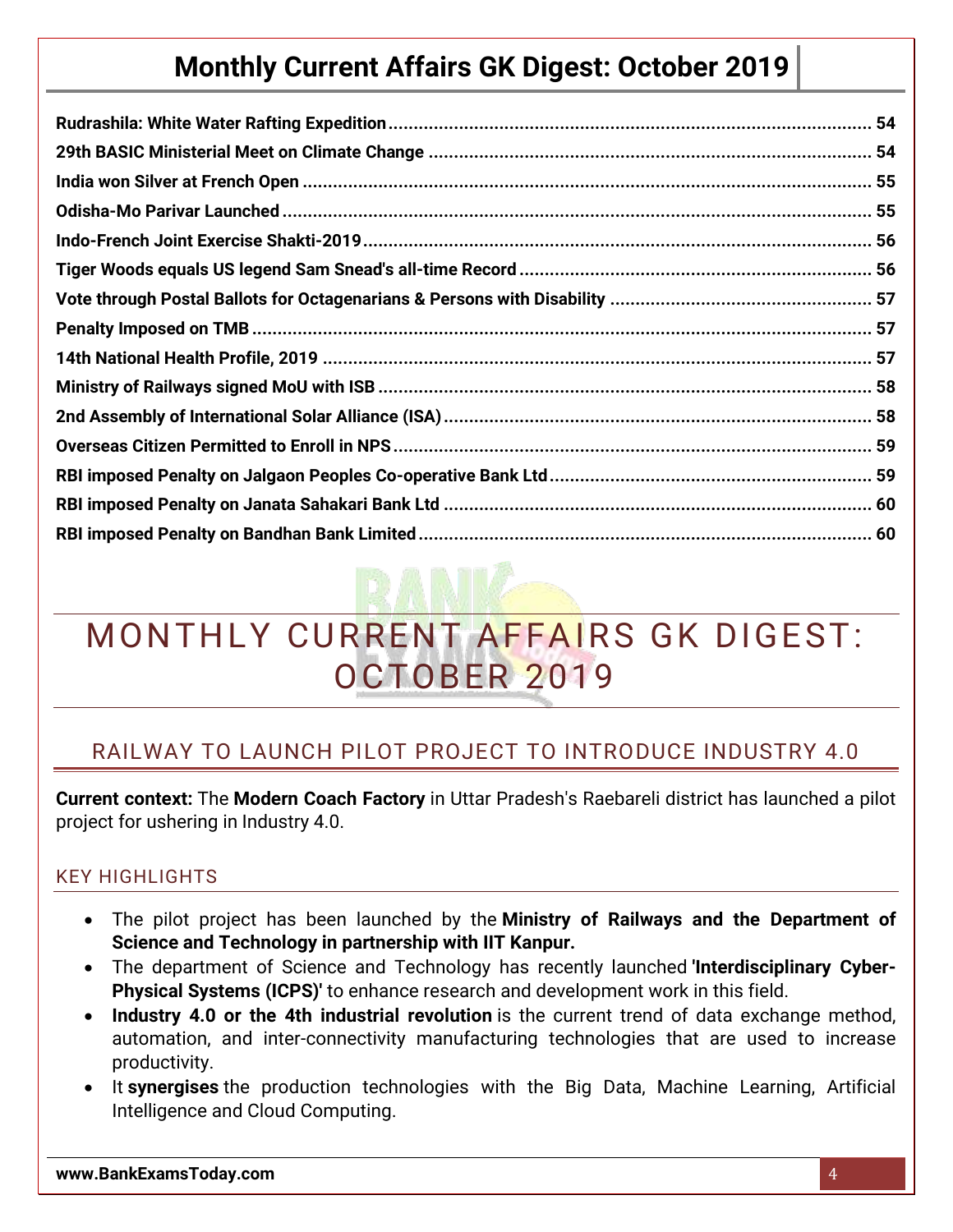Rudrashila: White Water Rafting Expedition ............ 54
29th BASIC Ministerial Meet on Climate Change ............ 54
India won Silver at French Open ............ 55
Odisha-Mo Parivar Launched ............ 55
Indo-French Joint Exercise Shakti-2019 ............ 56
Tiger Woods equals US legend Sam Snead's all-time Record ............ 56
Vote through Postal Ballots for Octagenarians & Persons with Disability ............ 57
Penalty Imposed on TMB ............ 57
14th National Health Profile, 2019 ............ 57
Ministry of Railways signed MoU with ISB ............ 58
2nd Assembly of International Solar Alliance (ISA) ............ 58
Overseas Citizen Permitted to Enroll in NPS ............ 59
RBI imposed Penalty on Jalgaon Peoples Co-operative Bank Ltd ............ 59
RBI imposed Penalty on Janata Sahakari Bank Ltd ............ 60
RBI imposed Penalty on Bandhan Bank Limited ............ 60

# MONTHLY CURRENT AFFAIRS GK DIGEST: OCTOBER 2019

## RAILWAY TO LAUNCH PILOT PROJECT TO INTRODUCE INDUSTRY 4.0

**Current context:** The **Modern Coach Factory** in Uttar Pradesh's Raebareli district has launched a pilot project for ushering in Industry 4.0.

### KEY HIGHLIGHTS

- The pilot project has been launched by the **Ministry of Railways and the Department of Science and Technology in partnership with IIT Kanpur.**
- The department of Science and Technology has recently launched **'Interdisciplinary Cyber-Physical Systems (ICPS)'** to enhance research and development work in this field.
- **Industry 4.0 or the 4th industrial revolution** is the current trend of data exchange method, automation, and inter-connectivity manufacturing technologies that are used to increase productivity.
- It **synergises** the production technologies with the Big Data, Machine Learning, Artificial Intelligence and Cloud Computing.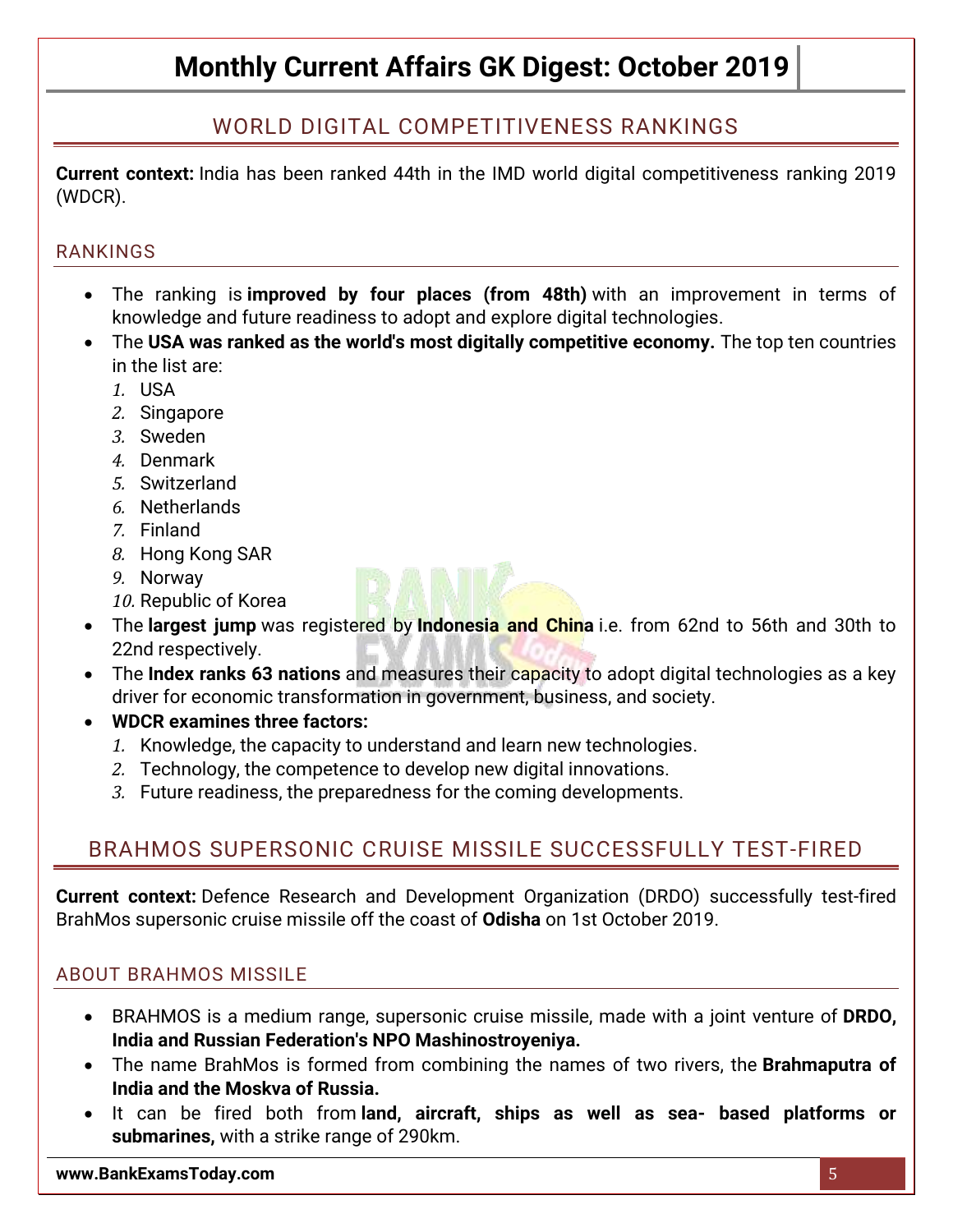## WORLD DIGITAL COMPETITIVENESS RANKINGS

**Current context:** India has been ranked 44th in the IMD world digital competitiveness ranking 2019 (WDCR).

### RANKINGS

- The ranking is **improved by four places (from 48th)** with an improvement in terms of knowledge and future readiness to adopt and explore digital technologies.
- The **USA was ranked as the world's most digitally competitive economy.** The top ten countries in the list are:
  1. USA
  2. Singapore
  3. Sweden
  4. Denmark
  5. Switzerland
  6. Netherlands
  7. Finland
  8. Hong Kong SAR
  9. Norway
  10. Republic of Korea
- The **largest jump** was registered by **Indonesia and China** i.e. from 62nd to 56th and 30th to 22nd respectively.
- The **Index ranks 63 nations** and measures their capacity to adopt digital technologies as a key driver for economic transformation in government, business, and society.
- **WDCR examines three factors:**
  1. Knowledge, the capacity to understand and learn new technologies.
  2. Technology, the competence to develop new digital innovations.
  3. Future readiness, the preparedness for the coming developments.

## BRAHMOS SUPERSONIC CRUISE MISSILE SUCCESSFULLY TEST-FIRED

**Current context:** Defence Research and Development Organization (DRDO) successfully test-fired BrahMos supersonic cruise missile off the coast of **Odisha** on 1st October 2019.

### ABOUT BRAHMOS MISSILE

- BRAHMOS is a medium range, supersonic cruise missile, made with a joint venture of **DRDO, India and Russian Federation's NPO Mashinostroyeniya.**
- The name BrahMos is formed from combining the names of two rivers, the **Brahmaputra of India and the Moskva of Russia.**
- It can be fired both from **land, aircraft, ships as well as sea- based platforms or submarines,** with a strike range of 290km.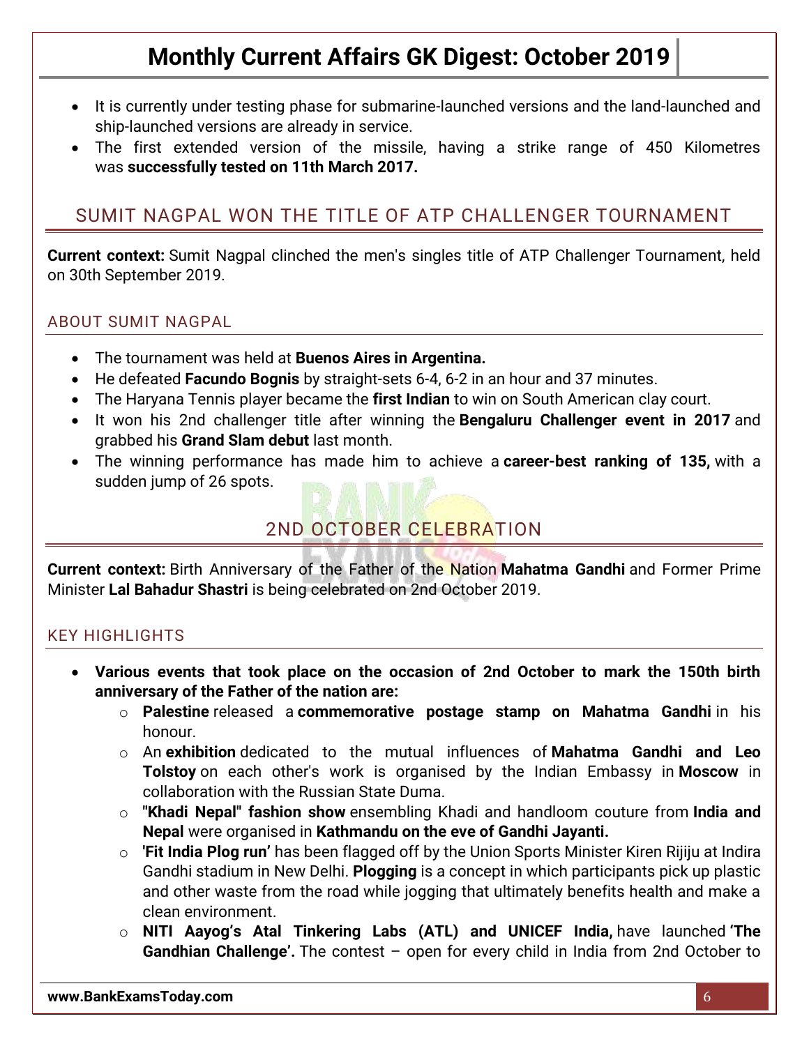- It is currently under testing phase for submarine-launched versions and the land-launched and ship-launched versions are already in service.
- The first extended version of the missile, having a strike range of 450 Kilometres was **successfully tested on 11th March 2017.**

## SUMIT NAGPAL WON THE TITLE OF ATP CHALLENGER TOURNAMENT

**Current context:** Sumit Nagpal clinched the men's singles title of ATP Challenger Tournament, held on 30th September 2019.

### ABOUT SUMIT NAGPAL

- The tournament was held at **Buenos Aires in Argentina.**
- He defeated **Facundo Bognis** by straight-sets 6-4, 6-2 in an hour and 37 minutes.
- The Haryana Tennis player became the **first Indian** to win on South American clay court.
- It won his 2nd challenger title after winning the **Bengaluru Challenger event in 2017** and grabbed his **Grand Slam debut** last month.
- The winning performance has made him to achieve a **career-best ranking of 135,** with a sudden jump of 26 spots.

## 2ND OCTOBER CELEBRATION

**Current context:** Birth Anniversary of the Father of the Nation **Mahatma Gandhi** and Former Prime Minister **Lal Bahadur Shastri** is being celebrated on 2nd October 2019.

### KEY HIGHLIGHTS

- **Various events that took place on the occasion of 2nd October to mark the 150th birth anniversary of the Father of the nation are:**
    - **Palestine** released a **commemorative postage stamp on Mahatma Gandhi** in his honour.
    - An **exhibition** dedicated to the mutual influences of **Mahatma Gandhi and Leo Tolstoy** on each other's work is organised by the Indian Embassy in **Moscow** in collaboration with the Russian State Duma.
    - **"Khadi Nepal" fashion show** ensembling Khadi and handloom couture from **India and Nepal** were organised in **Kathmandu on the eve of Gandhi Jayanti.**
    - **'Fit India Plog run'** has been flagged off by the Union Sports Minister Kiren Rijiju at Indira Gandhi stadium in New Delhi. **Plogging** is a concept in which participants pick up plastic and other waste from the road while jogging that ultimately benefits health and make a clean environment.
    - **NITI Aayog's Atal Tinkering Labs (ATL) and UNICEF India,** have launched **'The Gandhian Challenge'.** The contest – open for every child in India from 2nd October to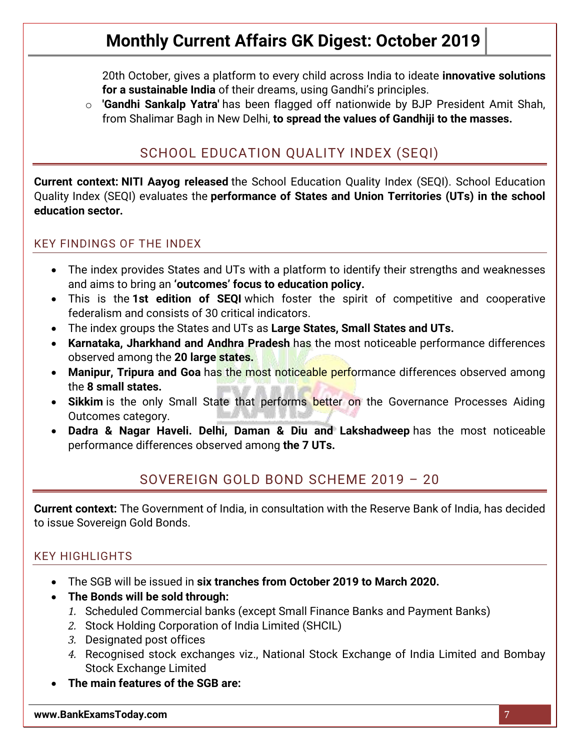20th October, gives a platform to every child across India to ideate **innovative solutions for a sustainable India** of their dreams, using Gandhi's principles.

- **'Gandhi Sankalp Yatra'** has been flagged off nationwide by BJP President Amit Shah, from Shalimar Bagh in New Delhi, **to spread the values of Gandhiji to the masses.**

## SCHOOL EDUCATION QUALITY INDEX (SEQI)

**Current context: NITI Aayog released** the School Education Quality Index (SEQI). School Education Quality Index (SEQI) evaluates the **performance of States and Union Territories (UTs) in the school education sector.**

### KEY FINDINGS OF THE INDEX

- The index provides States and UTs with a platform to identify their strengths and weaknesses and aims to bring an **'outcomes' focus to education policy.**
- This is the **1st edition of SEQI** which foster the spirit of competitive and cooperative federalism and consists of 30 critical indicators.
- The index groups the States and UTs as **Large States, Small States and UTs.**
- **Karnataka, Jharkhand and Andhra Pradesh** has the most noticeable performance differences observed among the **20 large states.**
- **Manipur, Tripura and Goa** has the most noticeable performance differences observed among the **8 small states.**
- **Sikkim** is the only Small State that performs better on the Governance Processes Aiding Outcomes category.
- **Dadra & Nagar Haveli. Delhi, Daman & Diu and Lakshadweep** has the most noticeable performance differences observed among **the 7 UTs.**

## SOVEREIGN GOLD BOND SCHEME 2019 – 20

**Current context:** The Government of India, in consultation with the Reserve Bank of India, has decided to issue Sovereign Gold Bonds.

### KEY HIGHLIGHTS

- The SGB will be issued in **six tranches from October 2019 to March 2020.**
- **The Bonds will be sold through:**
  1. Scheduled Commercial banks (except Small Finance Banks and Payment Banks)
  2. Stock Holding Corporation of India Limited (SHCIL)
  3. Designated post offices
  4. Recognised stock exchanges viz., National Stock Exchange of India Limited and Bombay Stock Exchange Limited
- **The main features of the SGB are:**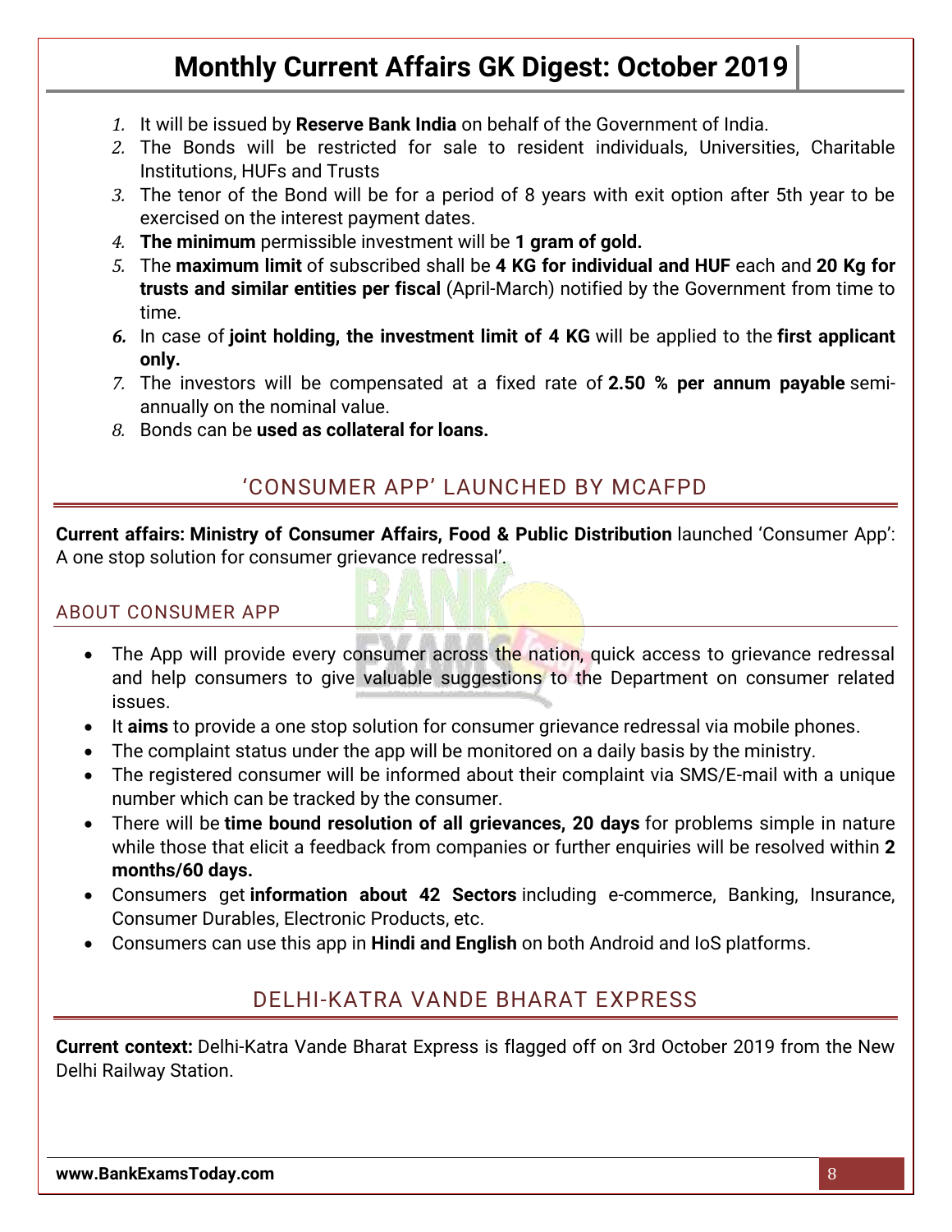1. It will be issued by **Reserve Bank India** on behalf of the Government of India.
2. The Bonds will be restricted for sale to resident individuals, Universities, Charitable Institutions, HUFs and Trusts
3. The tenor of the Bond will be for a period of 8 years with exit option after 5th year to be exercised on the interest payment dates.
4. **The minimum** permissible investment will be **1 gram of gold.**
5. The **maximum limit** of subscribed shall be **4 KG for individual and HUF** each and **20 Kg for trusts and similar entities per fiscal** (April-March) notified by the Government from time to time.
6. In case of **joint holding, the investment limit of 4 KG** will be applied to the **first applicant only.**
7. The investors will be compensated at a fixed rate of **2.50 % per annum payable** semi-annually on the nominal value.
8. Bonds can be **used as collateral for loans.**

## 'CONSUMER APP' LAUNCHED BY MCAFPD

**Current affairs: Ministry of Consumer Affairs, Food & Public Distribution** launched 'Consumer App': A one stop solution for consumer grievance redressal'.

### ABOUT CONSUMER APP

- The App will provide every consumer across the nation, quick access to grievance redressal and help consumers to give valuable suggestions to the Department on consumer related issues.
- It **aims** to provide a one stop solution for consumer grievance redressal via mobile phones.
- The complaint status under the app will be monitored on a daily basis by the ministry.
- The registered consumer will be informed about their complaint via SMS/E-mail with a unique number which can be tracked by the consumer.
- There will be **time bound resolution of all grievances, 20 days** for problems simple in nature while those that elicit a feedback from companies or further enquiries will be resolved within **2 months/60 days.**
- Consumers get **information about 42 Sectors** including e-commerce, Banking, Insurance, Consumer Durables, Electronic Products, etc.
- Consumers can use this app in **Hindi and English** on both Android and IoS platforms.

## DELHI-KATRA VANDE BHARAT EXPRESS

**Current context:** Delhi-Katra Vande Bharat Express is flagged off on 3rd October 2019 from the New Delhi Railway Station.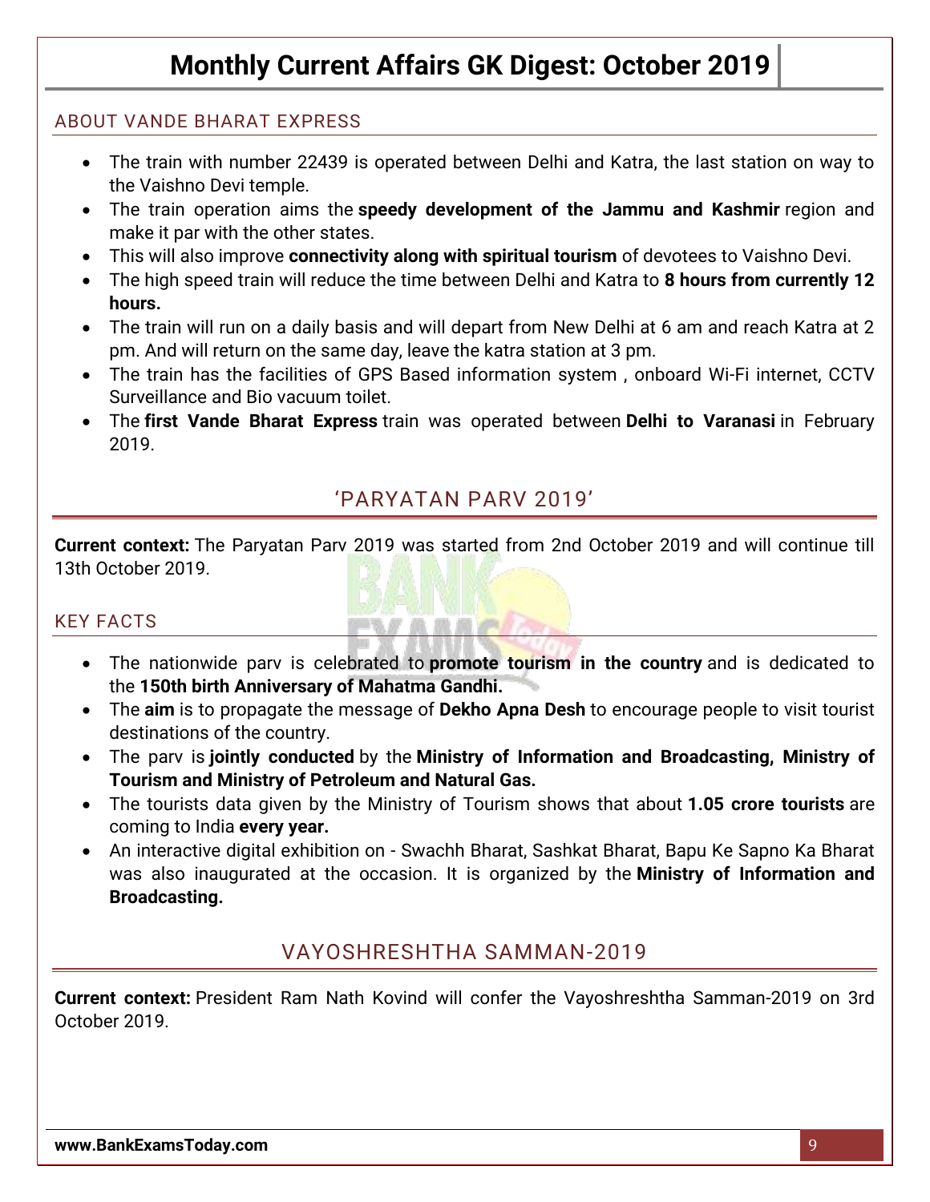### ABOUT VANDE BHARAT EXPRESS

- The train with number 22439 is operated between Delhi and Katra, the last station on way to the Vaishno Devi temple.
- The train operation aims the **speedy development of the Jammu and Kashmir** region and make it par with the other states.
- This will also improve **connectivity along with spiritual tourism** of devotees to Vaishno Devi.
- The high speed train will reduce the time between Delhi and Katra to **8 hours from currently 12 hours.**
- The train will run on a daily basis and will depart from New Delhi at 6 am and reach Katra at 2 pm. And will return on the same day, leave the katra station at 3 pm.
- The train has the facilities of GPS Based information system , onboard Wi-Fi internet, CCTV Surveillance and Bio vacuum toilet.
- The **first Vande Bharat Express** train was operated between **Delhi to Varanasi** in February 2019.

## 'PARYATAN PARV 2019'

**Current context:** The Paryatan Parv 2019 was started from 2nd October 2019 and will continue till 13th October 2019.

### KEY FACTS

- The nationwide parv is celebrated to **promote tourism in the country** and is dedicated to the **150th birth Anniversary of Mahatma Gandhi.**
- The **aim** is to propagate the message of **Dekho Apna Desh** to encourage people to visit tourist destinations of the country.
- The parv is **jointly conducted** by the **Ministry of Information and Broadcasting, Ministry of Tourism and Ministry of Petroleum and Natural Gas.**
- The tourists data given by the Ministry of Tourism shows that about **1.05 crore tourists** are coming to India **every year.**
- An interactive digital exhibition on - Swachh Bharat, Sashkat Bharat, Bapu Ke Sapno Ka Bharat was also inaugurated at the occasion. It is organized by the **Ministry of Information and Broadcasting.**

## VAYOSHRESHTHA SAMMAN-2019

**Current context:** President Ram Nath Kovind will confer the Vayoshreshtha Samman-2019 on 3rd October 2019.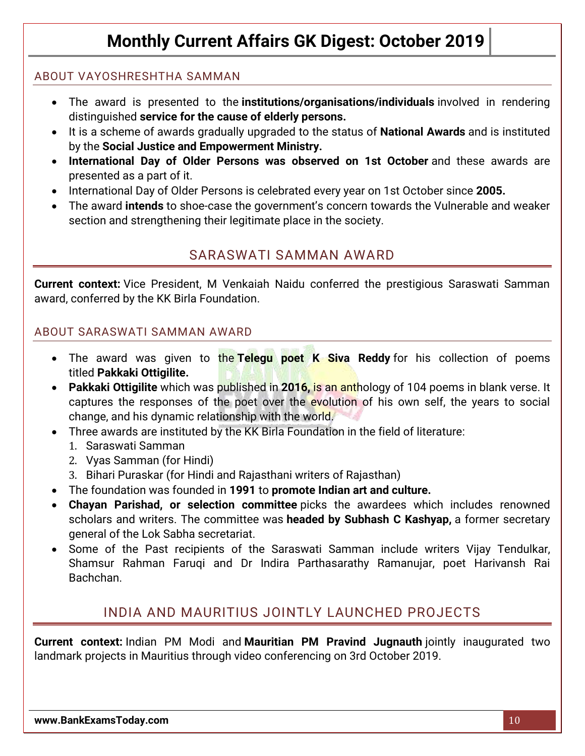### ABOUT VAYOSHRESHTHA SAMMAN

- The award is presented to the **institutions/organisations/individuals** involved in rendering distinguished **service for the cause of elderly persons.**
- It is a scheme of awards gradually upgraded to the status of **National Awards** and is instituted by the **Social Justice and Empowerment Ministry.**
- **International Day of Older Persons was observed on 1st October** and these awards are presented as a part of it.
- International Day of Older Persons is celebrated every year on 1st October since **2005.**
- The award **intends** to shoe-case the government's concern towards the Vulnerable and weaker section and strengthening their legitimate place in the society.

## SARASWATI SAMMAN AWARD

**Current context:** Vice President, M Venkaiah Naidu conferred the prestigious Saraswati Samman award, conferred by the KK Birla Foundation.

### ABOUT SARASWATI SAMMAN AWARD

- The award was given to the **Telegu poet K Siva Reddy** for his collection of poems titled **Pakkaki Ottigilite.**
- **Pakkaki Ottigilite** which was published in **2016,** is an anthology of 104 poems in blank verse. It captures the responses of the poet over the evolution of his own self, the years to social change, and his dynamic relationship with the world.
- Three awards are instituted by the KK Birla Foundation in the field of literature:
  1. Saraswati Samman
  2. Vyas Samman (for Hindi)
  3. Bihari Puraskar (for Hindi and Rajasthani writers of Rajasthan)
- The foundation was founded in **1991** to **promote Indian art and culture.**
- **Chayan Parishad, or selection committee** picks the awardees which includes renowned scholars and writers. The committee was **headed by Subhash C Kashyap,** a former secretary general of the Lok Sabha secretariat.
- Some of the Past recipients of the Saraswati Samman include writers Vijay Tendulkar, Shamsur Rahman Faruqi and Dr Indira Parthasarathy Ramanujar, poet Harivansh Rai Bachchan.

## INDIA AND MAURITIUS JOINTLY LAUNCHED PROJECTS

**Current context:** Indian PM Modi and **Mauritian PM Pravind Jugnauth** jointly inaugurated two landmark projects in Mauritius through video conferencing on 3rd October 2019.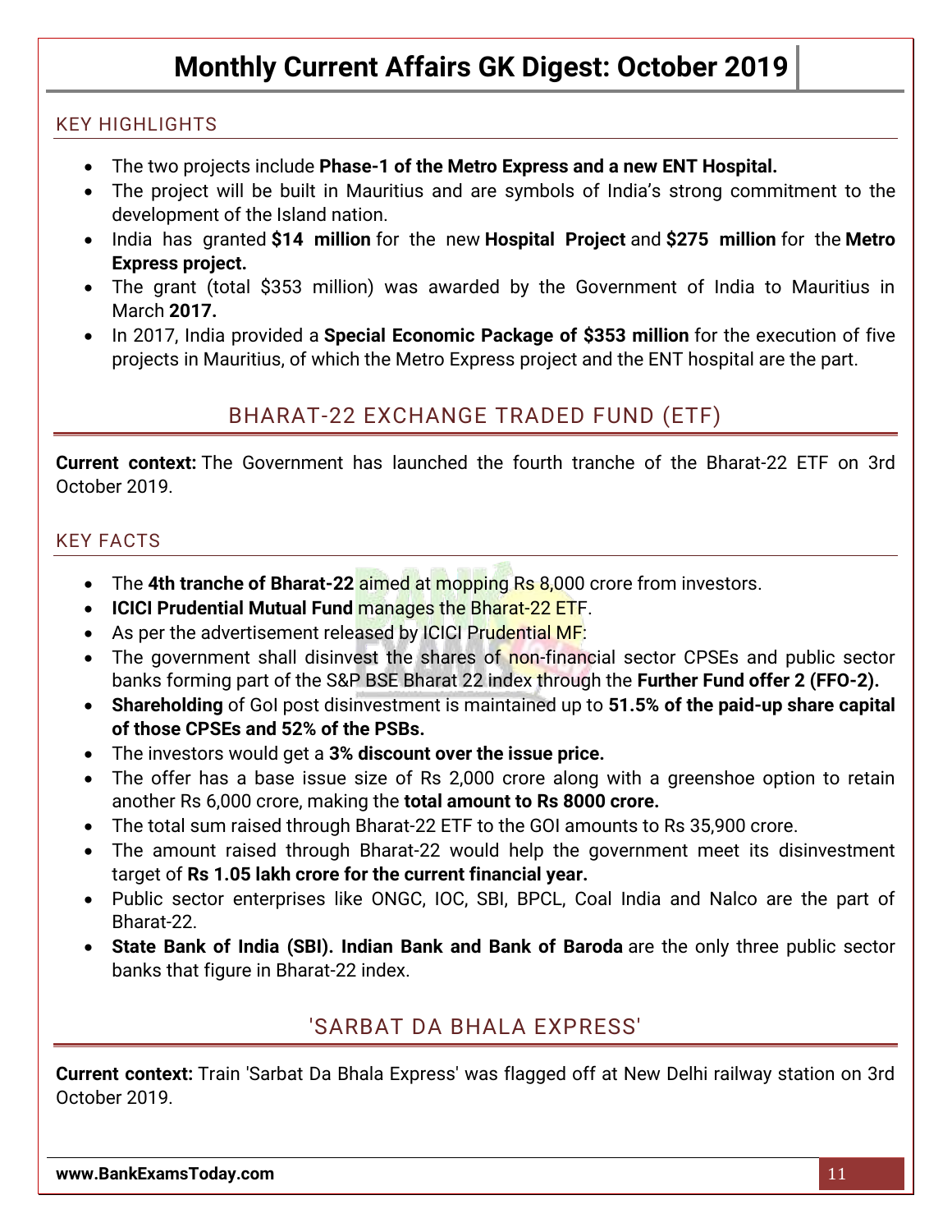### KEY HIGHLIGHTS

- The two projects include **Phase-1 of the Metro Express and a new ENT Hospital.**
- The project will be built in Mauritius and are symbols of India's strong commitment to the development of the Island nation.
- India has granted **$14 million** for the new **Hospital Project** and **$275 million** for the **Metro Express project.**
- The grant (total $353 million) was awarded by the Government of India to Mauritius in March **2017.**
- In 2017, India provided a **Special Economic Package of $353 million** for the execution of five projects in Mauritius, of which the Metro Express project and the ENT hospital are the part.

## BHARAT-22 EXCHANGE TRADED FUND (ETF)

**Current context:** The Government has launched the fourth tranche of the Bharat-22 ETF on 3rd October 2019.

### KEY FACTS

- The **4th tranche of Bharat-22** aimed at mopping Rs 8,000 crore from investors.
- **ICICI Prudential Mutual Fund** manages the Bharat-22 ETF.
- As per the advertisement released by ICICI Prudential MF:
- The government shall disinvest the shares of non-financial sector CPSEs and public sector banks forming part of the S&P BSE Bharat 22 index through the **Further Fund offer 2 (FFO-2).**
- **Shareholding** of GoI post disinvestment is maintained up to **51.5% of the paid-up share capital of those CPSEs and 52% of the PSBs.**
- The investors would get a **3% discount over the issue price.**
- The offer has a base issue size of Rs 2,000 crore along with a greenshoe option to retain another Rs 6,000 crore, making the **total amount to Rs 8000 crore.**
- The total sum raised through Bharat-22 ETF to the GOI amounts to Rs 35,900 crore.
- The amount raised through Bharat-22 would help the government meet its disinvestment target of **Rs 1.05 lakh crore for the current financial year.**
- Public sector enterprises like ONGC, IOC, SBI, BPCL, Coal India and Nalco are the part of Bharat-22.
- **State Bank of India (SBI). Indian Bank and Bank of Baroda** are the only three public sector banks that figure in Bharat-22 index.

## 'SARBAT DA BHALA EXPRESS'

**Current context:** Train 'Sarbat Da Bhala Express' was flagged off at New Delhi railway station on 3rd October 2019.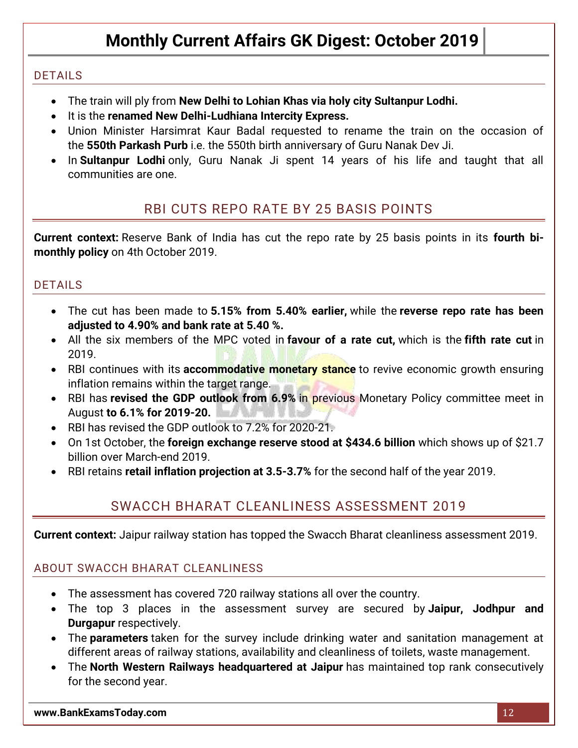### DETAILS

- The train will ply from **New Delhi to Lohian Khas via holy city Sultanpur Lodhi.**
- It is the **renamed New Delhi-Ludhiana Intercity Express.**
- Union Minister Harsimrat Kaur Badal requested to rename the train on the occasion of the **550th Parkash Purb** i.e. the 550th birth anniversary of Guru Nanak Dev Ji.
- In **Sultanpur Lodhi** only, Guru Nanak Ji spent 14 years of his life and taught that all communities are one.

## RBI CUTS REPO RATE BY 25 BASIS POINTS

**Current context:** Reserve Bank of India has cut the repo rate by 25 basis points in its **fourth bi-monthly policy** on 4th October 2019.

### DETAILS

- The cut has been made to **5.15% from 5.40% earlier,** while the **reverse repo rate has been adjusted to 4.90% and bank rate at 5.40 %.**
- All the six members of the MPC voted in **favour of a rate cut,** which is the **fifth rate cut** in 2019.
- RBI continues with its **accommodative monetary stance** to revive economic growth ensuring inflation remains within the target range.
- RBI has **revised the GDP outlook from 6.9%** in previous Monetary Policy committee meet in August **to 6.1% for 2019-20.**
- RBI has revised the GDP outlook to 7.2% for 2020-21.
- On 1st October, the **foreign exchange reserve stood at $434.6 billion** which shows up of $21.7 billion over March-end 2019.
- RBI retains **retail inflation projection at 3.5-3.7%** for the second half of the year 2019.

## SWACCH BHARAT CLEANLINESS ASSESSMENT 2019

**Current context:** Jaipur railway station has topped the Swacch Bharat cleanliness assessment 2019.

### ABOUT SWACCH BHARAT CLEANLINESS

- The assessment has covered 720 railway stations all over the country.
- The top 3 places in the assessment survey are secured by **Jaipur, Jodhpur and Durgapur** respectively.
- The **parameters** taken for the survey include drinking water and sanitation management at different areas of railway stations, availability and cleanliness of toilets, waste management.
- The **North Western Railways headquartered at Jaipur** has maintained top rank consecutively for the second year.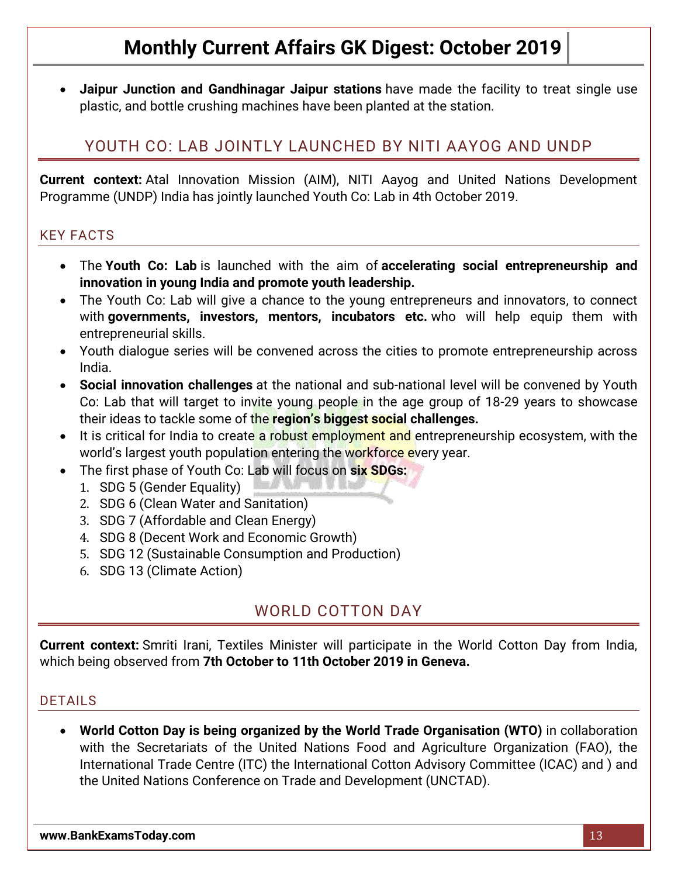- **Jaipur Junction and Gandhinagar Jaipur stations** have made the facility to treat single use plastic, and bottle crushing machines have been planted at the station.

## YOUTH CO: LAB JOINTLY LAUNCHED BY NITI AAYOG AND UNDP

**Current context:** Atal Innovation Mission (AIM), NITI Aayog and United Nations Development Programme (UNDP) India has jointly launched Youth Co: Lab in 4th October 2019.

### KEY FACTS

- The **Youth Co: Lab** is launched with the aim of **accelerating social entrepreneurship and innovation in young India and promote youth leadership.**
- The Youth Co: Lab will give a chance to the young entrepreneurs and innovators, to connect with **governments, investors, mentors, incubators etc.** who will help equip them with entrepreneurial skills.
- Youth dialogue series will be convened across the cities to promote entrepreneurship across India.
- **Social innovation challenges** at the national and sub-national level will be convened by Youth Co: Lab that will target to invite young people in the age group of 18-29 years to showcase their ideas to tackle some of the **region's biggest social challenges.**
- It is critical for India to create a robust employment and entrepreneurship ecosystem, with the world's largest youth population entering the workforce every year.
- The first phase of Youth Co: Lab will focus on **six SDGs:**
  1. SDG 5 (Gender Equality)
  2. SDG 6 (Clean Water and Sanitation)
  3. SDG 7 (Affordable and Clean Energy)
  4. SDG 8 (Decent Work and Economic Growth)
  5. SDG 12 (Sustainable Consumption and Production)
  6. SDG 13 (Climate Action)

## WORLD COTTON DAY

**Current context:** Smriti Irani, Textiles Minister will participate in the World Cotton Day from India, which being observed from **7th October to 11th October 2019 in Geneva.**

### DETAILS

- **World Cotton Day is being organized by the World Trade Organisation (WTO)** in collaboration with the Secretariats of the United Nations Food and Agriculture Organization (FAO), the International Trade Centre (ITC) the International Cotton Advisory Committee (ICAC) and ) and the United Nations Conference on Trade and Development (UNCTAD).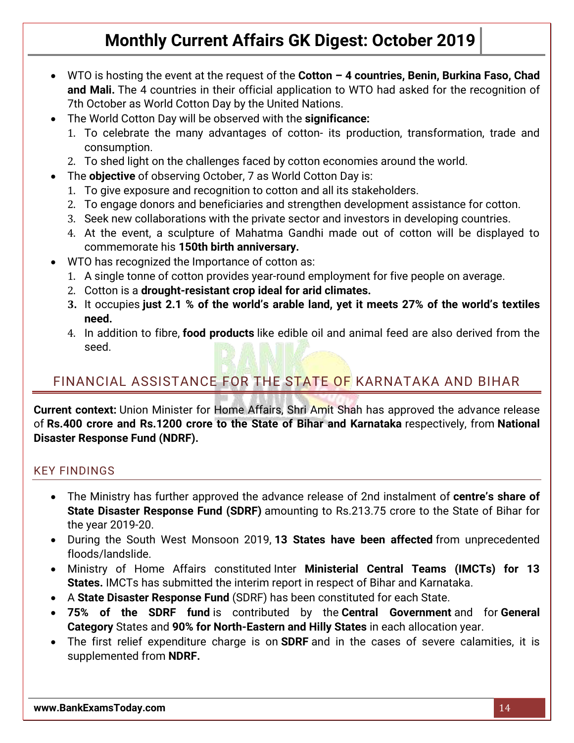- WTO is hosting the event at the request of the **Cotton – 4 countries, Benin, Burkina Faso, Chad and Mali.** The 4 countries in their official application to WTO had asked for the recognition of 7th October as World Cotton Day by the United Nations.
- The World Cotton Day will be observed with the **significance:**
  1. To celebrate the many advantages of cotton- its production, transformation, trade and consumption.
  2. To shed light on the challenges faced by cotton economies around the world.
- The **objective** of observing October, 7 as World Cotton Day is:
  1. To give exposure and recognition to cotton and all its stakeholders.
  2. To engage donors and beneficiaries and strengthen development assistance for cotton.
  3. Seek new collaborations with the private sector and investors in developing countries.
  4. At the event, a sculpture of Mahatma Gandhi made out of cotton will be displayed to commemorate his **150th birth anniversary.**
- WTO has recognized the Importance of cotton as:
  1. A single tonne of cotton provides year-round employment for five people on average.
  2. Cotton is a **drought-resistant crop ideal for arid climates.**
  3. It occupies **just 2.1 % of the world's arable land, yet it meets 27% of the world's textiles need.**
  4. In addition to fibre, **food products** like edible oil and animal feed are also derived from the seed.

## FINANCIAL ASSISTANCE FOR THE STATE OF KARNATAKA AND BIHAR

**Current context:** Union Minister for Home Affairs, Shri Amit Shah has approved the advance release of **Rs.400 crore and Rs.1200 crore to the State of Bihar and Karnataka** respectively, from **National Disaster Response Fund (NDRF).**

### KEY FINDINGS

- The Ministry has further approved the advance release of 2nd instalment of **centre's share of State Disaster Response Fund (SDRF)** amounting to Rs.213.75 crore to the State of Bihar for the year 2019-20.
- During the South West Monsoon 2019, **13 States have been affected** from unprecedented floods/landslide.
- Ministry of Home Affairs constituted Inter **Ministerial Central Teams (IMCTs) for 13 States.** IMCTs has submitted the interim report in respect of Bihar and Karnataka.
- A **State Disaster Response Fund** (SDRF) has been constituted for each State.
- **75% of the SDRF fund** is contributed by the **Central Government** and for **General Category** States and **90% for North-Eastern and Hilly States** in each allocation year.
- The first relief expenditure charge is on **SDRF** and in the cases of severe calamities, it is supplemented from **NDRF.**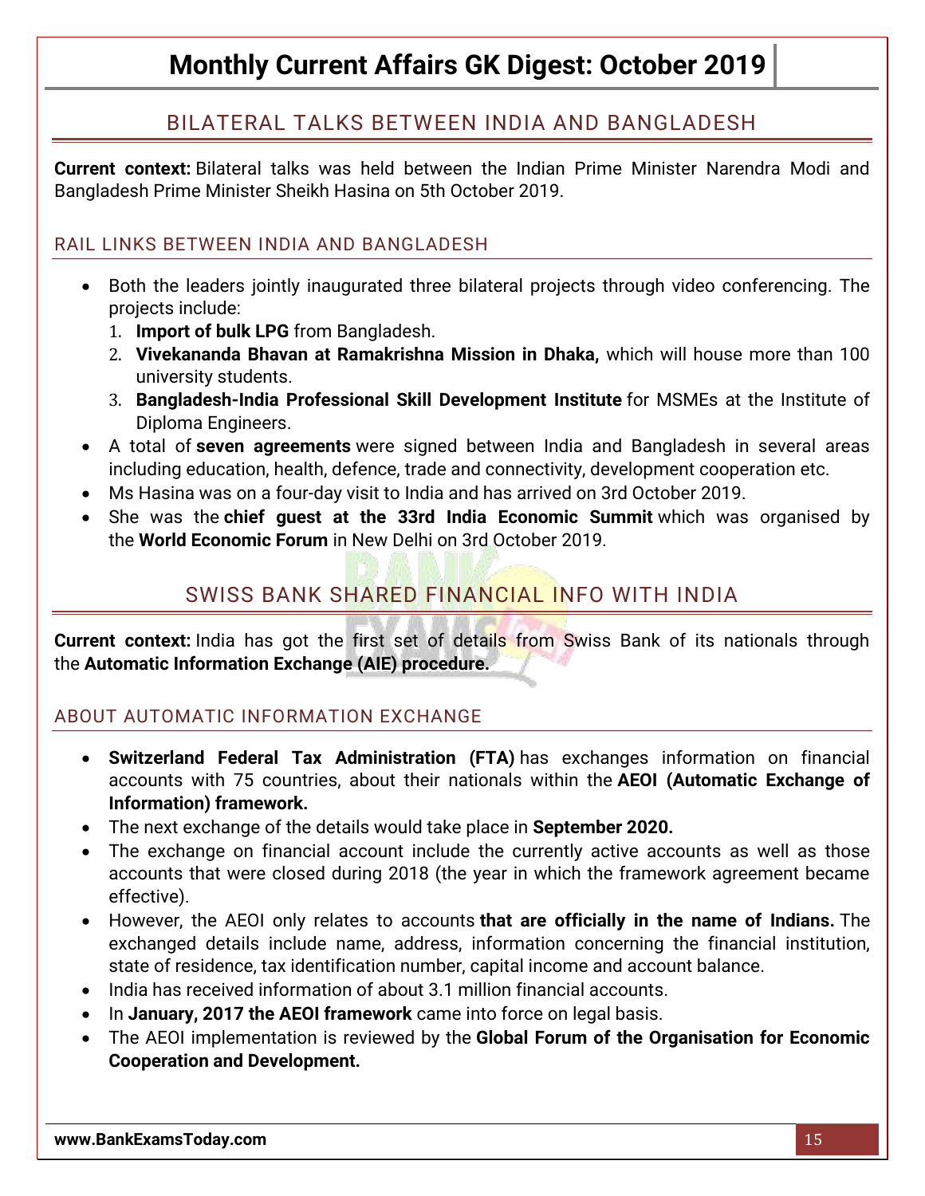## BILATERAL TALKS BETWEEN INDIA AND BANGLADESH

**Current context:** Bilateral talks was held between the Indian Prime Minister Narendra Modi and Bangladesh Prime Minister Sheikh Hasina on 5th October 2019.

### RAIL LINKS BETWEEN INDIA AND BANGLADESH

- Both the leaders jointly inaugurated three bilateral projects through video conferencing. The projects include:
  1. **Import of bulk LPG** from Bangladesh.
  2. **Vivekananda Bhavan at Ramakrishna Mission in Dhaka,** which will house more than 100 university students.
  3. **Bangladesh-India Professional Skill Development Institute** for MSMEs at the Institute of Diploma Engineers.
- A total of **seven agreements** were signed between India and Bangladesh in several areas including education, health, defence, trade and connectivity, development cooperation etc.
- Ms Hasina was on a four-day visit to India and has arrived on 3rd October 2019.
- She was the **chief guest at the 33rd India Economic Summit** which was organised by the **World Economic Forum** in New Delhi on 3rd October 2019.

## SWISS BANK SHARED FINANCIAL INFO WITH INDIA

**Current context:** India has got the first set of details from Swiss Bank of its nationals through the **Automatic Information Exchange (AIE) procedure.**

### ABOUT AUTOMATIC INFORMATION EXCHANGE

- **Switzerland Federal Tax Administration (FTA)** has exchanges information on financial accounts with 75 countries, about their nationals within the **AEOI (Automatic Exchange of Information) framework.**
- The next exchange of the details would take place in **September 2020.**
- The exchange on financial account include the currently active accounts as well as those accounts that were closed during 2018 (the year in which the framework agreement became effective).
- However, the AEOI only relates to accounts **that are officially in the name of Indians.** The exchanged details include name, address, information concerning the financial institution, state of residence, tax identification number, capital income and account balance.
- India has received information of about 3.1 million financial accounts.
- In **January, 2017 the AEOI framework** came into force on legal basis.
- The AEOI implementation is reviewed by the **Global Forum of the Organisation for Economic Cooperation and Development.**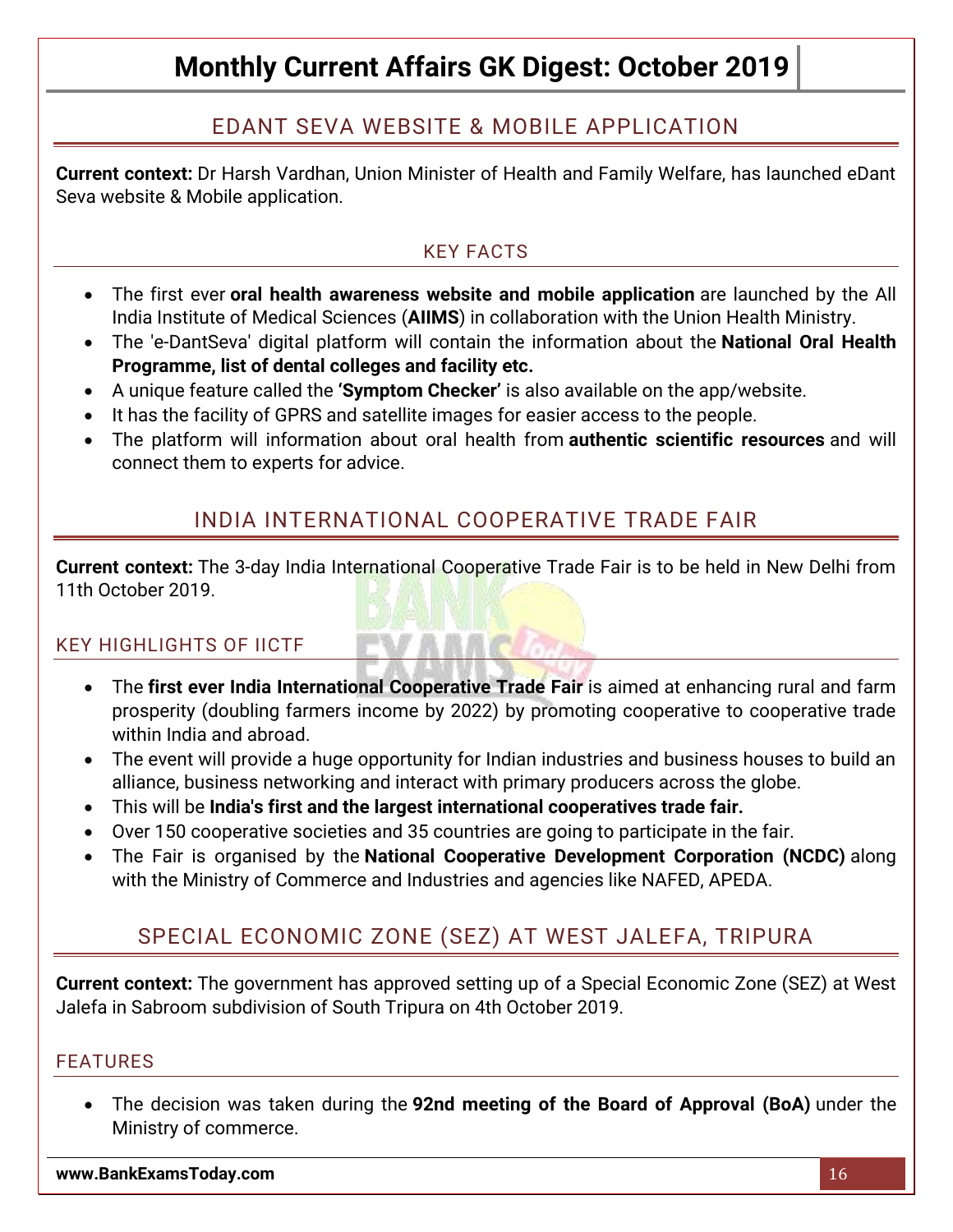## EDANT SEVA WEBSITE & MOBILE APPLICATION

**Current context:** Dr Harsh Vardhan, Union Minister of Health and Family Welfare, has launched eDant Seva website & Mobile application.

### KEY FACTS

- The first ever **oral health awareness website and mobile application** are launched by the All India Institute of Medical Sciences (**AIIMS**) in collaboration with the Union Health Ministry.
- The 'e-DantSeva' digital platform will contain the information about the **National Oral Health Programme, list of dental colleges and facility etc.**
- A unique feature called the **'Symptom Checker'** is also available on the app/website.
- It has the facility of GPRS and satellite images for easier access to the people.
- The platform will information about oral health from **authentic scientific resources** and will connect them to experts for advice.

## INDIA INTERNATIONAL COOPERATIVE TRADE FAIR

**Current context:** The 3-day India International Cooperative Trade Fair is to be held in New Delhi from 11th October 2019.

### KEY HIGHLIGHTS OF IICTF

- The **first ever India International Cooperative Trade Fair** is aimed at enhancing rural and farm prosperity (doubling farmers income by 2022) by promoting cooperative to cooperative trade within India and abroad.
- The event will provide a huge opportunity for Indian industries and business houses to build an alliance, business networking and interact with primary producers across the globe.
- This will be **India's first and the largest international cooperatives trade fair.**
- Over 150 cooperative societies and 35 countries are going to participate in the fair.
- The Fair is organised by the **National Cooperative Development Corporation (NCDC)** along with the Ministry of Commerce and Industries and agencies like NAFED, APEDA.

## SPECIAL ECONOMIC ZONE (SEZ) AT WEST JALEFA, TRIPURA

**Current context:** The government has approved setting up of a Special Economic Zone (SEZ) at West Jalefa in Sabroom subdivision of South Tripura on 4th October 2019.

### FEATURES

- The decision was taken during the **92nd meeting of the Board of Approval (BoA)** under the Ministry of commerce.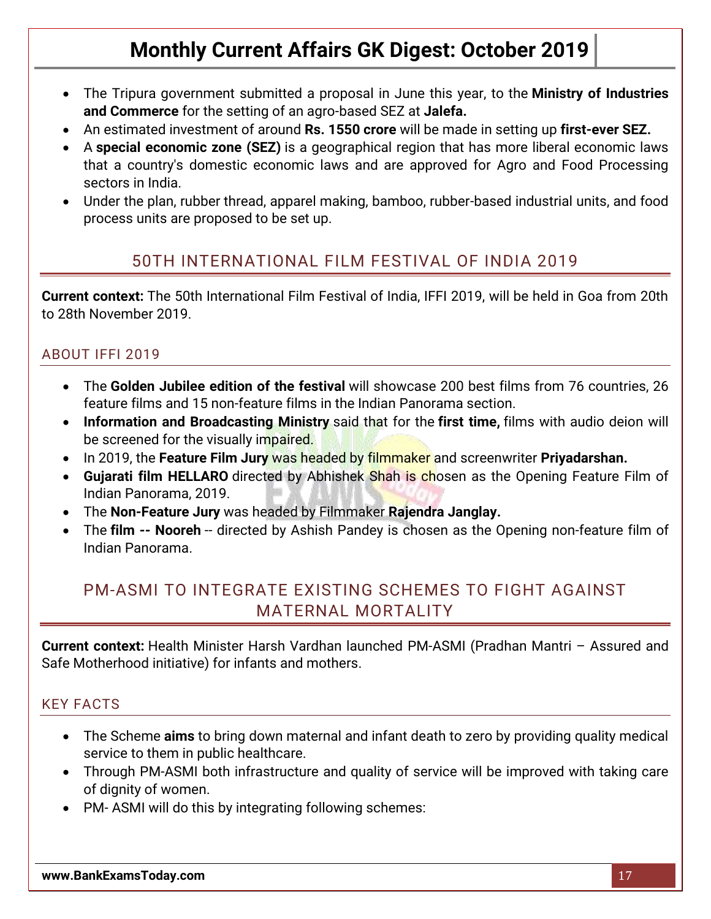- The Tripura government submitted a proposal in June this year, to the **Ministry of Industries and Commerce** for the setting of an agro-based SEZ at **Jalefa.**
- An estimated investment of around **Rs. 1550 crore** will be made in setting up **first-ever SEZ.**
- A **special economic zone (SEZ)** is a geographical region that has more liberal economic laws that a country's domestic economic laws and are approved for Agro and Food Processing sectors in India.
- Under the plan, rubber thread, apparel making, bamboo, rubber-based industrial units, and food process units are proposed to be set up.

## 50TH INTERNATIONAL FILM FESTIVAL OF INDIA 2019

**Current context:** The 50th International Film Festival of India, IFFI 2019, will be held in Goa from 20th to 28th November 2019.

### ABOUT IFFI 2019

- The **Golden Jubilee edition of the festival** will showcase 200 best films from 76 countries, 26 feature films and 15 non-feature films in the Indian Panorama section.
- **Information and Broadcasting Ministry** said that for the **first time,** films with audio deion will be screened for the visually impaired.
- In 2019, the **Feature Film Jury** was headed by filmmaker and screenwriter **Priyadarshan.**
- **Gujarati film HELLARO** directed by Abhishek Shah is chosen as the Opening Feature Film of Indian Panorama, 2019.
- The **Non-Feature Jury** was headed by Filmmaker **Rajendra Janglay.**
- The **film -- Nooreh** -- directed by Ashish Pandey is chosen as the Opening non-feature film of Indian Panorama.

## PM-ASMI TO INTEGRATE EXISTING SCHEMES TO FIGHT AGAINST MATERNAL MORTALITY

**Current context:** Health Minister Harsh Vardhan launched PM-ASMI (Pradhan Mantri – Assured and Safe Motherhood initiative) for infants and mothers.

### KEY FACTS

- The Scheme **aims** to bring down maternal and infant death to zero by providing quality medical service to them in public healthcare.
- Through PM-ASMI both infrastructure and quality of service will be improved with taking care of dignity of women.
- PM- ASMI will do this by integrating following schemes: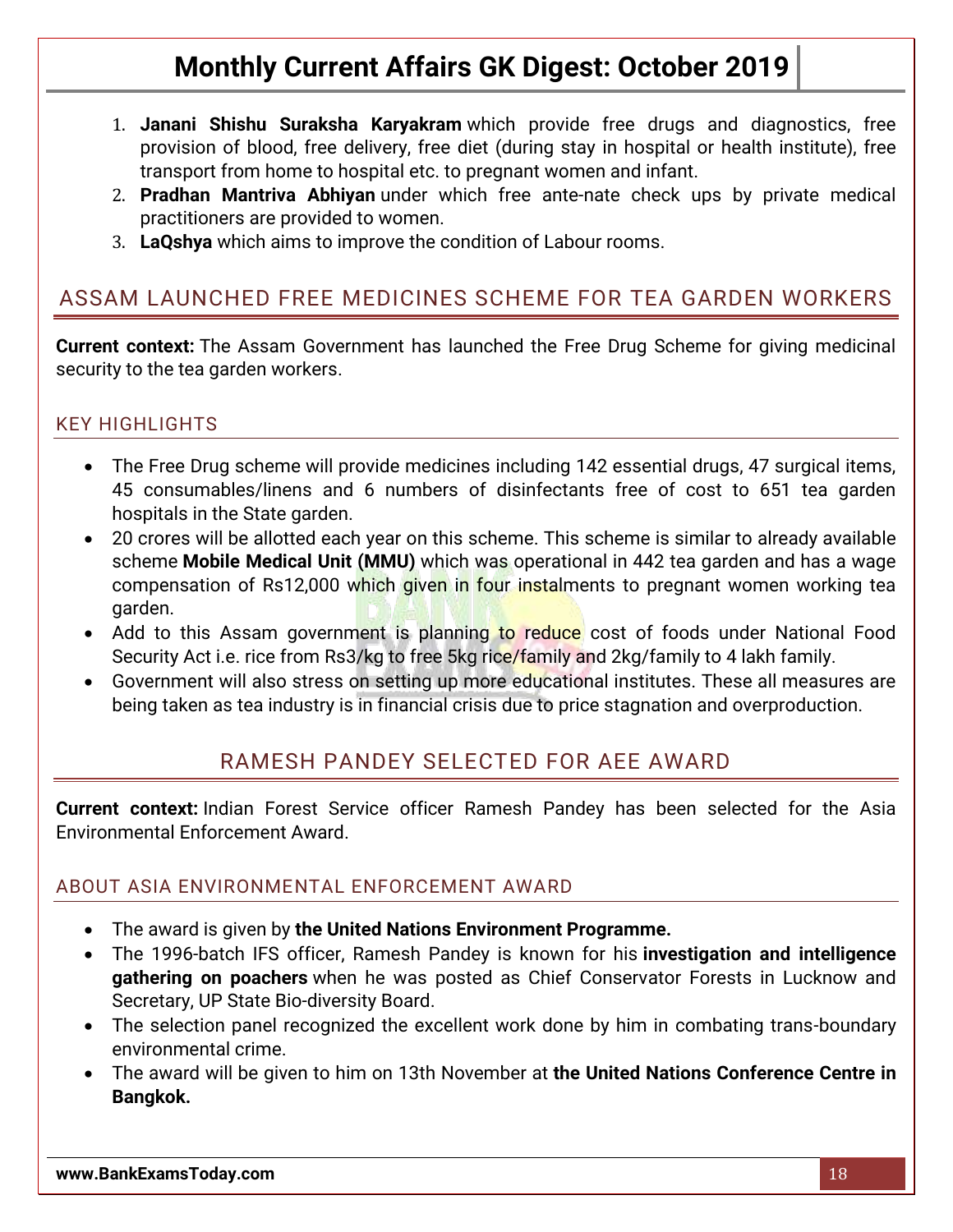1. **Janani Shishu Suraksha Karyakram** which provide free drugs and diagnostics, free provision of blood, free delivery, free diet (during stay in hospital or health institute), free transport from home to hospital etc. to pregnant women and infant.
2. **Pradhan Mantriva Abhiyan** under which free ante-nate check ups by private medical practitioners are provided to women.
3. **LaQshya** which aims to improve the condition of Labour rooms.

## ASSAM LAUNCHED FREE MEDICINES SCHEME FOR TEA GARDEN WORKERS

**Current context:** The Assam Government has launched the Free Drug Scheme for giving medicinal security to the tea garden workers.

### KEY HIGHLIGHTS

- The Free Drug scheme will provide medicines including 142 essential drugs, 47 surgical items, 45 consumables/linens and 6 numbers of disinfectants free of cost to 651 tea garden hospitals in the State garden.
- 20 crores will be allotted each year on this scheme. This scheme is similar to already available scheme **Mobile Medical Unit (MMU)** which was operational in 442 tea garden and has a wage compensation of Rs12,000 which given in four instalments to pregnant women working tea garden.
- Add to this Assam government is planning to reduce cost of foods under National Food Security Act i.e. rice from Rs3/kg to free 5kg rice/family and 2kg/family to 4 lakh family.
- Government will also stress on setting up more educational institutes. These all measures are being taken as tea industry is in financial crisis due to price stagnation and overproduction.

## RAMESH PANDEY SELECTED FOR AEE AWARD

**Current context:** Indian Forest Service officer Ramesh Pandey has been selected for the Asia Environmental Enforcement Award.

### ABOUT ASIA ENVIRONMENTAL ENFORCEMENT AWARD

- The award is given by **the United Nations Environment Programme.**
- The 1996-batch IFS officer, Ramesh Pandey is known for his **investigation and intelligence gathering on poachers** when he was posted as Chief Conservator Forests in Lucknow and Secretary, UP State Bio-diversity Board.
- The selection panel recognized the excellent work done by him in combating trans-boundary environmental crime.
- The award will be given to him on 13th November at **the United Nations Conference Centre in Bangkok.**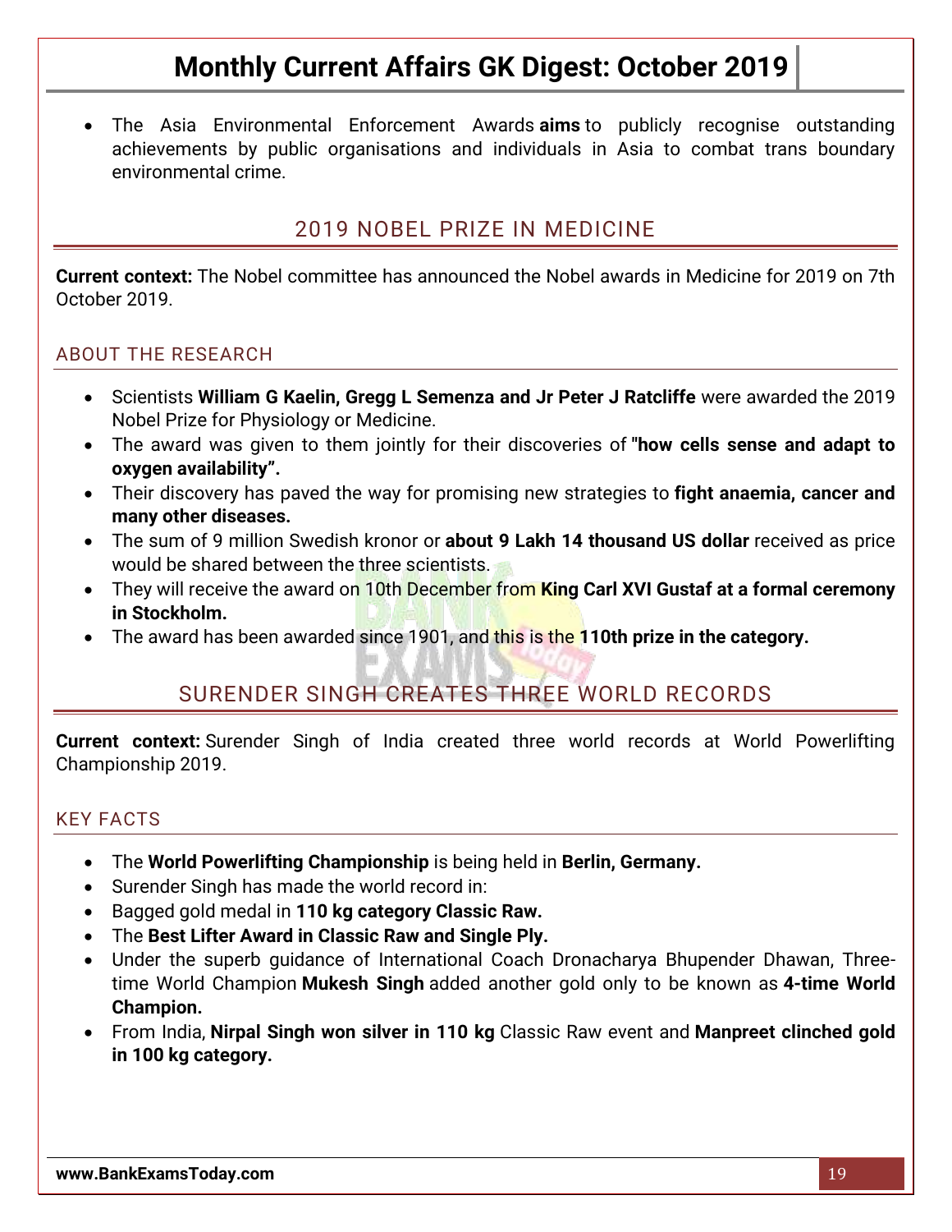- The Asia Environmental Enforcement Awards **aims** to publicly recognise outstanding achievements by public organisations and individuals in Asia to combat trans boundary environmental crime.

## 2019 NOBEL PRIZE IN MEDICINE

**Current context:** The Nobel committee has announced the Nobel awards in Medicine for 2019 on 7th October 2019.

### ABOUT THE RESEARCH

- Scientists **William G Kaelin, Gregg L Semenza and Jr Peter J Ratcliffe** were awarded the 2019 Nobel Prize for Physiology or Medicine.
- The award was given to them jointly for their discoveries of **"how cells sense and adapt to oxygen availability".**
- Their discovery has paved the way for promising new strategies to **fight anaemia, cancer and many other diseases.**
- The sum of 9 million Swedish kronor or **about 9 Lakh 14 thousand US dollar** received as price would be shared between the three scientists.
- They will receive the award on 10th December from **King Carl XVI Gustaf at a formal ceremony in Stockholm.**
- The award has been awarded since 1901, and this is the **110th prize in the category.**

## SURENDER SINGH CREATES THREE WORLD RECORDS

**Current context:** Surender Singh of India created three world records at World Powerlifting Championship 2019.

### KEY FACTS

- The **World Powerlifting Championship** is being held in **Berlin, Germany.**
- Surender Singh has made the world record in:
- Bagged gold medal in **110 kg category Classic Raw.**
- The **Best Lifter Award in Classic Raw and Single Ply.**
- Under the superb guidance of International Coach Dronacharya Bhupender Dhawan, Three-time World Champion **Mukesh Singh** added another gold only to be known as **4-time World Champion.**
- From India, **Nirpal Singh won silver in 110 kg** Classic Raw event and **Manpreet clinched gold in 100 kg category.**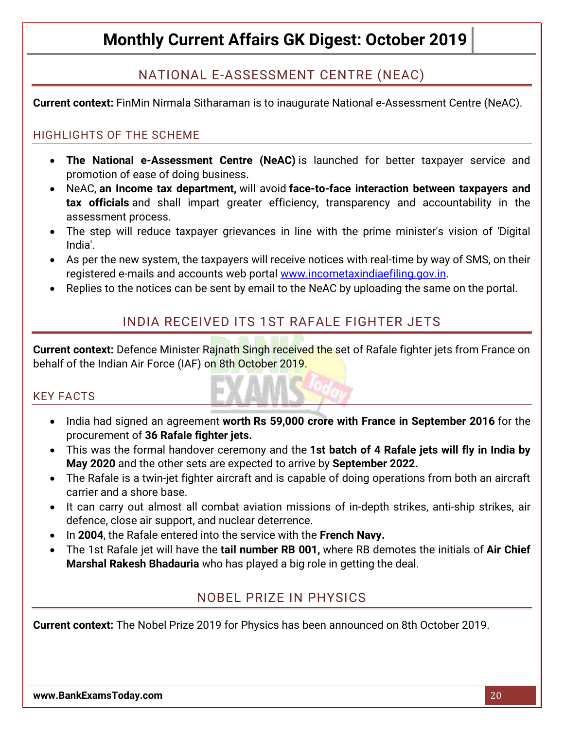## NATIONAL E-ASSESSMENT CENTRE (NEAC)

**Current context:** FinMin Nirmala Sitharaman is to inaugurate National e-Assessment Centre (NeAC).

### HIGHLIGHTS OF THE SCHEME

- **The National e-Assessment Centre (NeAC)** is launched for better taxpayer service and promotion of ease of doing business.
- NeAC, **an Income tax department,** will avoid **face-to-face interaction between taxpayers and tax officials** and shall impart greater efficiency, transparency and accountability in the assessment process.
- The step will reduce taxpayer grievances in line with the prime minister's vision of 'Digital India'.
- As per the new system, the taxpayers will receive notices with real-time by way of SMS, on their registered e-mails and accounts web portal www.incometaxindiaefiling.gov.in.
- Replies to the notices can be sent by email to the NeAC by uploading the same on the portal.

## INDIA RECEIVED ITS 1ST RAFALE FIGHTER JETS

**Current context:** Defence Minister Rajnath Singh received the set of Rafale fighter jets from France on behalf of the Indian Air Force (IAF) on 8th October 2019.

### KEY FACTS

- India had signed an agreement **worth Rs 59,000 crore with France in September 2016** for the procurement of **36 Rafale fighter jets.**
- This was the formal handover ceremony and the **1st batch of 4 Rafale jets will fly in India by May 2020** and the other sets are expected to arrive by **September 2022.**
- The Rafale is a twin-jet fighter aircraft and is capable of doing operations from both an aircraft carrier and a shore base.
- It can carry out almost all combat aviation missions of in-depth strikes, anti-ship strikes, air defence, close air support, and nuclear deterrence.
- In **2004**, the Rafale entered into the service with the **French Navy.**
- The 1st Rafale jet will have the **tail number RB 001,** where RB demotes the initials of **Air Chief Marshal Rakesh Bhadauria** who has played a big role in getting the deal.

## NOBEL PRIZE IN PHYSICS

**Current context:** The Nobel Prize 2019 for Physics has been announced on 8th October 2019.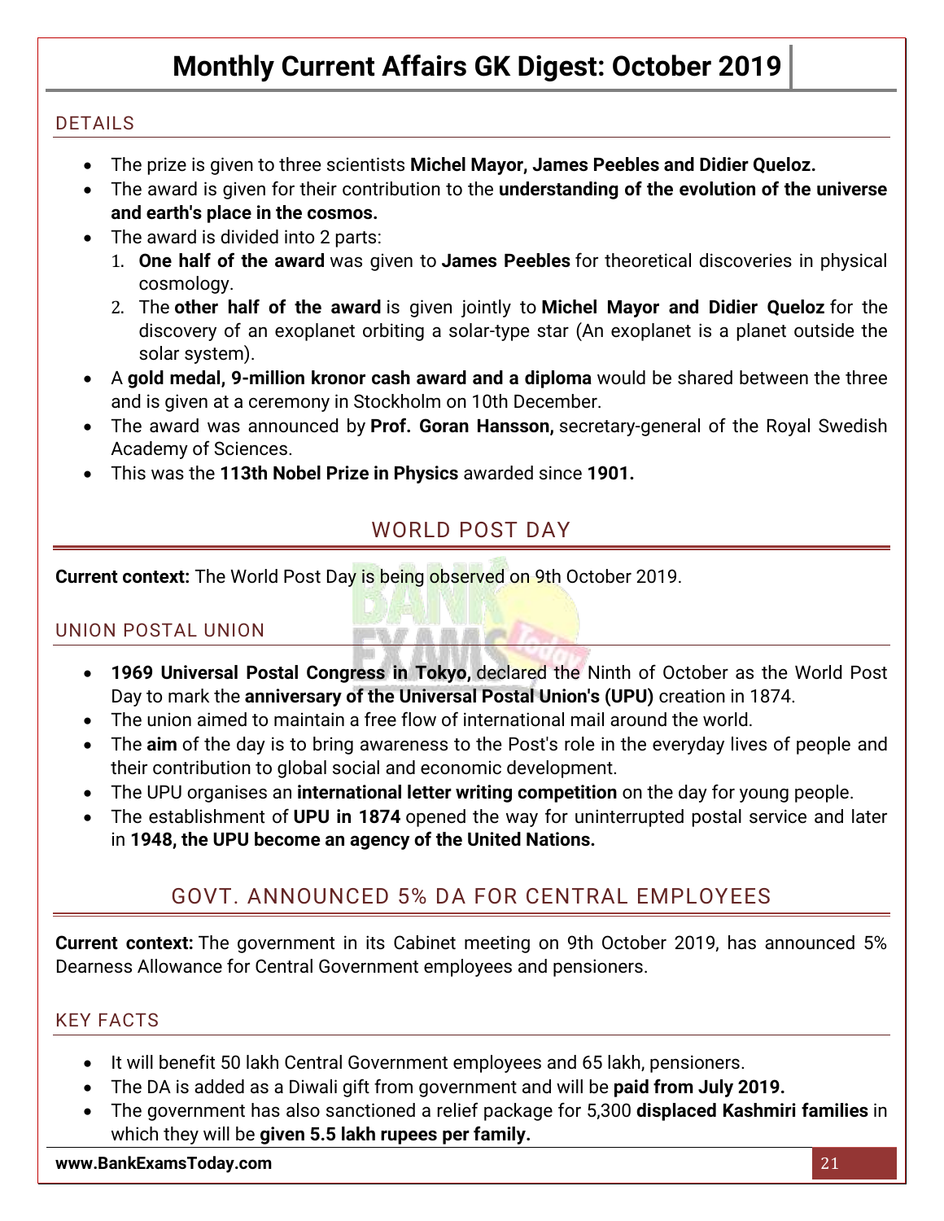### DETAILS

- The prize is given to three scientists **Michel Mayor, James Peebles and Didier Queloz.**
- The award is given for their contribution to the **understanding of the evolution of the universe and earth's place in the cosmos.**
- The award is divided into 2 parts:
  1. **One half of the award** was given to **James Peebles** for theoretical discoveries in physical cosmology.
  2. The **other half of the award** is given jointly to **Michel Mayor and Didier Queloz** for the discovery of an exoplanet orbiting a solar-type star (An exoplanet is a planet outside the solar system).
- A **gold medal, 9-million kronor cash award and a diploma** would be shared between the three and is given at a ceremony in Stockholm on 10th December.
- The award was announced by **Prof. Goran Hansson,** secretary-general of the Royal Swedish Academy of Sciences.
- This was the **113th Nobel Prize in Physics** awarded since **1901.**

## WORLD POST DAY

**Current context:** The World Post Day is being observed on 9th October 2019.

### UNION POSTAL UNION

- **1969 Universal Postal Congress in Tokyo,** declared the Ninth of October as the World Post Day to mark the **anniversary of the Universal Postal Union's (UPU)** creation in 1874.
- The union aimed to maintain a free flow of international mail around the world.
- The **aim** of the day is to bring awareness to the Post's role in the everyday lives of people and their contribution to global social and economic development.
- The UPU organises an **international letter writing competition** on the day for young people.
- The establishment of **UPU in 1874** opened the way for uninterrupted postal service and later in **1948, the UPU become an agency of the United Nations.**

## GOVT. ANNOUNCED 5% DA FOR CENTRAL EMPLOYEES

**Current context:** The government in its Cabinet meeting on 9th October 2019, has announced 5% Dearness Allowance for Central Government employees and pensioners.

### KEY FACTS

- It will benefit 50 lakh Central Government employees and 65 lakh, pensioners.
- The DA is added as a Diwali gift from government and will be **paid from July 2019.**
- The government has also sanctioned a relief package for 5,300 **displaced Kashmiri families** in which they will be **given 5.5 lakh rupees per family.**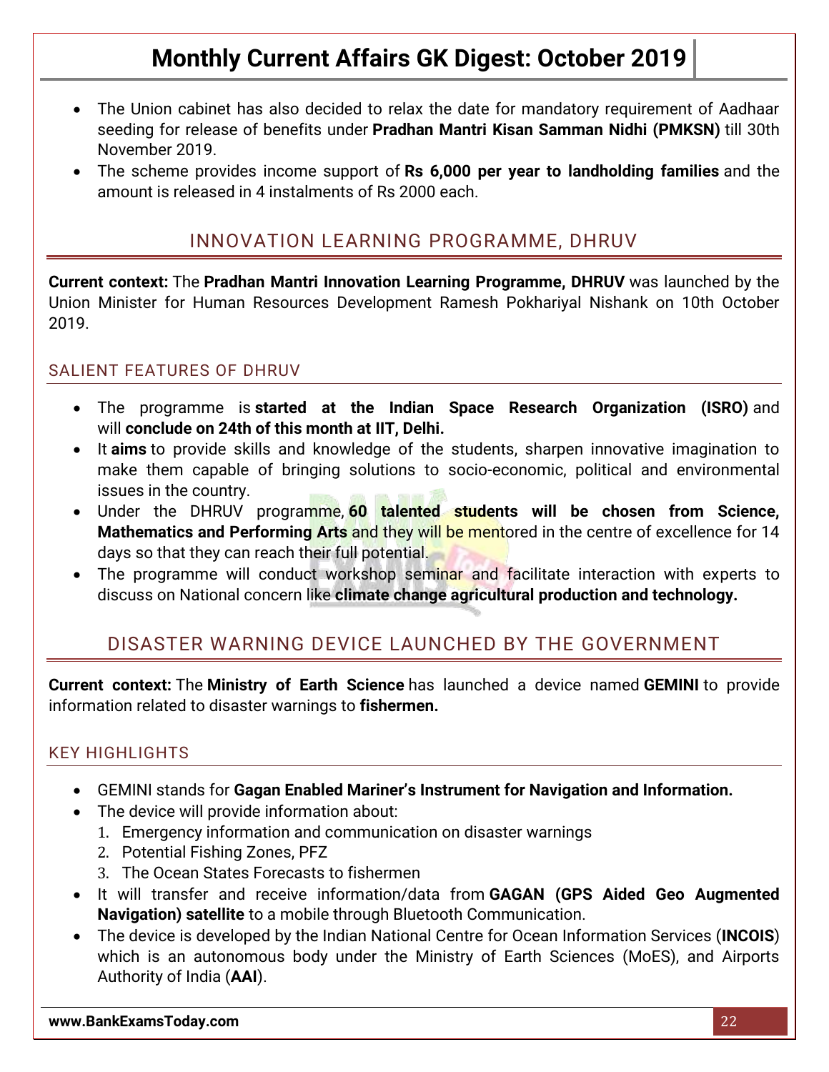- The Union cabinet has also decided to relax the date for mandatory requirement of Aadhaar seeding for release of benefits under **Pradhan Mantri Kisan Samman Nidhi (PMKSN)** till 30th November 2019.
- The scheme provides income support of **Rs 6,000 per year to landholding families** and the amount is released in 4 instalments of Rs 2000 each.

## INNOVATION LEARNING PROGRAMME, DHRUV

**Current context:** The **Pradhan Mantri Innovation Learning Programme, DHRUV** was launched by the Union Minister for Human Resources Development Ramesh Pokhariyal Nishank on 10th October 2019.

### SALIENT FEATURES OF DHRUV

- The programme is **started at the Indian Space Research Organization (ISRO)** and will **conclude on 24th of this month at IIT, Delhi.**
- It **aims** to provide skills and knowledge of the students, sharpen innovative imagination to make them capable of bringing solutions to socio-economic, political and environmental issues in the country.
- Under the DHRUV programme, **60 talented students will be chosen from Science, Mathematics and Performing Arts** and they will be mentored in the centre of excellence for 14 days so that they can reach their full potential.
- The programme will conduct workshop seminar and facilitate interaction with experts to discuss on National concern like **climate change agricultural production and technology.**

## DISASTER WARNING DEVICE LAUNCHED BY THE GOVERNMENT

**Current context:** The **Ministry of Earth Science** has launched a device named **GEMINI** to provide information related to disaster warnings to **fishermen.**

### KEY HIGHLIGHTS

- GEMINI stands for **Gagan Enabled Mariner's Instrument for Navigation and Information.**
- The device will provide information about:
  1. Emergency information and communication on disaster warnings
  2. Potential Fishing Zones, PFZ
  3. The Ocean States Forecasts to fishermen
- It will transfer and receive information/data from **GAGAN (GPS Aided Geo Augmented Navigation) satellite** to a mobile through Bluetooth Communication.
- The device is developed by the Indian National Centre for Ocean Information Services (**INCOIS**) which is an autonomous body under the Ministry of Earth Sciences (MoES), and Airports Authority of India (**AAI**).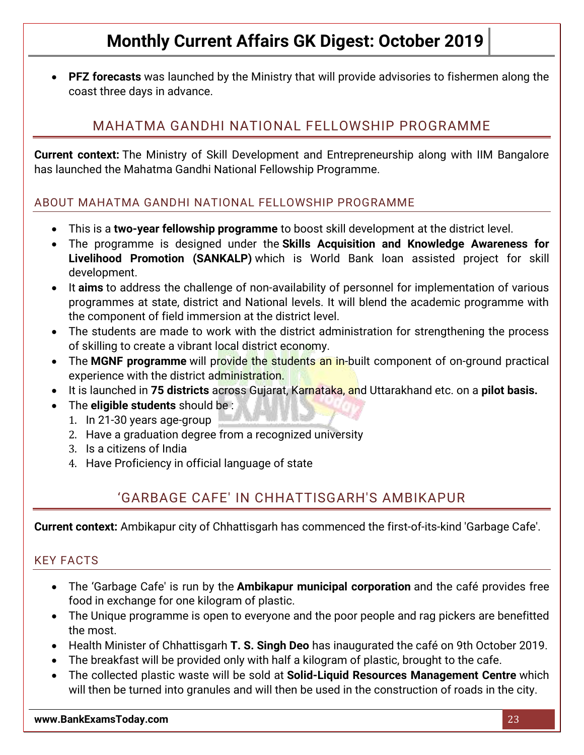- **PFZ forecasts** was launched by the Ministry that will provide advisories to fishermen along the coast three days in advance.

## MAHATMA GANDHI NATIONAL FELLOWSHIP PROGRAMME

**Current context:** The Ministry of Skill Development and Entrepreneurship along with IIM Bangalore has launched the Mahatma Gandhi National Fellowship Programme.

### ABOUT MAHATMA GANDHI NATIONAL FELLOWSHIP PROGRAMME

- This is a **two-year fellowship programme** to boost skill development at the district level.
- The programme is designed under the **Skills Acquisition and Knowledge Awareness for Livelihood Promotion (SANKALP)** which is World Bank loan assisted project for skill development.
- It **aims** to address the challenge of non-availability of personnel for implementation of various programmes at state, district and National levels. It will blend the academic programme with the component of field immersion at the district level.
- The students are made to work with the district administration for strengthening the process of skilling to create a vibrant local district economy.
- The **MGNF programme** will provide the students an in-built component of on-ground practical experience with the district administration.
- It is launched in **75 districts** across Gujarat, Karnataka, and Uttarakhand etc. on a **pilot basis.**
- The **eligible students** should be :
  1. In 21-30 years age-group
  2. Have a graduation degree from a recognized university
  3. Is a citizens of India
  4. Have Proficiency in official language of state

## 'GARBAGE CAFE' IN CHHATTISGARH'S AMBIKAPUR

**Current context:** Ambikapur city of Chhattisgarh has commenced the first-of-its-kind 'Garbage Cafe'.

### KEY FACTS

- The 'Garbage Cafe' is run by the **Ambikapur municipal corporation** and the café provides free food in exchange for one kilogram of plastic.
- The Unique programme is open to everyone and the poor people and rag pickers are benefitted the most.
- Health Minister of Chhattisgarh **T. S. Singh Deo** has inaugurated the café on 9th October 2019.
- The breakfast will be provided only with half a kilogram of plastic, brought to the cafe.
- The collected plastic waste will be sold at **Solid-Liquid Resources Management Centre** which will then be turned into granules and will then be used in the construction of roads in the city.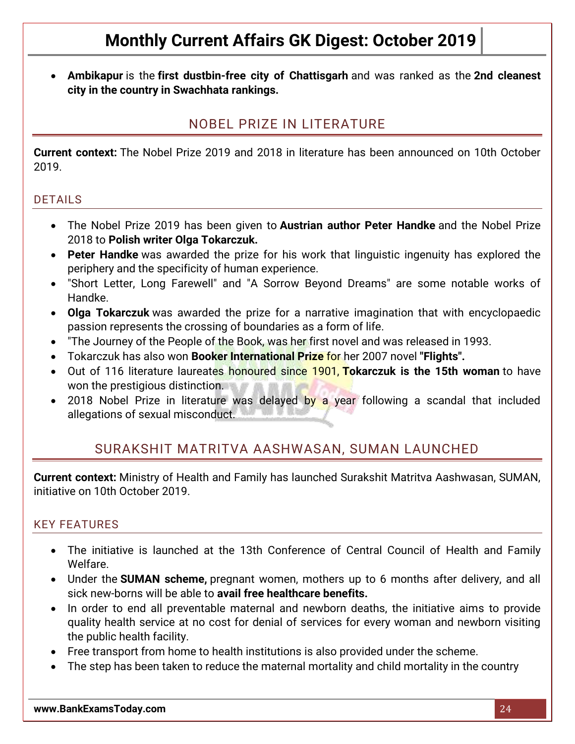- **Ambikapur** is the **first dustbin-free city of Chattisgarh** and was ranked as the **2nd cleanest city in the country in Swachhata rankings.**

## NOBEL PRIZE IN LITERATURE

**Current context:** The Nobel Prize 2019 and 2018 in literature has been announced on 10th October 2019.

### DETAILS

- The Nobel Prize 2019 has been given to **Austrian author Peter Handke** and the Nobel Prize 2018 to **Polish writer Olga Tokarczuk.**
- **Peter Handke** was awarded the prize for his work that linguistic ingenuity has explored the periphery and the specificity of human experience.
- "Short Letter, Long Farewell" and "A Sorrow Beyond Dreams" are some notable works of Handke.
- **Olga Tokarczuk** was awarded the prize for a narrative imagination that with encyclopaedic passion represents the crossing of boundaries as a form of life.
- "The Journey of the People of the Book, was her first novel and was released in 1993.
- Tokarczuk has also won **Booker International Prize** for her 2007 novel **"Flights".**
- Out of 116 literature laureates honoured since 1901, **Tokarczuk is the 15th woman** to have won the prestigious distinction.
- 2018 Nobel Prize in literature was delayed by a year following a scandal that included allegations of sexual misconduct.

## SURAKSHIT MATRITVA AASHWASAN, SUMAN LAUNCHED

**Current context:** Ministry of Health and Family has launched Surakshit Matritva Aashwasan, SUMAN, initiative on 10th October 2019.

### KEY FEATURES

- The initiative is launched at the 13th Conference of Central Council of Health and Family Welfare.
- Under the **SUMAN scheme,** pregnant women, mothers up to 6 months after delivery, and all sick new-borns will be able to **avail free healthcare benefits.**
- In order to end all preventable maternal and newborn deaths, the initiative aims to provide quality health service at no cost for denial of services for every woman and newborn visiting the public health facility.
- Free transport from home to health institutions is also provided under the scheme.
- The step has been taken to reduce the maternal mortality and child mortality in the country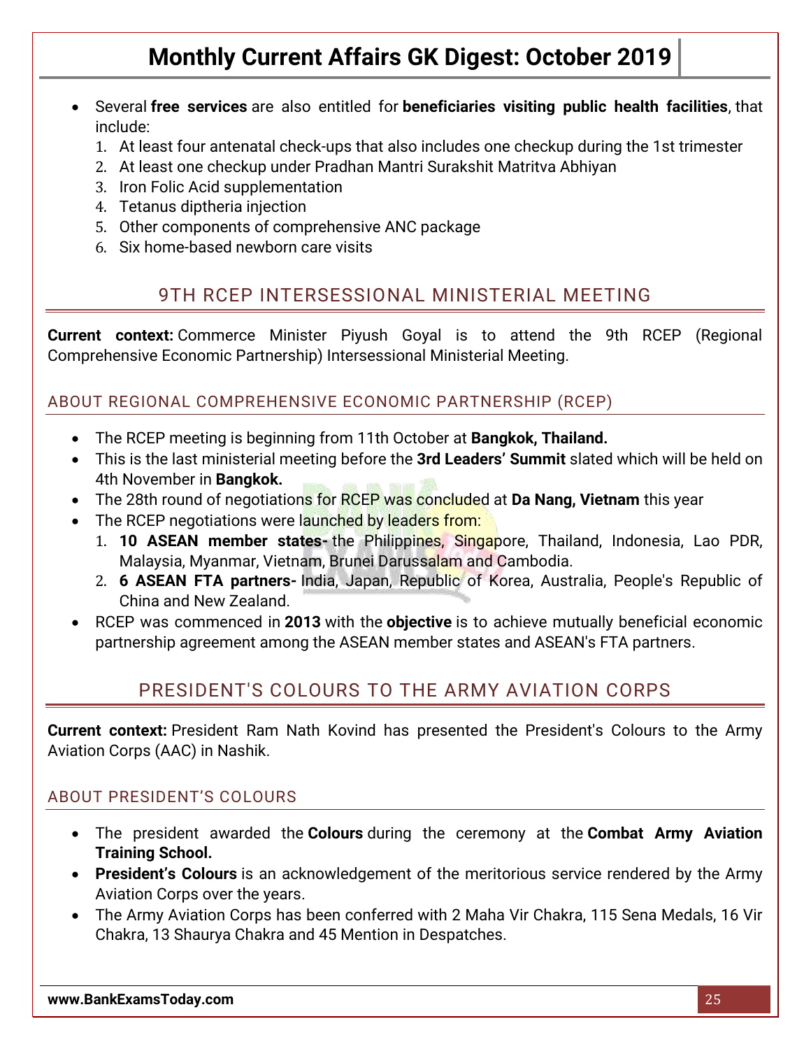- Several **free services** are also entitled for **beneficiaries visiting public health facilities**, that include:
  1. At least four antenatal check-ups that also includes one checkup during the 1st trimester
  2. At least one checkup under Pradhan Mantri Surakshit Matritva Abhiyan
  3. Iron Folic Acid supplementation
  4. Tetanus diptheria injection
  5. Other components of comprehensive ANC package
  6. Six home-based newborn care visits

## 9TH RCEP INTERSESSIONAL MINISTERIAL MEETING

**Current context:** Commerce Minister Piyush Goyal is to attend the 9th RCEP (Regional Comprehensive Economic Partnership) Intersessional Ministerial Meeting.

### ABOUT REGIONAL COMPREHENSIVE ECONOMIC PARTNERSHIP (RCEP)

- The RCEP meeting is beginning from 11th October at **Bangkok, Thailand.**
- This is the last ministerial meeting before the **3rd Leaders' Summit** slated which will be held on 4th November in **Bangkok.**
- The 28th round of negotiations for RCEP was concluded at **Da Nang, Vietnam** this year
- The RCEP negotiations were launched by leaders from:
  1. **10 ASEAN member states-** the Philippines, Singapore, Thailand, Indonesia, Lao PDR, Malaysia, Myanmar, Vietnam, Brunei Darussalam and Cambodia.
  2. **6 ASEAN FTA partners-** India, Japan, Republic of Korea, Australia, People's Republic of China and New Zealand.
- RCEP was commenced in **2013** with the **objective** is to achieve mutually beneficial economic partnership agreement among the ASEAN member states and ASEAN's FTA partners.

## PRESIDENT'S COLOURS TO THE ARMY AVIATION CORPS

**Current context:** President Ram Nath Kovind has presented the President's Colours to the Army Aviation Corps (AAC) in Nashik.

### ABOUT PRESIDENT'S COLOURS

- The president awarded the **Colours** during the ceremony at the **Combat Army Aviation Training School.**
- **President's Colours** is an acknowledgement of the meritorious service rendered by the Army Aviation Corps over the years.
- The Army Aviation Corps has been conferred with 2 Maha Vir Chakra, 115 Sena Medals, 16 Vir Chakra, 13 Shaurya Chakra and 45 Mention in Despatches.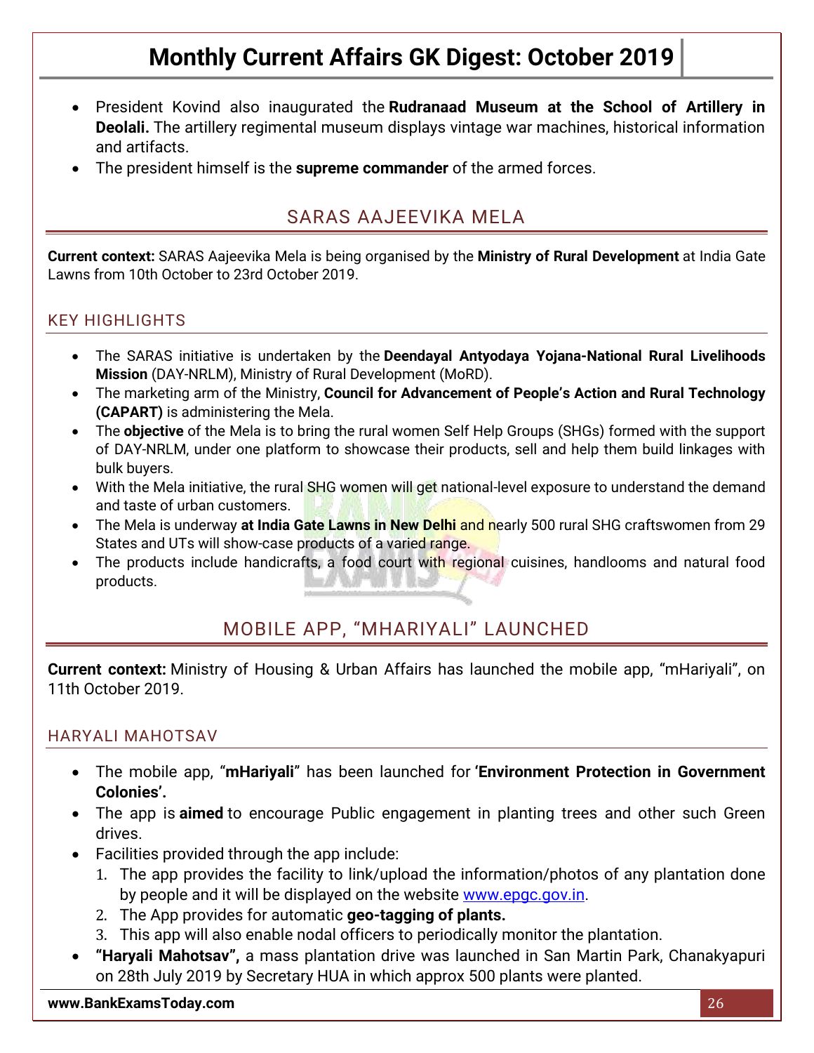- President Kovind also inaugurated the **Rudranaad Museum at the School of Artillery in Deolali.** The artillery regimental museum displays vintage war machines, historical information and artifacts.
- The president himself is the **supreme commander** of the armed forces.

## SARAS AAJEEVIKA MELA

**Current context:** SARAS Aajeevika Mela is being organised by the **Ministry of Rural Development** at India Gate Lawns from 10th October to 23rd October 2019.

### KEY HIGHLIGHTS

- The SARAS initiative is undertaken by the **Deendayal Antyodaya Yojana-National Rural Livelihoods Mission** (DAY-NRLM), Ministry of Rural Development (MoRD).
- The marketing arm of the Ministry, **Council for Advancement of People's Action and Rural Technology (CAPART)** is administering the Mela.
- The **objective** of the Mela is to bring the rural women Self Help Groups (SHGs) formed with the support of DAY-NRLM, under one platform to showcase their products, sell and help them build linkages with bulk buyers.
- With the Mela initiative, the rural SHG women will get national-level exposure to understand the demand and taste of urban customers.
- The Mela is underway **at India Gate Lawns in New Delhi** and nearly 500 rural SHG craftswomen from 29 States and UTs will show-case products of a varied range.
- The products include handicrafts, a food court with regional cuisines, handlooms and natural food products.

## MOBILE APP, "MHARIYALI" LAUNCHED

**Current context:** Ministry of Housing & Urban Affairs has launched the mobile app, "mHariyali", on 11th October 2019.

### HARYALI MAHOTSAV

- The mobile app, "**mHariyali**" has been launched for **'Environment Protection in Government Colonies'.**
- The app is **aimed** to encourage Public engagement in planting trees and other such Green drives.
- Facilities provided through the app include:
  1. The app provides the facility to link/upload the information/photos of any plantation done by people and it will be displayed on the website [www.epgc.gov.in](http://www.epgc.gov.in).
  2. The App provides for automatic **geo-tagging of plants.**
  3. This app will also enable nodal officers to periodically monitor the plantation.
- **"Haryali Mahotsav",** a mass plantation drive was launched in San Martin Park, Chanakyapuri on 28th July 2019 by Secretary HUA in which approx 500 plants were planted.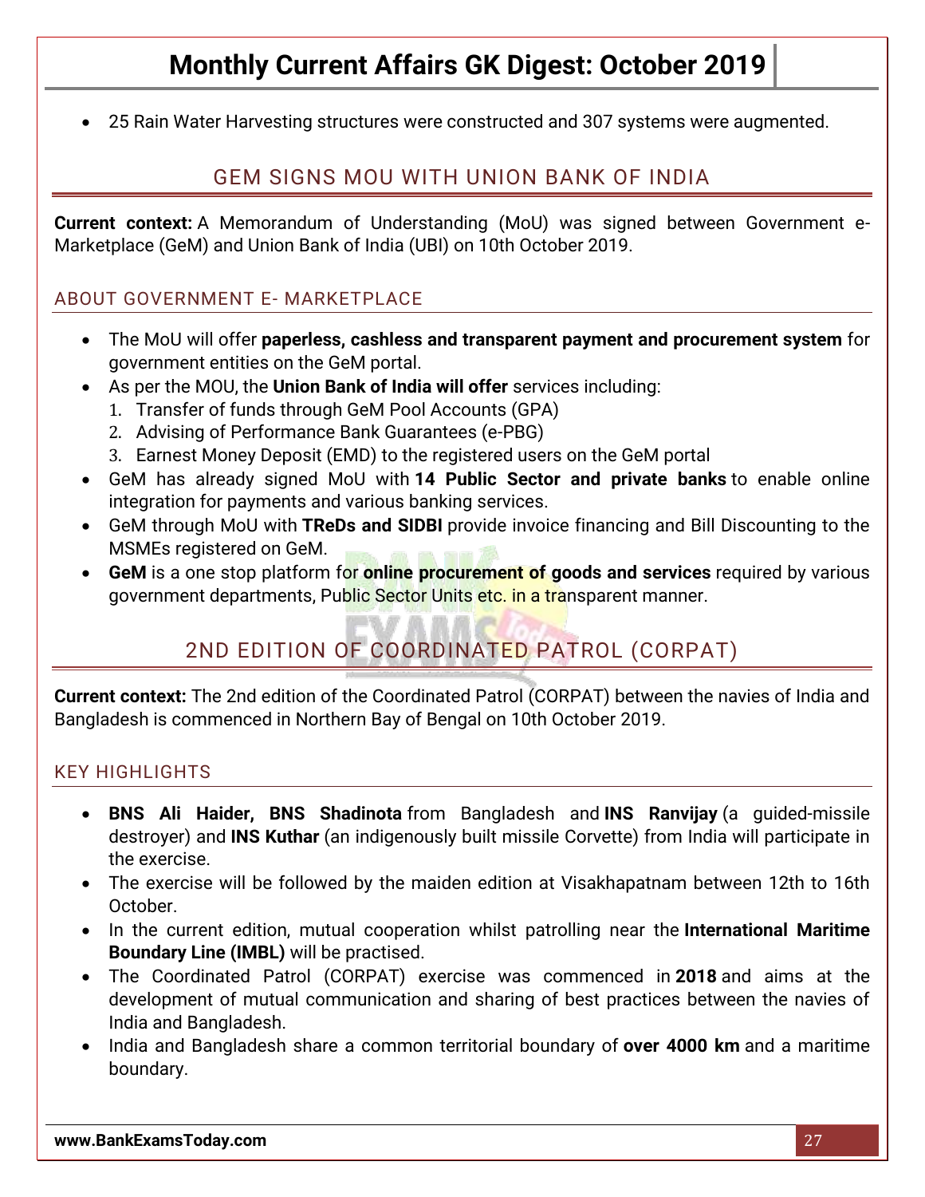- 25 Rain Water Harvesting structures were constructed and 307 systems were augmented.

## GEM SIGNS MOU WITH UNION BANK OF INDIA

**Current context:** A Memorandum of Understanding (MoU) was signed between Government e-Marketplace (GeM) and Union Bank of India (UBI) on 10th October 2019.

### ABOUT GOVERNMENT E- MARKETPLACE

- The MoU will offer **paperless, cashless and transparent payment and procurement system** for government entities on the GeM portal.
- As per the MOU, the **Union Bank of India will offer** services including:
  1. Transfer of funds through GeM Pool Accounts (GPA)
  2. Advising of Performance Bank Guarantees (e-PBG)
  3. Earnest Money Deposit (EMD) to the registered users on the GeM portal
- GeM has already signed MoU with **14 Public Sector and private banks** to enable online integration for payments and various banking services.
- GeM through MoU with **TReDs and SIDBI** provide invoice financing and Bill Discounting to the MSMEs registered on GeM.
- **GeM** is a one stop platform for **online procurement of goods and services** required by various government departments, Public Sector Units etc. in a transparent manner.

## 2ND EDITION OF COORDINATED PATROL (CORPAT)

**Current context:** The 2nd edition of the Coordinated Patrol (CORPAT) between the navies of India and Bangladesh is commenced in Northern Bay of Bengal on 10th October 2019.

### KEY HIGHLIGHTS

- **BNS Ali Haider, BNS Shadinota** from Bangladesh and **INS Ranvijay** (a guided-missile destroyer) and **INS Kuthar** (an indigenously built missile Corvette) from India will participate in the exercise.
- The exercise will be followed by the maiden edition at Visakhapatnam between 12th to 16th October.
- In the current edition, mutual cooperation whilst patrolling near the **International Maritime Boundary Line (IMBL)** will be practised.
- The Coordinated Patrol (CORPAT) exercise was commenced in **2018** and aims at the development of mutual communication and sharing of best practices between the navies of India and Bangladesh.
- India and Bangladesh share a common territorial boundary of **over 4000 km** and a maritime boundary.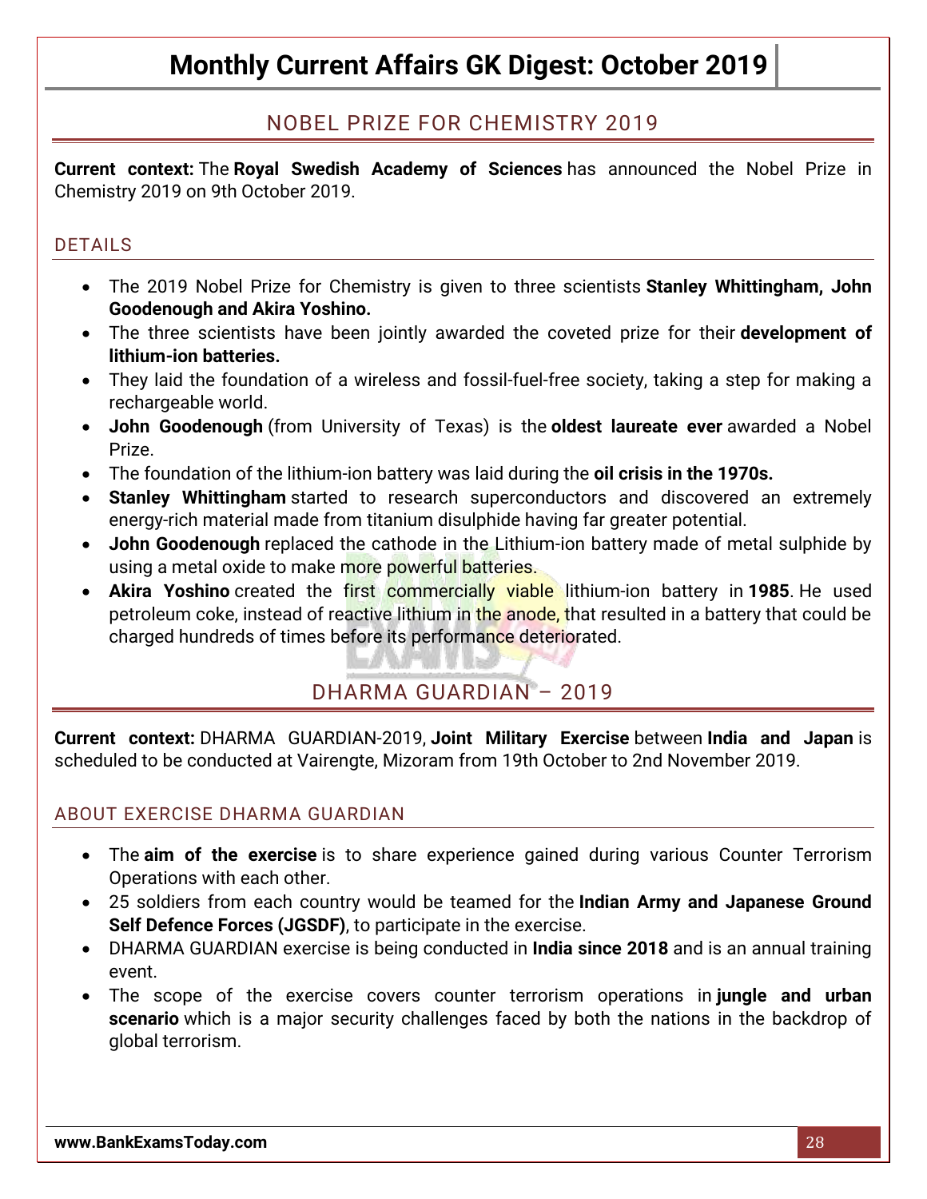## NOBEL PRIZE FOR CHEMISTRY 2019

**Current context:** The **Royal Swedish Academy of Sciences** has announced the Nobel Prize in Chemistry 2019 on 9th October 2019.

### DETAILS

- The 2019 Nobel Prize for Chemistry is given to three scientists **Stanley Whittingham, John Goodenough and Akira Yoshino.**
- The three scientists have been jointly awarded the coveted prize for their **development of lithium-ion batteries.**
- They laid the foundation of a wireless and fossil-fuel-free society, taking a step for making a rechargeable world.
- **John Goodenough** (from University of Texas) is the **oldest laureate ever** awarded a Nobel Prize.
- The foundation of the lithium-ion battery was laid during the **oil crisis in the 1970s.**
- **Stanley Whittingham** started to research superconductors and discovered an extremely energy-rich material made from titanium disulphide having far greater potential.
- **John Goodenough** replaced the cathode in the Lithium-ion battery made of metal sulphide by using a metal oxide to make more powerful batteries.
- **Akira Yoshino** created the first commercially viable lithium-ion battery in **1985**. He used petroleum coke, instead of reactive lithium in the anode, that resulted in a battery that could be charged hundreds of times before its performance deteriorated.

## DHARMA GUARDIAN – 2019

**Current context:** DHARMA GUARDIAN-2019, **Joint Military Exercise** between **India and Japan** is scheduled to be conducted at Vairengte, Mizoram from 19th October to 2nd November 2019.

### ABOUT EXERCISE DHARMA GUARDIAN

- The **aim of the exercise** is to share experience gained during various Counter Terrorism Operations with each other.
- 25 soldiers from each country would be teamed for the **Indian Army and Japanese Ground Self Defence Forces (JGSDF)**, to participate in the exercise.
- DHARMA GUARDIAN exercise is being conducted in **India since 2018** and is an annual training event.
- The scope of the exercise covers counter terrorism operations in **jungle and urban scenario** which is a major security challenges faced by both the nations in the backdrop of global terrorism.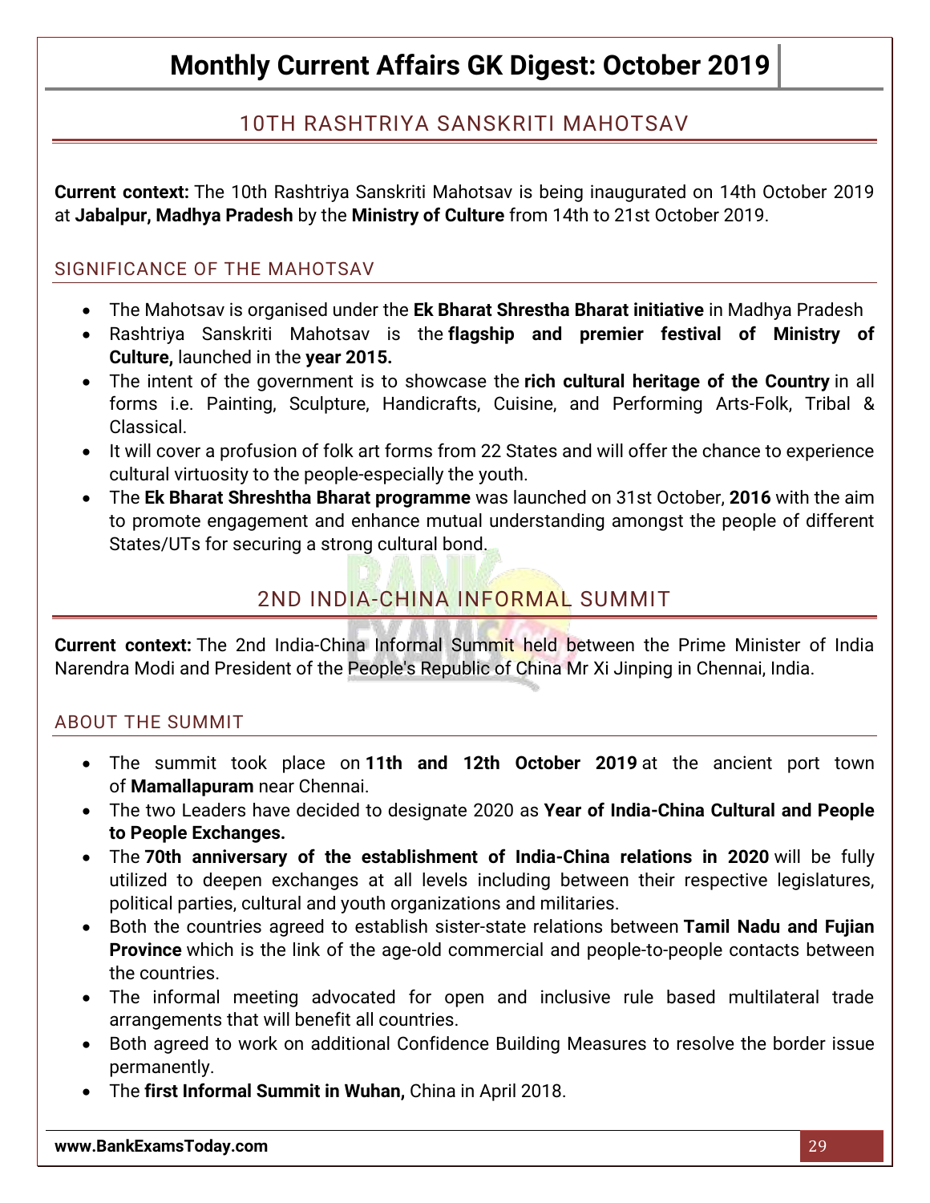## 10TH RASHTRIYA SANSKRITI MAHOTSAV

**Current context:** The 10th Rashtriya Sanskriti Mahotsav is being inaugurated on 14th October 2019 at **Jabalpur, Madhya Pradesh** by the **Ministry of Culture** from 14th to 21st October 2019.

### SIGNIFICANCE OF THE MAHOTSAV

- The Mahotsav is organised under the **Ek Bharat Shrestha Bharat initiative** in Madhya Pradesh
- Rashtriya Sanskriti Mahotsav is the **flagship and premier festival of Ministry of Culture,** launched in the **year 2015.**
- The intent of the government is to showcase the **rich cultural heritage of the Country** in all forms i.e. Painting, Sculpture, Handicrafts, Cuisine, and Performing Arts-Folk, Tribal & Classical.
- It will cover a profusion of folk art forms from 22 States and will offer the chance to experience cultural virtuosity to the people-especially the youth.
- The **Ek Bharat Shreshtha Bharat programme** was launched on 31st October, **2016** with the aim to promote engagement and enhance mutual understanding amongst the people of different States/UTs for securing a strong cultural bond.

## 2ND INDIA-CHINA INFORMAL SUMMIT

**Current context:** The 2nd India-China Informal Summit held between the Prime Minister of India Narendra Modi and President of the People's Republic of China Mr Xi Jinping in Chennai, India.

### ABOUT THE SUMMIT

- The summit took place on **11th and 12th October 2019** at the ancient port town of **Mamallapuram** near Chennai.
- The two Leaders have decided to designate 2020 as **Year of India-China Cultural and People to People Exchanges.**
- The **70th anniversary of the establishment of India-China relations in 2020** will be fully utilized to deepen exchanges at all levels including between their respective legislatures, political parties, cultural and youth organizations and militaries.
- Both the countries agreed to establish sister-state relations between **Tamil Nadu and Fujian Province** which is the link of the age-old commercial and people-to-people contacts between the countries.
- The informal meeting advocated for open and inclusive rule based multilateral trade arrangements that will benefit all countries.
- Both agreed to work on additional Confidence Building Measures to resolve the border issue permanently.
- The **first Informal Summit in Wuhan,** China in April 2018.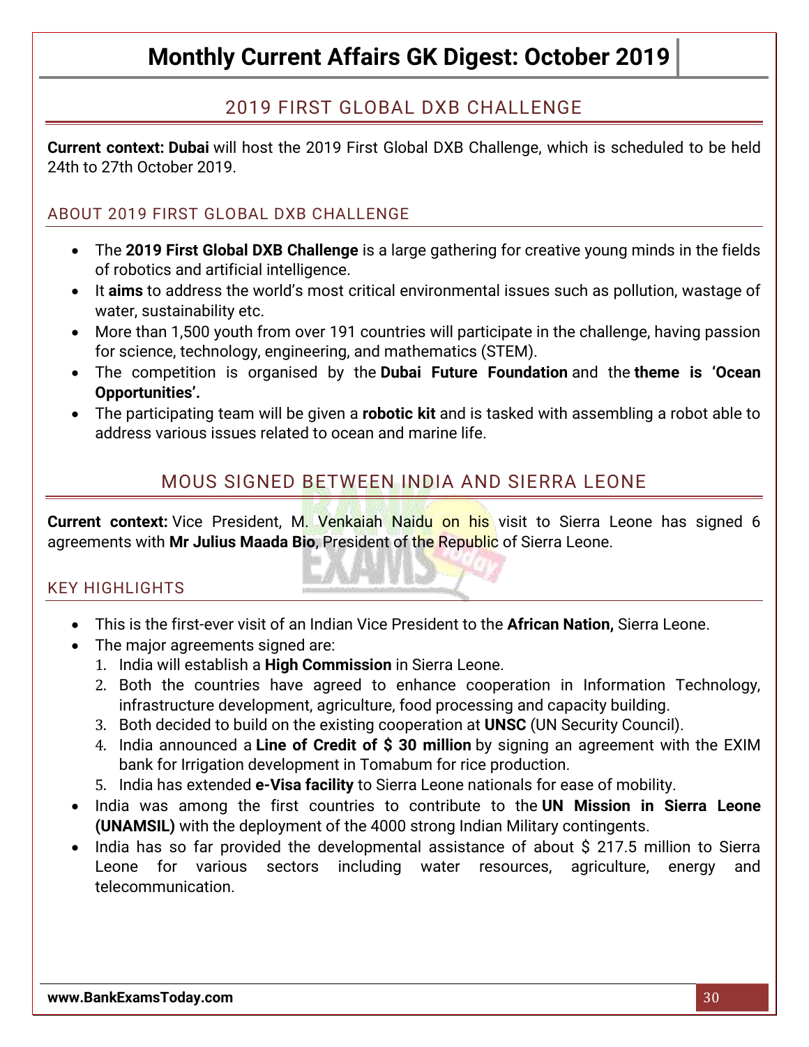## 2019 FIRST GLOBAL DXB CHALLENGE

**Current context: Dubai** will host the 2019 First Global DXB Challenge, which is scheduled to be held 24th to 27th October 2019.

### ABOUT 2019 FIRST GLOBAL DXB CHALLENGE

- The **2019 First Global DXB Challenge** is a large gathering for creative young minds in the fields of robotics and artificial intelligence.
- It **aims** to address the world's most critical environmental issues such as pollution, wastage of water, sustainability etc.
- More than 1,500 youth from over 191 countries will participate in the challenge, having passion for science, technology, engineering, and mathematics (STEM).
- The competition is organised by the **Dubai Future Foundation** and the **theme is 'Ocean Opportunities'.**
- The participating team will be given a **robotic kit** and is tasked with assembling a robot able to address various issues related to ocean and marine life.

## MOUS SIGNED BETWEEN INDIA AND SIERRA LEONE

**Current context:** Vice President, M. Venkaiah Naidu on his visit to Sierra Leone has signed 6 agreements with **Mr Julius Maada Bio**, President of the Republic of Sierra Leone.

### KEY HIGHLIGHTS

- This is the first-ever visit of an Indian Vice President to the **African Nation,** Sierra Leone.
- The major agreements signed are:
  1. India will establish a **High Commission** in Sierra Leone.
  2. Both the countries have agreed to enhance cooperation in Information Technology, infrastructure development, agriculture, food processing and capacity building.
  3. Both decided to build on the existing cooperation at **UNSC** (UN Security Council).
  4. India announced a **Line of Credit of $ 30 million** by signing an agreement with the EXIM bank for Irrigation development in Tomabum for rice production.
  5. India has extended **e-Visa facility** to Sierra Leone nationals for ease of mobility.
- India was among the first countries to contribute to the **UN Mission in Sierra Leone (UNAMSIL)** with the deployment of the 4000 strong Indian Military contingents.
- India has so far provided the developmental assistance of about $ 217.5 million to Sierra Leone for various sectors including water resources, agriculture, energy and telecommunication.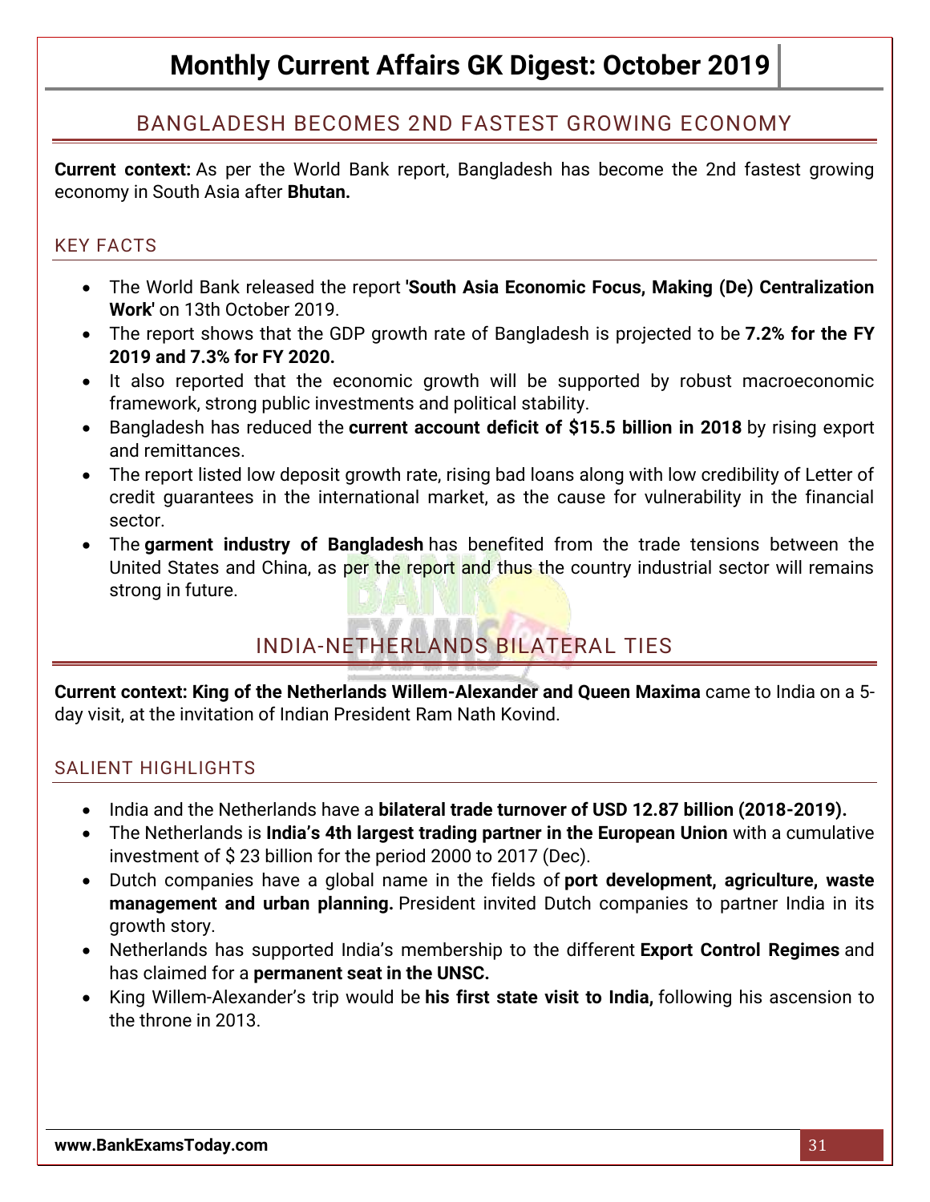## BANGLADESH BECOMES 2ND FASTEST GROWING ECONOMY

**Current context:** As per the World Bank report, Bangladesh has become the 2nd fastest growing economy in South Asia after **Bhutan.**

### KEY FACTS

- The World Bank released the report **'South Asia Economic Focus, Making (De) Centralization Work'** on 13th October 2019.
- The report shows that the GDP growth rate of Bangladesh is projected to be **7.2% for the FY 2019 and 7.3% for FY 2020.**
- It also reported that the economic growth will be supported by robust macroeconomic framework, strong public investments and political stability.
- Bangladesh has reduced the **current account deficit of $15.5 billion in 2018** by rising export and remittances.
- The report listed low deposit growth rate, rising bad loans along with low credibility of Letter of credit guarantees in the international market, as the cause for vulnerability in the financial sector.
- The **garment industry of Bangladesh** has benefited from the trade tensions between the United States and China, as per the report and thus the country industrial sector will remains strong in future.

## INDIA-NETHERLANDS BILATERAL TIES

**Current context: King of the Netherlands Willem-Alexander and Queen Maxima** came to India on a 5-day visit, at the invitation of Indian President Ram Nath Kovind.

### SALIENT HIGHLIGHTS

- India and the Netherlands have a **bilateral trade turnover of USD 12.87 billion (2018-2019).**
- The Netherlands is **India's 4th largest trading partner in the European Union** with a cumulative investment of $ 23 billion for the period 2000 to 2017 (Dec).
- Dutch companies have a global name in the fields of **port development, agriculture, waste management and urban planning.** President invited Dutch companies to partner India in its growth story.
- Netherlands has supported India's membership to the different **Export Control Regimes** and has claimed for a **permanent seat in the UNSC.**
- King Willem-Alexander's trip would be **his first state visit to India,** following his ascension to the throne in 2013.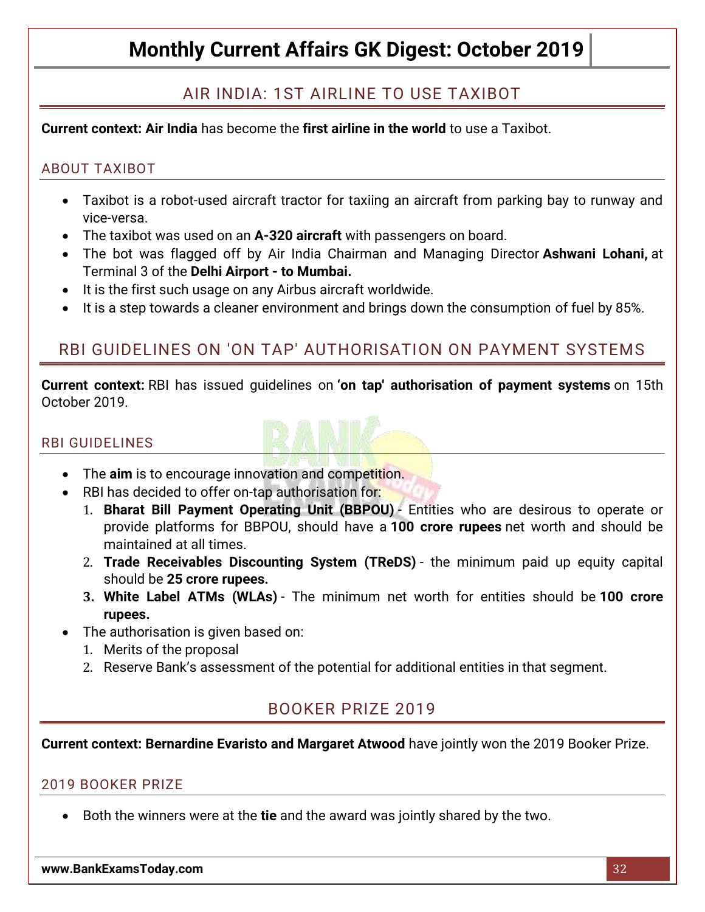## AIR INDIA: 1ST AIRLINE TO USE TAXIBOT

**Current context: Air India** has become the **first airline in the world** to use a Taxibot.

### ABOUT TAXIBOT

- Taxibot is a robot-used aircraft tractor for taxiing an aircraft from parking bay to runway and vice-versa.
- The taxibot was used on an **A-320 aircraft** with passengers on board.
- The bot was flagged off by Air India Chairman and Managing Director **Ashwani Lohani,** at Terminal 3 of the **Delhi Airport - to Mumbai.**
- It is the first such usage on any Airbus aircraft worldwide.
- It is a step towards a cleaner environment and brings down the consumption of fuel by 85%.

## RBI GUIDELINES ON 'ON TAP' AUTHORISATION ON PAYMENT SYSTEMS

**Current context:** RBI has issued guidelines on **'on tap' authorisation of payment systems** on 15th October 2019.

### RBI GUIDELINES

- The **aim** is to encourage innovation and competition.
- RBI has decided to offer on-tap authorisation for:
  1. **Bharat Bill Payment Operating Unit (BBPOU) -** Entities who are desirous to operate or provide platforms for BBPOU, should have a **100 crore rupees** net worth and should be maintained at all times.
  2. **Trade Receivables Discounting System (TReDS)** - the minimum paid up equity capital should be **25 crore rupees.**
  3. **White Label ATMs (WLAs)** - The minimum net worth for entities should be **100 crore rupees.**
- The authorisation is given based on:
  1. Merits of the proposal
  2. Reserve Bank's assessment of the potential for additional entities in that segment.

## BOOKER PRIZE 2019

**Current context: Bernardine Evaristo and Margaret Atwood** have jointly won the 2019 Booker Prize.

### 2019 BOOKER PRIZE

- Both the winners were at the **tie** and the award was jointly shared by the two.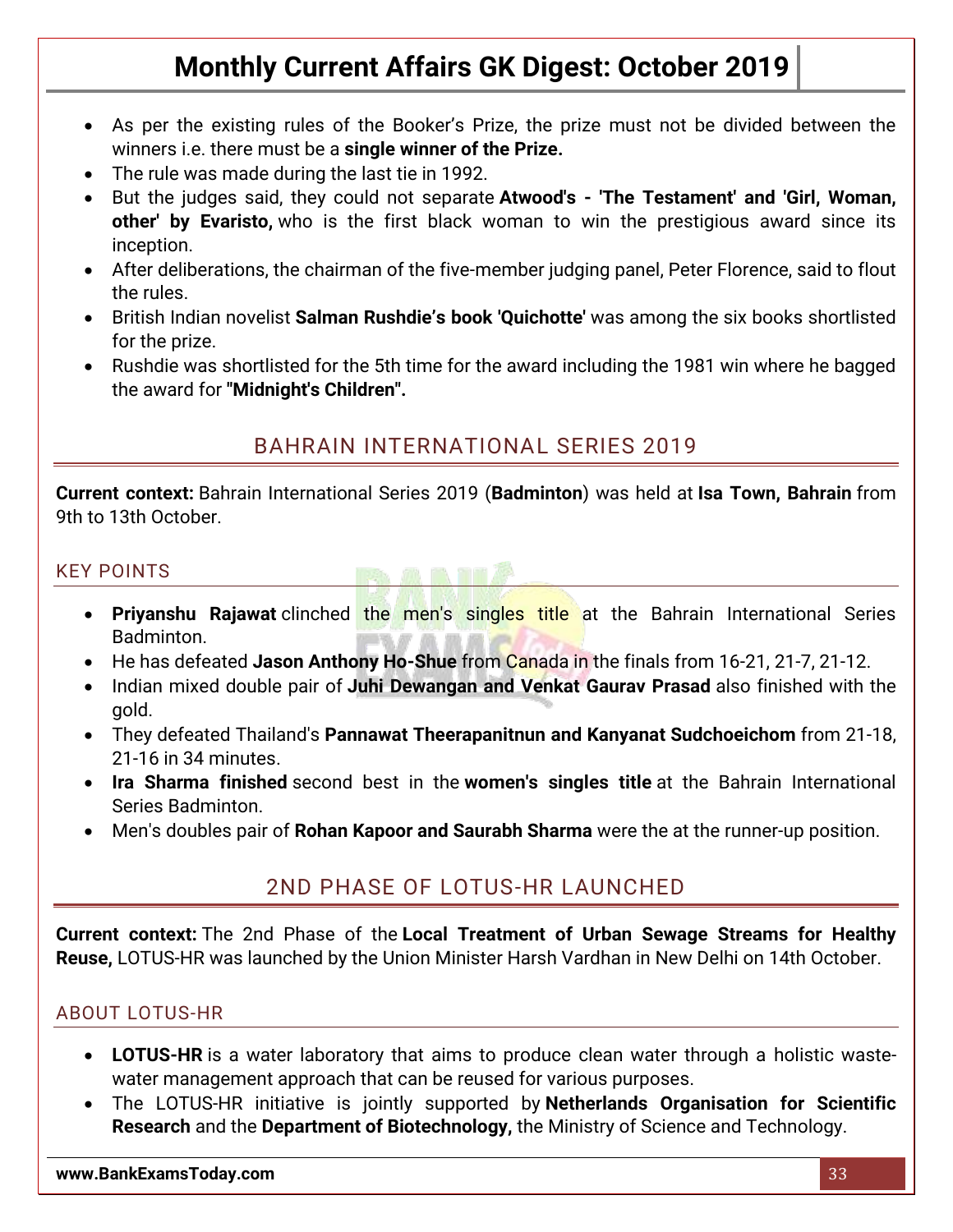- As per the existing rules of the Booker's Prize, the prize must not be divided between the winners i.e. there must be a **single winner of the Prize.**
- The rule was made during the last tie in 1992.
- But the judges said, they could not separate **Atwood's - 'The Testament' and 'Girl, Woman, other' by Evaristo,** who is the first black woman to win the prestigious award since its inception.
- After deliberations, the chairman of the five-member judging panel, Peter Florence, said to flout the rules.
- British Indian novelist **Salman Rushdie's book 'Quichotte'** was among the six books shortlisted for the prize.
- Rushdie was shortlisted for the 5th time for the award including the 1981 win where he bagged the award for **"Midnight's Children".**

## BAHRAIN INTERNATIONAL SERIES 2019

**Current context:** Bahrain International Series 2019 (**Badminton**) was held at **Isa Town, Bahrain** from 9th to 13th October.

### KEY POINTS

- **Priyanshu Rajawat** clinched the men's singles title at the Bahrain International Series Badminton.
- He has defeated **Jason Anthony Ho-Shue** from Canada in the finals from 16-21, 21-7, 21-12.
- Indian mixed double pair of **Juhi Dewangan and Venkat Gaurav Prasad** also finished with the gold.
- They defeated Thailand's **Pannawat Theerapanitnun and Kanyanat Sudchoeichom** from 21-18, 21-16 in 34 minutes.
- **Ira Sharma finished** second best in the **women's singles title** at the Bahrain International Series Badminton.
- Men's doubles pair of **Rohan Kapoor and Saurabh Sharma** were the at the runner-up position.

## 2ND PHASE OF LOTUS-HR LAUNCHED

**Current context:** The 2nd Phase of the **Local Treatment of Urban Sewage Streams for Healthy Reuse,** LOTUS-HR was launched by the Union Minister Harsh Vardhan in New Delhi on 14th October.

### ABOUT LOTUS-HR

- **LOTUS-HR** is a water laboratory that aims to produce clean water through a holistic waste-water management approach that can be reused for various purposes.
- The LOTUS-HR initiative is jointly supported by **Netherlands Organisation for Scientific Research** and the **Department of Biotechnology,** the Ministry of Science and Technology.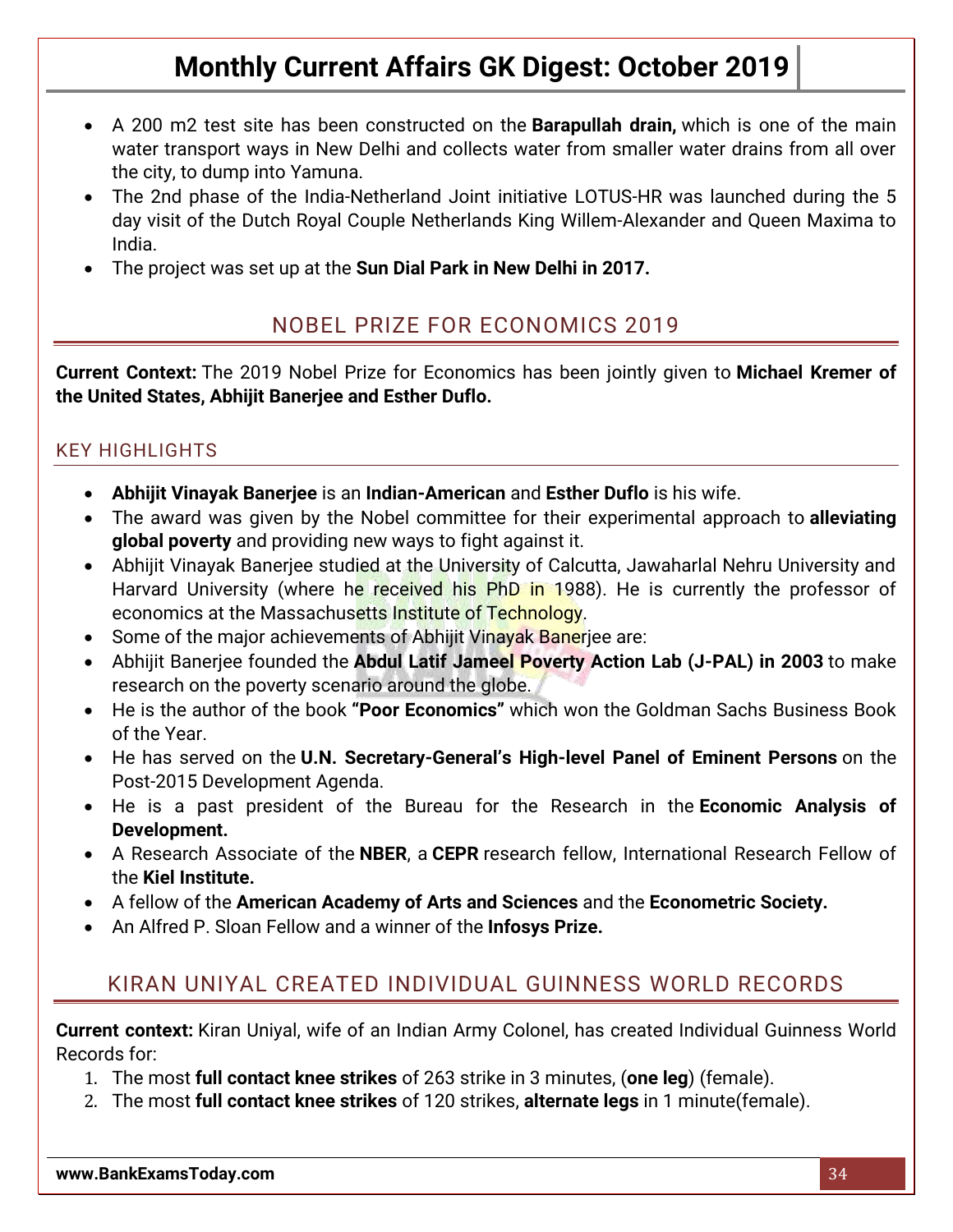- A 200 m2 test site has been constructed on the **Barapullah drain,** which is one of the main water transport ways in New Delhi and collects water from smaller water drains from all over the city, to dump into Yamuna.
- The 2nd phase of the India-Netherland Joint initiative LOTUS-HR was launched during the 5 day visit of the Dutch Royal Couple Netherlands King Willem-Alexander and Queen Maxima to India.
- The project was set up at the **Sun Dial Park in New Delhi in 2017.**

## NOBEL PRIZE FOR ECONOMICS 2019

**Current Context:** The 2019 Nobel Prize for Economics has been jointly given to **Michael Kremer of the United States, Abhijit Banerjee and Esther Duflo.**

### KEY HIGHLIGHTS

- **Abhijit Vinayak Banerjee** is an **Indian-American** and **Esther Duflo** is his wife.
- The award was given by the Nobel committee for their experimental approach to **alleviating global poverty** and providing new ways to fight against it.
- Abhijit Vinayak Banerjee studied at the University of Calcutta, Jawaharlal Nehru University and Harvard University (where he received his PhD in 1988). He is currently the professor of economics at the Massachusetts Institute of Technology.
- Some of the major achievements of Abhijit Vinayak Banerjee are:
- Abhijit Banerjee founded the **Abdul Latif Jameel Poverty Action Lab (J-PAL) in 2003** to make research on the poverty scenario around the globe.
- He is the author of the book **"Poor Economics"** which won the Goldman Sachs Business Book of the Year.
- He has served on the **U.N. Secretary-General's High-level Panel of Eminent Persons** on the Post-2015 Development Agenda.
- He is a past president of the Bureau for the Research in the **Economic Analysis of Development.**
- A Research Associate of the **NBER**, a **CEPR** research fellow, International Research Fellow of the **Kiel Institute.**
- A fellow of the **American Academy of Arts and Sciences** and the **Econometric Society.**
- An Alfred P. Sloan Fellow and a winner of the **Infosys Prize.**

## KIRAN UNIYAL CREATED INDIVIDUAL GUINNESS WORLD RECORDS

**Current context:** Kiran Uniyal, wife of an Indian Army Colonel, has created Individual Guinness World Records for:

1. The most **full contact knee strikes** of 263 strike in 3 minutes, (**one leg**) (female).
2. The most **full contact knee strikes** of 120 strikes, **alternate legs** in 1 minute(female).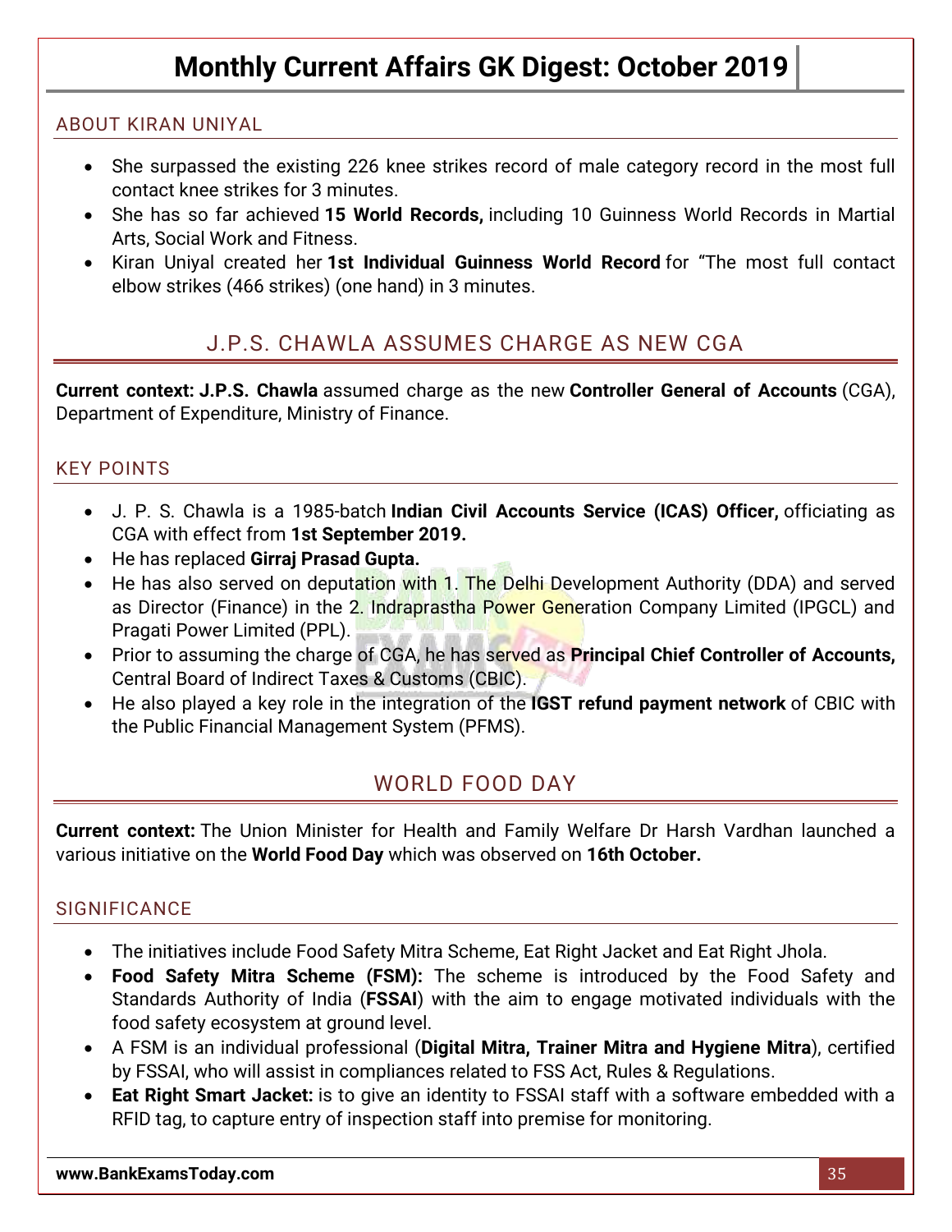### ABOUT KIRAN UNIYAL

- She surpassed the existing 226 knee strikes record of male category record in the most full contact knee strikes for 3 minutes.
- She has so far achieved **15 World Records,** including 10 Guinness World Records in Martial Arts, Social Work and Fitness.
- Kiran Uniyal created her **1st Individual Guinness World Record** for "The most full contact elbow strikes (466 strikes) (one hand) in 3 minutes.

## J.P.S. CHAWLA ASSUMES CHARGE AS NEW CGA

**Current context: J.P.S. Chawla** assumed charge as the new **Controller General of Accounts** (CGA), Department of Expenditure, Ministry of Finance.

### KEY POINTS

- J. P. S. Chawla is a 1985-batch **Indian Civil Accounts Service (ICAS) Officer,** officiating as CGA with effect from **1st September 2019.**
- He has replaced **Girraj Prasad Gupta.**
- He has also served on deputation with 1. The Delhi Development Authority (DDA) and served as Director (Finance) in the 2. Indraprastha Power Generation Company Limited (IPGCL) and Pragati Power Limited (PPL).
- Prior to assuming the charge of CGA, he has served as **Principal Chief Controller of Accounts,** Central Board of Indirect Taxes & Customs (CBIC).
- He also played a key role in the integration of the **IGST refund payment network** of CBIC with the Public Financial Management System (PFMS).

## WORLD FOOD DAY

**Current context:** The Union Minister for Health and Family Welfare Dr Harsh Vardhan launched a various initiative on the **World Food Day** which was observed on **16th October.**

### SIGNIFICANCE

- The initiatives include Food Safety Mitra Scheme, Eat Right Jacket and Eat Right Jhola.
- **Food Safety Mitra Scheme (FSM):** The scheme is introduced by the Food Safety and Standards Authority of India (**FSSAI**) with the aim to engage motivated individuals with the food safety ecosystem at ground level.
- A FSM is an individual professional (**Digital Mitra, Trainer Mitra and Hygiene Mitra**), certified by FSSAI, who will assist in compliances related to FSS Act, Rules & Regulations.
- **Eat Right Smart Jacket:** is to give an identity to FSSAI staff with a software embedded with a RFID tag, to capture entry of inspection staff into premise for monitoring.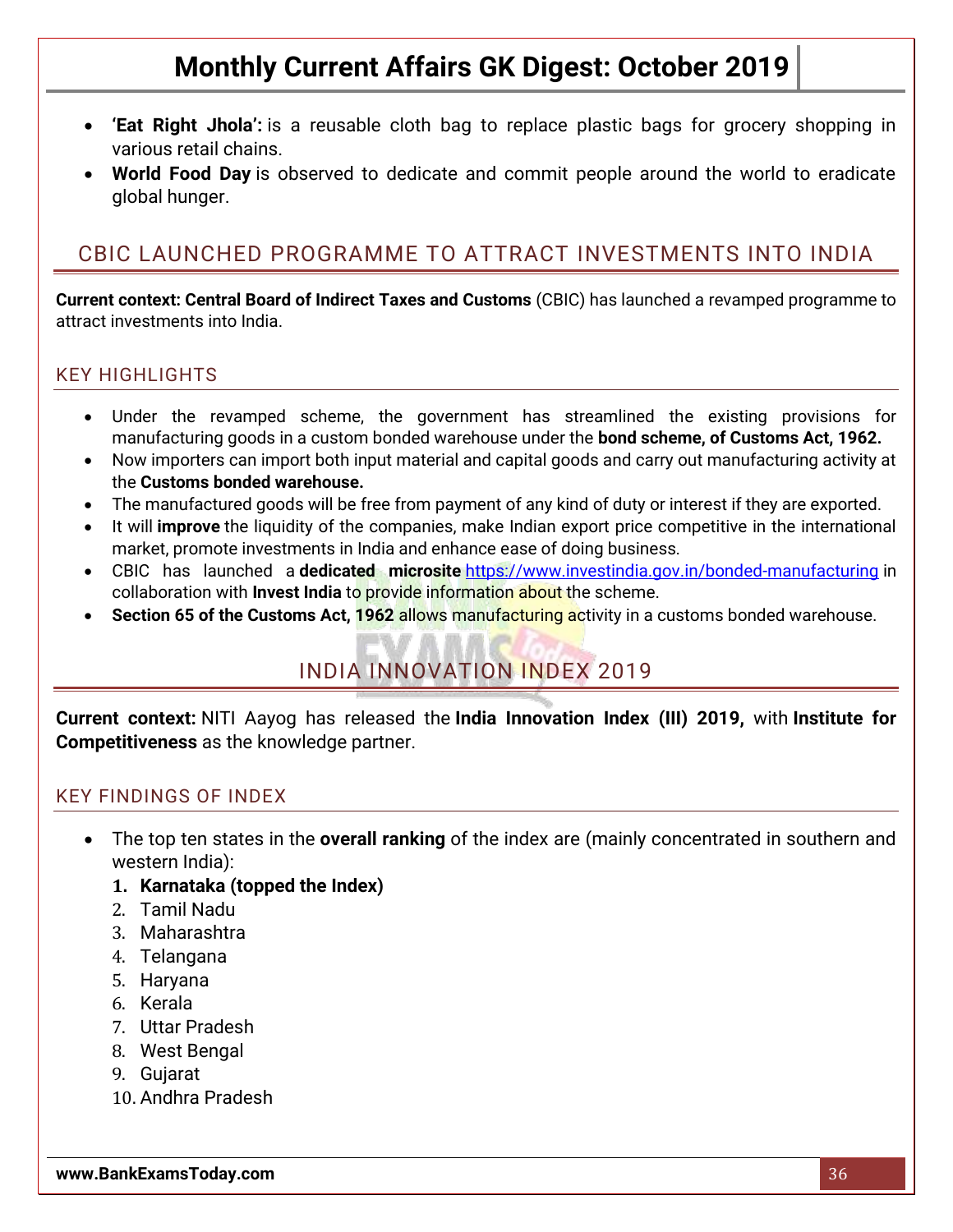- **'Eat Right Jhola':** is a reusable cloth bag to replace plastic bags for grocery shopping in various retail chains.
- **World Food Day** is observed to dedicate and commit people around the world to eradicate global hunger.

## CBIC LAUNCHED PROGRAMME TO ATTRACT INVESTMENTS INTO INDIA

**Current context: Central Board of Indirect Taxes and Customs** (CBIC) has launched a revamped programme to attract investments into India.

### KEY HIGHLIGHTS

- Under the revamped scheme, the government has streamlined the existing provisions for manufacturing goods in a custom bonded warehouse under the **bond scheme, of Customs Act, 1962.**
- Now importers can import both input material and capital goods and carry out manufacturing activity at the **Customs bonded warehouse.**
- The manufactured goods will be free from payment of any kind of duty or interest if they are exported.
- It will **improve** the liquidity of the companies, make Indian export price competitive in the international market, promote investments in India and enhance ease of doing business.
- CBIC has launched a **dedicated microsite** https://www.investindia.gov.in/bonded-manufacturing in collaboration with **Invest India** to provide information about the scheme.
- **Section 65 of the Customs Act, 1962** allows manufacturing activity in a customs bonded warehouse.

## INDIA INNOVATION INDEX 2019

**Current context:** NITI Aayog has released the **India Innovation Index (III) 2019,** with **Institute for Competitiveness** as the knowledge partner.

### KEY FINDINGS OF INDEX

- The top ten states in the **overall ranking** of the index are (mainly concentrated in southern and western India):
  1. **Karnataka (topped the Index)**
  2. Tamil Nadu
  3. Maharashtra
  4. Telangana
  5. Haryana
  6. Kerala
  7. Uttar Pradesh
  8. West Bengal
  9. Gujarat
  10. Andhra Pradesh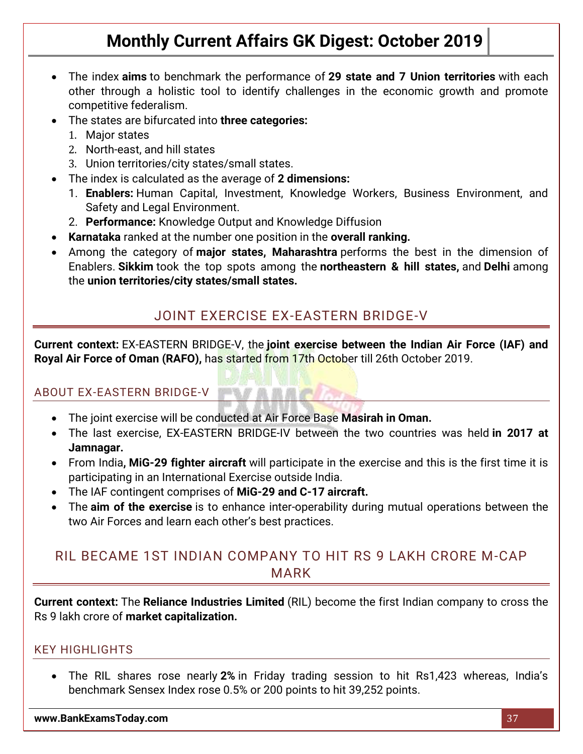- The index **aims** to benchmark the performance of **29 state and 7 Union territories** with each other through a holistic tool to identify challenges in the economic growth and promote competitive federalism.
- The states are bifurcated into **three categories:**
  1. Major states
  2. North-east, and hill states
  3. Union territories/city states/small states.
- The index is calculated as the average of **2 dimensions:**
  1. **Enablers:** Human Capital, Investment, Knowledge Workers, Business Environment, and Safety and Legal Environment.
  2. **Performance:** Knowledge Output and Knowledge Diffusion
- **Karnataka** ranked at the number one position in the **overall ranking.**
- Among the category of **major states, Maharashtra** performs the best in the dimension of Enablers. **Sikkim** took the top spots among the **northeastern & hill states,** and **Delhi** among the **union territories/city states/small states.**

## JOINT EXERCISE EX-EASTERN BRIDGE-V

**Current context:** EX-EASTERN BRIDGE-V, the **joint exercise between the Indian Air Force (IAF) and Royal Air Force of Oman (RAFO),** has started from 17th October till 26th October 2019.

### ABOUT EX-EASTERN BRIDGE-V

- The joint exercise will be conducted at Air Force Base **Masirah in Oman.**
- The last exercise, EX-EASTERN BRIDGE-IV between the two countries was held **in 2017 at Jamnagar.**
- From India**, MiG-29 fighter aircraft** will participate in the exercise and this is the first time it is participating in an International Exercise outside India.
- The IAF contingent comprises of **MiG-29 and C-17 aircraft.**
- The **aim of the exercise** is to enhance inter-operability during mutual operations between the two Air Forces and learn each other's best practices.

## RIL BECAME 1ST INDIAN COMPANY TO HIT RS 9 LAKH CRORE M-CAP MARK

**Current context:** The **Reliance Industries Limited** (RIL) become the first Indian company to cross the Rs 9 lakh crore of **market capitalization.**

### KEY HIGHLIGHTS

- The RIL shares rose nearly **2%** in Friday trading session to hit Rs1,423 whereas, India's benchmark Sensex Index rose 0.5% or 200 points to hit 39,252 points.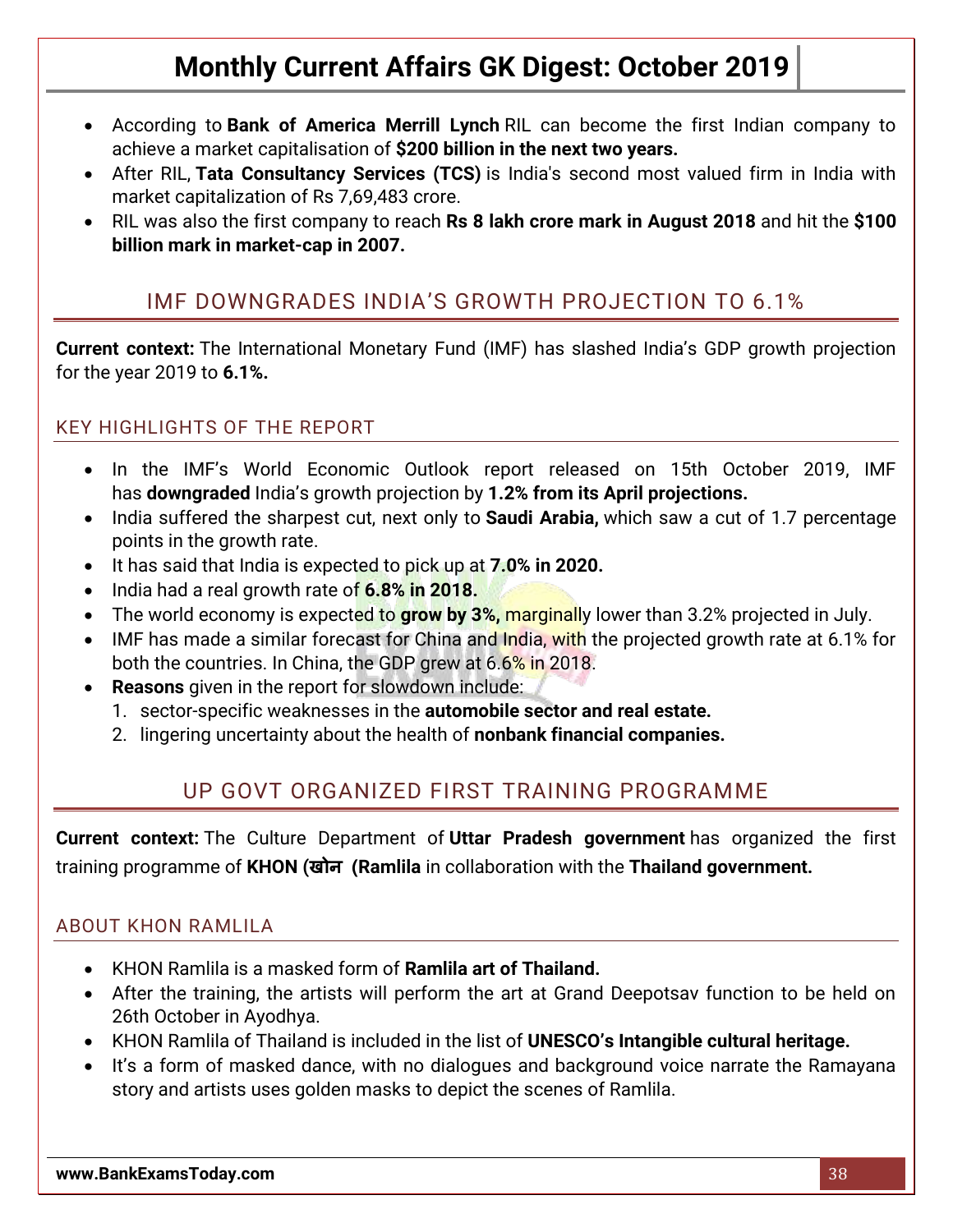- According to **Bank of America Merrill Lynch** RIL can become the first Indian company to achieve a market capitalisation of **$200 billion in the next two years.**
- After RIL, **Tata Consultancy Services (TCS)** is India's second most valued firm in India with market capitalization of Rs 7,69,483 crore.
- RIL was also the first company to reach **Rs 8 lakh crore mark in August 2018** and hit the **$100 billion mark in market-cap in 2007.**

## IMF DOWNGRADES INDIA'S GROWTH PROJECTION TO 6.1%

**Current context:** The International Monetary Fund (IMF) has slashed India's GDP growth projection for the year 2019 to **6.1%.**

### KEY HIGHLIGHTS OF THE REPORT

- In the IMF's World Economic Outlook report released on 15th October 2019, IMF has **downgraded** India's growth projection by **1.2% from its April projections.**
- India suffered the sharpest cut, next only to **Saudi Arabia,** which saw a cut of 1.7 percentage points in the growth rate.
- It has said that India is expected to pick up at **7.0% in 2020.**
- India had a real growth rate of **6.8% in 2018.**
- The world economy is expected to **grow by 3%,** marginally lower than 3.2% projected in July.
- IMF has made a similar forecast for China and India, with the projected growth rate at 6.1% for both the countries. In China, the GDP grew at 6.6% in 2018.
- **Reasons** given in the report for slowdown include:
  1. sector-specific weaknesses in the **automobile sector and real estate.**
  2. lingering uncertainty about the health of **nonbank financial companies.**

## UP GOVT ORGANIZED FIRST TRAINING PROGRAMME

**Current context:** The Culture Department of **Uttar Pradesh government** has organized the first training programme of **KHON (खोन (Ramlila** in collaboration with the **Thailand government.**

### ABOUT KHON RAMLILA

- KHON Ramlila is a masked form of **Ramlila art of Thailand.**
- After the training, the artists will perform the art at Grand Deepotsav function to be held on 26th October in Ayodhya.
- KHON Ramlila of Thailand is included in the list of **UNESCO's Intangible cultural heritage.**
- It's a form of masked dance, with no dialogues and background voice narrate the Ramayana story and artists uses golden masks to depict the scenes of Ramlila.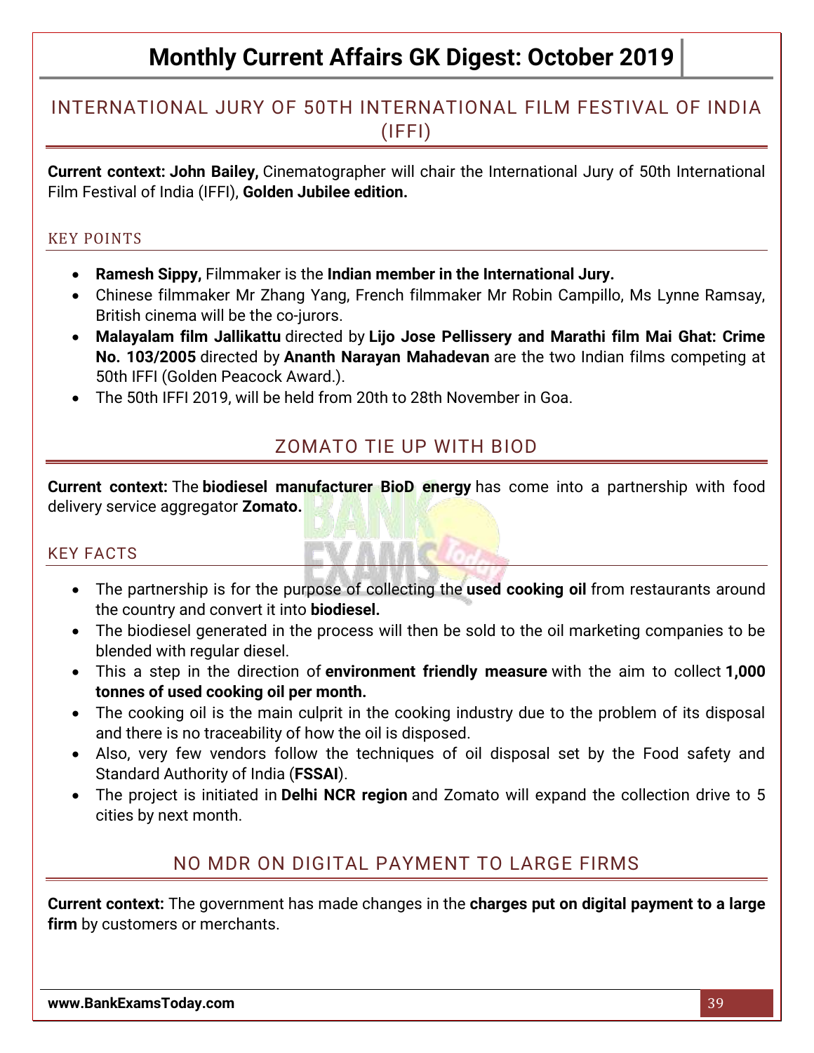## INTERNATIONAL JURY OF 50TH INTERNATIONAL FILM FESTIVAL OF INDIA (IFFI)

**Current context: John Bailey,** Cinematographer will chair the International Jury of 50th International Film Festival of India (IFFI), **Golden Jubilee edition.**

### KEY POINTS

- **Ramesh Sippy,** Filmmaker is the **Indian member in the International Jury.**
- Chinese filmmaker Mr Zhang Yang, French filmmaker Mr Robin Campillo, Ms Lynne Ramsay, British cinema will be the co-jurors.
- **Malayalam film Jallikattu** directed by **Lijo Jose Pellissery and Marathi film Mai Ghat: Crime No. 103/2005** directed by **Ananth Narayan Mahadevan** are the two Indian films competing at 50th IFFI (Golden Peacock Award.).
- The 50th IFFI 2019, will be held from 20th to 28th November in Goa.

## ZOMATO TIE UP WITH BIOD

**Current context:** The **biodiesel manufacturer BioD energy** has come into a partnership with food delivery service aggregator **Zomato.**

### KEY FACTS

- The partnership is for the purpose of collecting the **used cooking oil** from restaurants around the country and convert it into **biodiesel.**
- The biodiesel generated in the process will then be sold to the oil marketing companies to be blended with regular diesel.
- This a step in the direction of **environment friendly measure** with the aim to collect **1,000 tonnes of used cooking oil per month.**
- The cooking oil is the main culprit in the cooking industry due to the problem of its disposal and there is no traceability of how the oil is disposed.
- Also, very few vendors follow the techniques of oil disposal set by the Food safety and Standard Authority of India (**FSSAI**).
- The project is initiated in **Delhi NCR region** and Zomato will expand the collection drive to 5 cities by next month.

## NO MDR ON DIGITAL PAYMENT TO LARGE FIRMS

**Current context:** The government has made changes in the **charges put on digital payment to a large firm** by customers or merchants.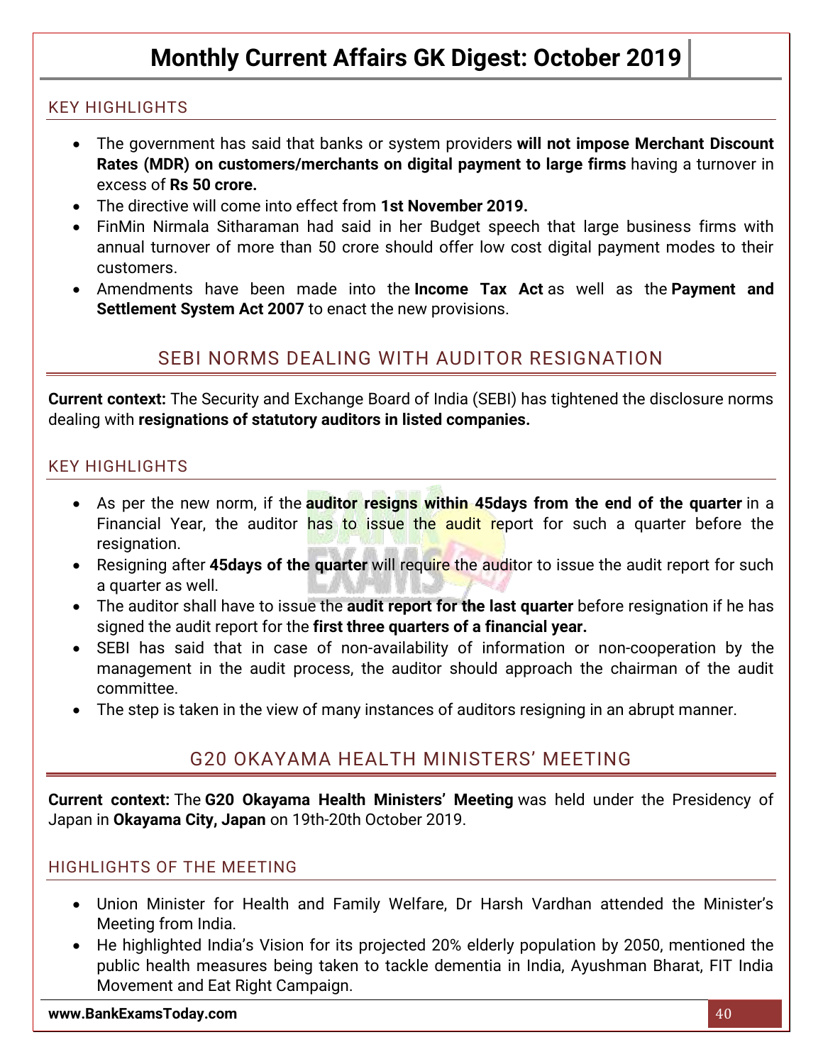### KEY HIGHLIGHTS

- The government has said that banks or system providers **will not impose Merchant Discount Rates (MDR) on customers/merchants on digital payment to large firms** having a turnover in excess of **Rs 50 crore.**
- The directive will come into effect from **1st November 2019.**
- FinMin Nirmala Sitharaman had said in her Budget speech that large business firms with annual turnover of more than 50 crore should offer low cost digital payment modes to their customers.
- Amendments have been made into the **Income Tax Act** as well as the **Payment and Settlement System Act 2007** to enact the new provisions.

## SEBI NORMS DEALING WITH AUDITOR RESIGNATION

**Current context:** The Security and Exchange Board of India (SEBI) has tightened the disclosure norms dealing with **resignations of statutory auditors in listed companies.**

### KEY HIGHLIGHTS

- As per the new norm, if the **auditor resigns within 45days from the end of the quarter** in a Financial Year, the auditor has to issue the audit report for such a quarter before the resignation.
- Resigning after **45days of the quarter** will require the auditor to issue the audit report for such a quarter as well.
- The auditor shall have to issue the **audit report for the last quarter** before resignation if he has signed the audit report for the **first three quarters of a financial year.**
- SEBI has said that in case of non-availability of information or non-cooperation by the management in the audit process, the auditor should approach the chairman of the audit committee.
- The step is taken in the view of many instances of auditors resigning in an abrupt manner.

## G20 OKAYAMA HEALTH MINISTERS' MEETING

**Current context:** The **G20 Okayama Health Ministers' Meeting** was held under the Presidency of Japan in **Okayama City, Japan** on 19th-20th October 2019.

### HIGHLIGHTS OF THE MEETING

- Union Minister for Health and Family Welfare, Dr Harsh Vardhan attended the Minister's Meeting from India.
- He highlighted India's Vision for its projected 20% elderly population by 2050, mentioned the public health measures being taken to tackle dementia in India, Ayushman Bharat, FIT India Movement and Eat Right Campaign.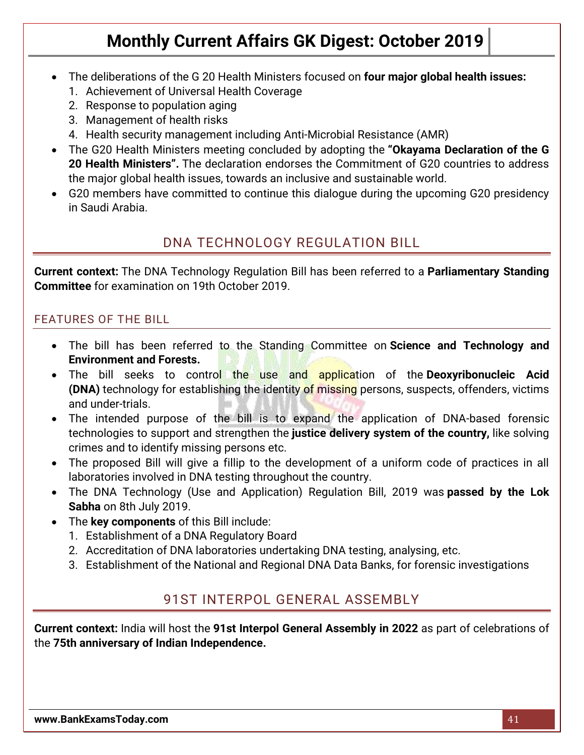- The deliberations of the G 20 Health Ministers focused on **four major global health issues:**
  1. Achievement of Universal Health Coverage
  2. Response to population aging
  3. Management of health risks
  4. Health security management including Anti-Microbial Resistance (AMR)
- The G20 Health Ministers meeting concluded by adopting the **"Okayama Declaration of the G 20 Health Ministers".** The declaration endorses the Commitment of G20 countries to address the major global health issues, towards an inclusive and sustainable world.
- G20 members have committed to continue this dialogue during the upcoming G20 presidency in Saudi Arabia.

## DNA TECHNOLOGY REGULATION BILL

**Current context:** The DNA Technology Regulation Bill has been referred to a **Parliamentary Standing Committee** for examination on 19th October 2019.

### FEATURES OF THE BILL

- The bill has been referred to the Standing Committee on **Science and Technology and Environment and Forests.**
- The bill seeks to control the use and application of the **Deoxyribonucleic Acid (DNA)** technology for establishing the identity of missing persons, suspects, offenders, victims and under-trials.
- The intended purpose of the bill is to expand the application of DNA-based forensic technologies to support and strengthen the **justice delivery system of the country,** like solving crimes and to identify missing persons etc.
- The proposed Bill will give a fillip to the development of a uniform code of practices in all laboratories involved in DNA testing throughout the country.
- The DNA Technology (Use and Application) Regulation Bill, 2019 was **passed by the Lok Sabha** on 8th July 2019.
- The **key components** of this Bill include:
  1. Establishment of a DNA Regulatory Board
  2. Accreditation of DNA laboratories undertaking DNA testing, analysing, etc.
  3. Establishment of the National and Regional DNA Data Banks, for forensic investigations

## 91ST INTERPOL GENERAL ASSEMBLY

**Current context:** India will host the **91st Interpol General Assembly in 2022** as part of celebrations of the **75th anniversary of Indian Independence.**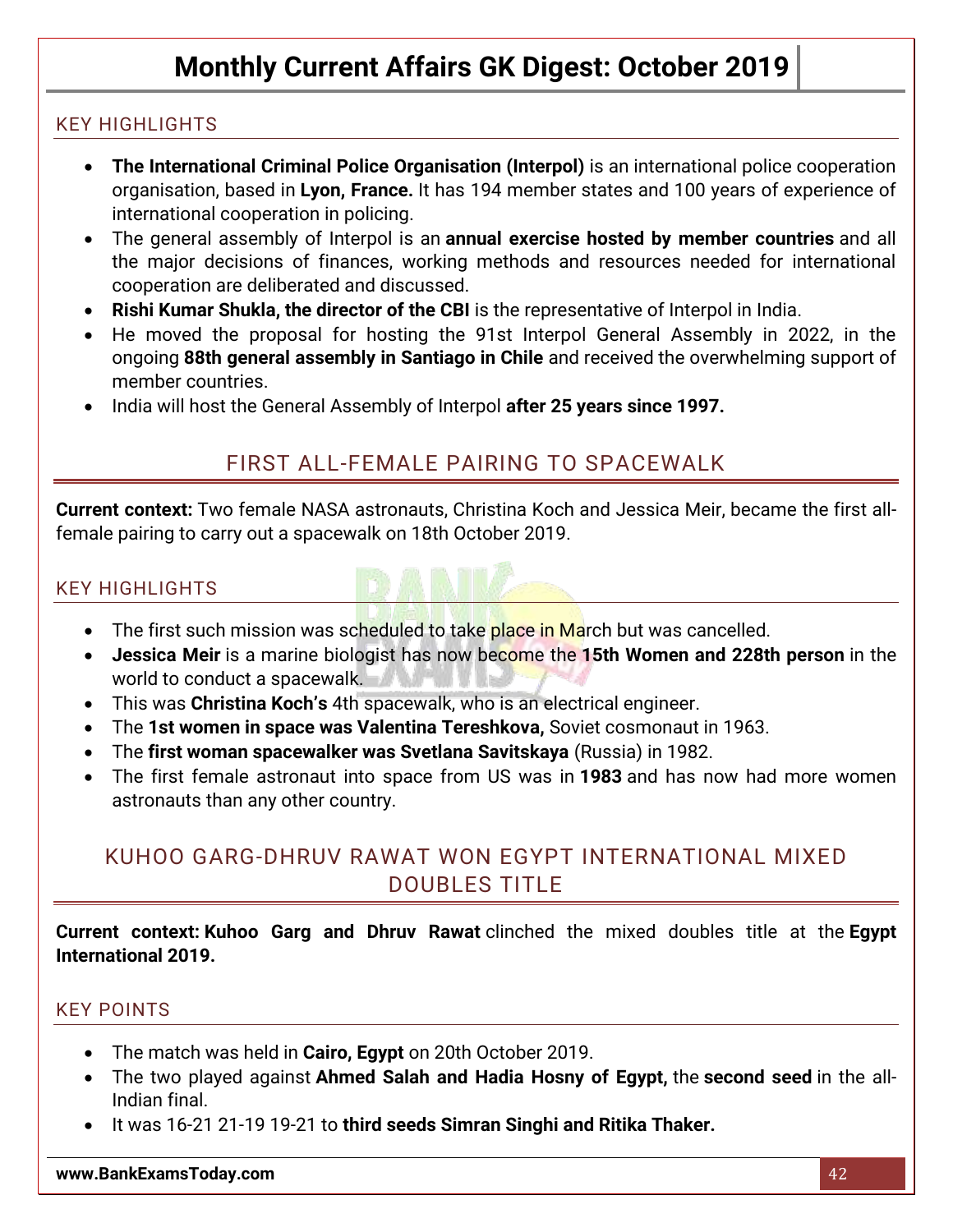### KEY HIGHLIGHTS

- **The International Criminal Police Organisation (Interpol)** is an international police cooperation organisation, based in **Lyon, France.** It has 194 member states and 100 years of experience of international cooperation in policing.
- The general assembly of Interpol is an **annual exercise hosted by member countries** and all the major decisions of finances, working methods and resources needed for international cooperation are deliberated and discussed.
- **Rishi Kumar Shukla, the director of the CBI** is the representative of Interpol in India.
- He moved the proposal for hosting the 91st Interpol General Assembly in 2022, in the ongoing **88th general assembly in Santiago in Chile** and received the overwhelming support of member countries.
- India will host the General Assembly of Interpol **after 25 years since 1997.**

## FIRST ALL-FEMALE PAIRING TO SPACEWALK

**Current context:** Two female NASA astronauts, Christina Koch and Jessica Meir, became the first all-female pairing to carry out a spacewalk on 18th October 2019.

### KEY HIGHLIGHTS

- The first such mission was scheduled to take place in March but was cancelled.
- **Jessica Meir** is a marine biologist has now become the **15th Women and 228th person** in the world to conduct a spacewalk.
- This was **Christina Koch's** 4th spacewalk, who is an electrical engineer.
- The **1st women in space was Valentina Tereshkova,** Soviet cosmonaut in 1963.
- The **first woman spacewalker was Svetlana Savitskaya** (Russia) in 1982.
- The first female astronaut into space from US was in **1983** and has now had more women astronauts than any other country.

## KUHOO GARG-DHRUV RAWAT WON EGYPT INTERNATIONAL MIXED DOUBLES TITLE

**Current context: Kuhoo Garg and Dhruv Rawat** clinched the mixed doubles title at the **Egypt International 2019.**

### KEY POINTS

- The match was held in **Cairo, Egypt** on 20th October 2019.
- The two played against **Ahmed Salah and Hadia Hosny of Egypt,** the **second seed** in the all-Indian final.
- It was 16-21 21-19 19-21 to **third seeds Simran Singhi and Ritika Thaker.**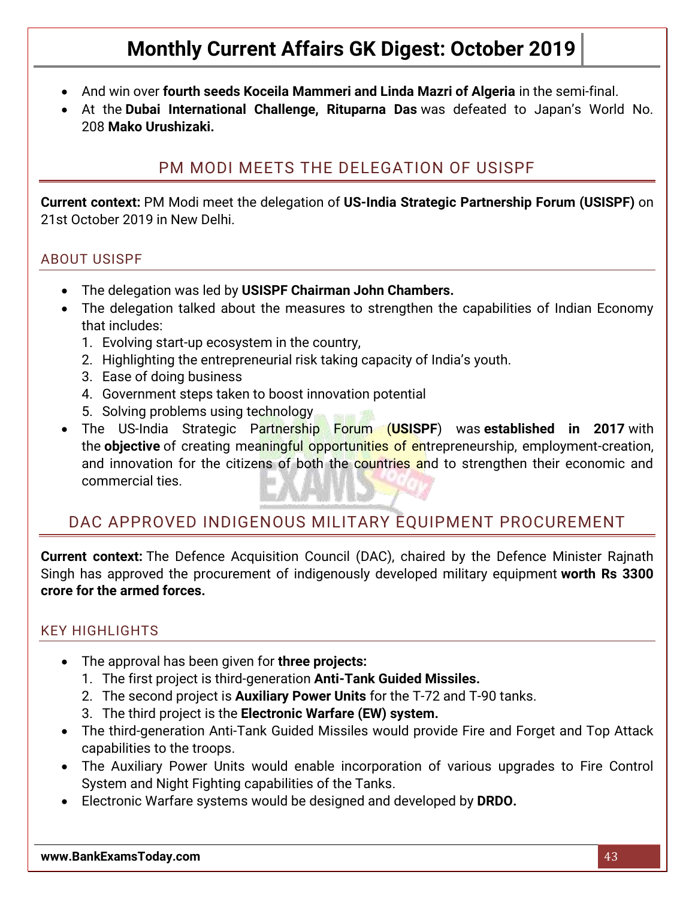- And win over **fourth seeds Koceila Mammeri and Linda Mazri of Algeria** in the semi-final.
- At the **Dubai International Challenge, Rituparna Das** was defeated to Japan's World No. 208 **Mako Urushizaki.**

## PM MODI MEETS THE DELEGATION OF USISPF

**Current context:** PM Modi meet the delegation of **US-India Strategic Partnership Forum (USISPF)** on 21st October 2019 in New Delhi.

### ABOUT USISPF

- The delegation was led by **USISPF Chairman John Chambers.**
- The delegation talked about the measures to strengthen the capabilities of Indian Economy that includes:
  1. Evolving start-up ecosystem in the country,
  2. Highlighting the entrepreneurial risk taking capacity of India's youth.
  3. Ease of doing business
  4. Government steps taken to boost innovation potential
  5. Solving problems using technology
- The US-India Strategic Partnership Forum (**USISPF**) was **established in 2017** with the **objective** of creating meaningful opportunities of entrepreneurship, employment-creation, and innovation for the citizens of both the countries and to strengthen their economic and commercial ties.

## DAC APPROVED INDIGENOUS MILITARY EQUIPMENT PROCUREMENT

**Current context:** The Defence Acquisition Council (DAC), chaired by the Defence Minister Rajnath Singh has approved the procurement of indigenously developed military equipment **worth Rs 3300 crore for the armed forces.**

### KEY HIGHLIGHTS

- The approval has been given for **three projects:**
  1. The first project is third-generation **Anti-Tank Guided Missiles.**
  2. The second project is **Auxiliary Power Units** for the T-72 and T-90 tanks.
  3. The third project is the **Electronic Warfare (EW) system.**
- The third-generation Anti-Tank Guided Missiles would provide Fire and Forget and Top Attack capabilities to the troops.
- The Auxiliary Power Units would enable incorporation of various upgrades to Fire Control System and Night Fighting capabilities of the Tanks.
- Electronic Warfare systems would be designed and developed by **DRDO.**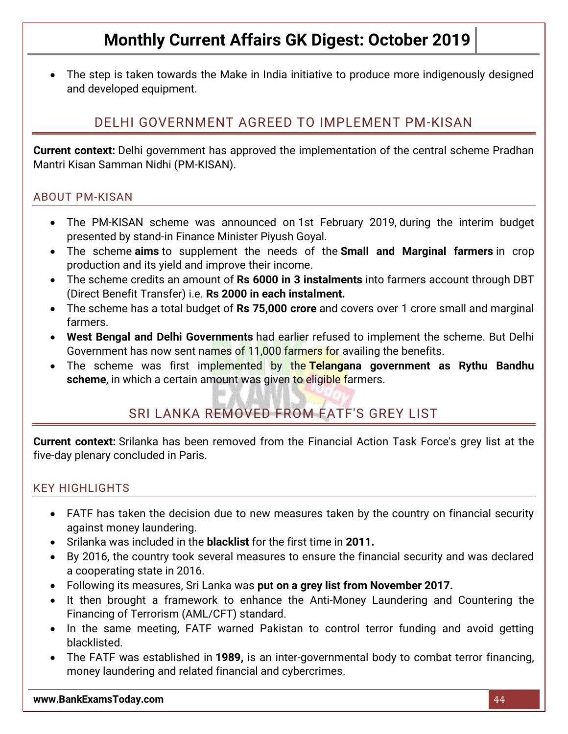- The step is taken towards the Make in India initiative to produce more indigenously designed and developed equipment.

## DELHI GOVERNMENT AGREED TO IMPLEMENT PM-KISAN

**Current context:** Delhi government has approved the implementation of the central scheme Pradhan Mantri Kisan Samman Nidhi (PM-KISAN).

### ABOUT PM-KISAN

- The PM-KISAN scheme was announced on 1st February 2019, during the interim budget presented by stand-in Finance Minister Piyush Goyal.
- The scheme **aims** to supplement the needs of the **Small and Marginal farmers** in crop production and its yield and improve their income.
- The scheme credits an amount of **Rs 6000 in 3 instalments** into farmers account through DBT (Direct Benefit Transfer) i.e. **Rs 2000 in each instalment.**
- The scheme has a total budget of **Rs 75,000 crore** and covers over 1 crore small and marginal farmers.
- **West Bengal and Delhi Governments** had earlier refused to implement the scheme. But Delhi Government has now sent names of 11,000 farmers for availing the benefits.
- The scheme was first implemented by the **Telangana government as Rythu Bandhu scheme**, in which a certain amount was given to eligible farmers.

## SRI LANKA REMOVED FROM FATF'S GREY LIST

**Current context:** Srilanka has been removed from the Financial Action Task Force's grey list at the five-day plenary concluded in Paris.

### KEY HIGHLIGHTS

- FATF has taken the decision due to new measures taken by the country on financial security against money laundering.
- Srilanka was included in the **blacklist** for the first time in **2011.**
- By 2016, the country took several measures to ensure the financial security and was declared a cooperating state in 2016.
- Following its measures, Sri Lanka was **put on a grey list from November 2017.**
- It then brought a framework to enhance the Anti-Money Laundering and Countering the Financing of Terrorism (AML/CFT) standard.
- In the same meeting, FATF warned Pakistan to control terror funding and avoid getting blacklisted.
- The FATF was established in **1989,** is an inter-governmental body to combat terror financing, money laundering and related financial and cybercrimes.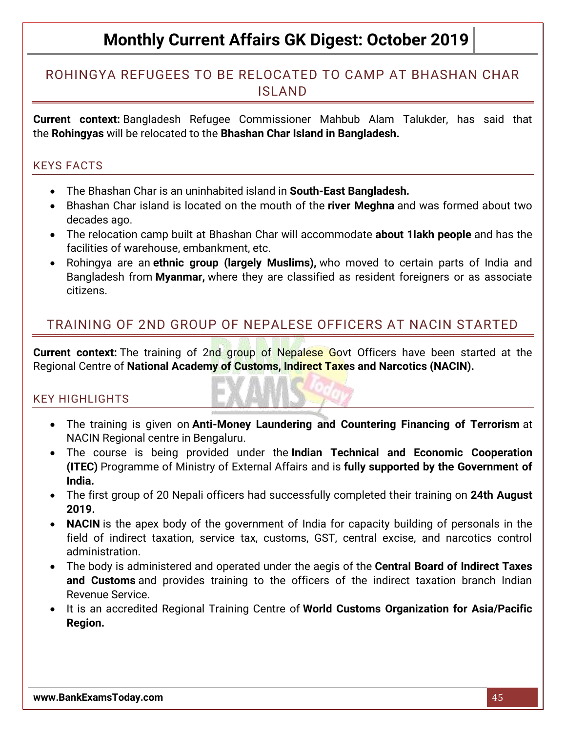## ROHINGYA REFUGEES TO BE RELOCATED TO CAMP AT BHASHAN CHAR ISLAND

**Current context:** Bangladesh Refugee Commissioner Mahbub Alam Talukder, has said that the **Rohingyas** will be relocated to the **Bhashan Char Island in Bangladesh.**

### KEYS FACTS

- The Bhashan Char is an uninhabited island in **South-East Bangladesh.**
- Bhashan Char island is located on the mouth of the **river Meghna** and was formed about two decades ago.
- The relocation camp built at Bhashan Char will accommodate **about 1lakh people** and has the facilities of warehouse, embankment, etc.
- Rohingya are an **ethnic group (largely Muslims),** who moved to certain parts of India and Bangladesh from **Myanmar,** where they are classified as resident foreigners or as associate citizens.

## TRAINING OF 2ND GROUP OF NEPALESE OFFICERS AT NACIN STARTED

**Current context:** The training of 2nd group of Nepalese Govt Officers have been started at the Regional Centre of **National Academy of Customs, Indirect Taxes and Narcotics (NACIN).**

### KEY HIGHLIGHTS

- The training is given on **Anti-Money Laundering and Countering Financing of Terrorism** at NACIN Regional centre in Bengaluru.
- The course is being provided under the **Indian Technical and Economic Cooperation (ITEC)** Programme of Ministry of External Affairs and is **fully supported by the Government of India.**
- The first group of 20 Nepali officers had successfully completed their training on **24th August 2019.**
- **NACIN** is the apex body of the government of India for capacity building of personals in the field of indirect taxation, service tax, customs, GST, central excise, and narcotics control administration.
- The body is administered and operated under the aegis of the **Central Board of Indirect Taxes and Customs** and provides training to the officers of the indirect taxation branch Indian Revenue Service.
- It is an accredited Regional Training Centre of **World Customs Organization for Asia/Pacific Region.**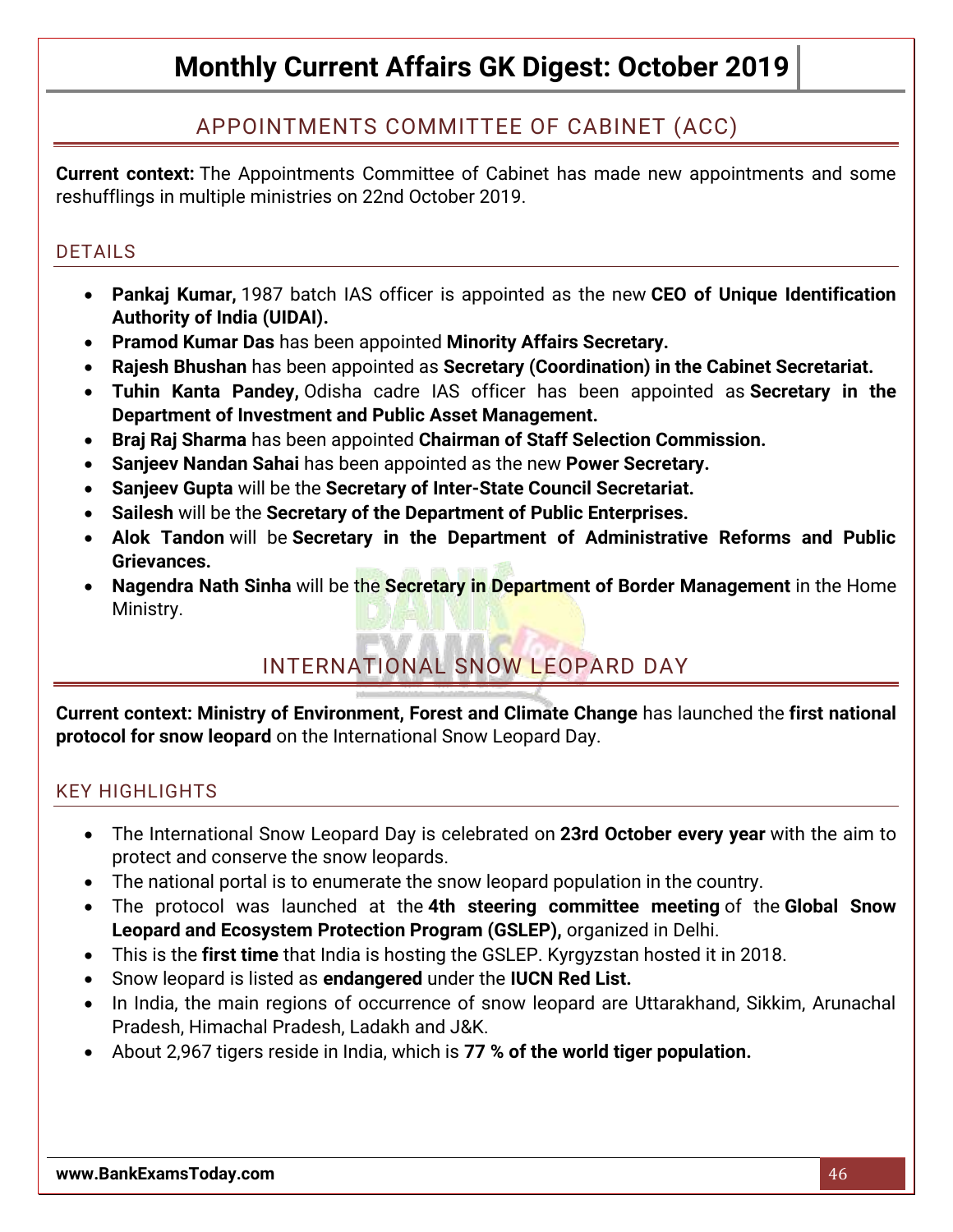## APPOINTMENTS COMMITTEE OF CABINET (ACC)

**Current context:** The Appointments Committee of Cabinet has made new appointments and some reshufflings in multiple ministries on 22nd October 2019.

### DETAILS

- **Pankaj Kumar,** 1987 batch IAS officer is appointed as the new **CEO of Unique Identification Authority of India (UIDAI).**
- **Pramod Kumar Das** has been appointed **Minority Affairs Secretary.**
- **Rajesh Bhushan** has been appointed as **Secretary (Coordination) in the Cabinet Secretariat.**
- **Tuhin Kanta Pandey,** Odisha cadre IAS officer has been appointed as **Secretary in the Department of Investment and Public Asset Management.**
- **Braj Raj Sharma** has been appointed **Chairman of Staff Selection Commission.**
- **Sanjeev Nandan Sahai** has been appointed as the new **Power Secretary.**
- **Sanjeev Gupta** will be the **Secretary of Inter-State Council Secretariat.**
- **Sailesh** will be the **Secretary of the Department of Public Enterprises.**
- **Alok Tandon** will be **Secretary in the Department of Administrative Reforms and Public Grievances.**
- **Nagendra Nath Sinha** will be the **Secretary in Department of Border Management** in the Home Ministry.

## INTERNATIONAL SNOW LEOPARD DAY

**Current context: Ministry of Environment, Forest and Climate Change** has launched the **first national protocol for snow leopard** on the International Snow Leopard Day.

### KEY HIGHLIGHTS

- The International Snow Leopard Day is celebrated on **23rd October every year** with the aim to protect and conserve the snow leopards.
- The national portal is to enumerate the snow leopard population in the country.
- The protocol was launched at the **4th steering committee meeting** of the **Global Snow Leopard and Ecosystem Protection Program (GSLEP),** organized in Delhi.
- This is the **first time** that India is hosting the GSLEP. Kyrgyzstan hosted it in 2018.
- Snow leopard is listed as **endangered** under the **IUCN Red List.**
- In India, the main regions of occurrence of snow leopard are Uttarakhand, Sikkim, Arunachal Pradesh, Himachal Pradesh, Ladakh and J&K.
- About 2,967 tigers reside in India, which is **77 % of the world tiger population.**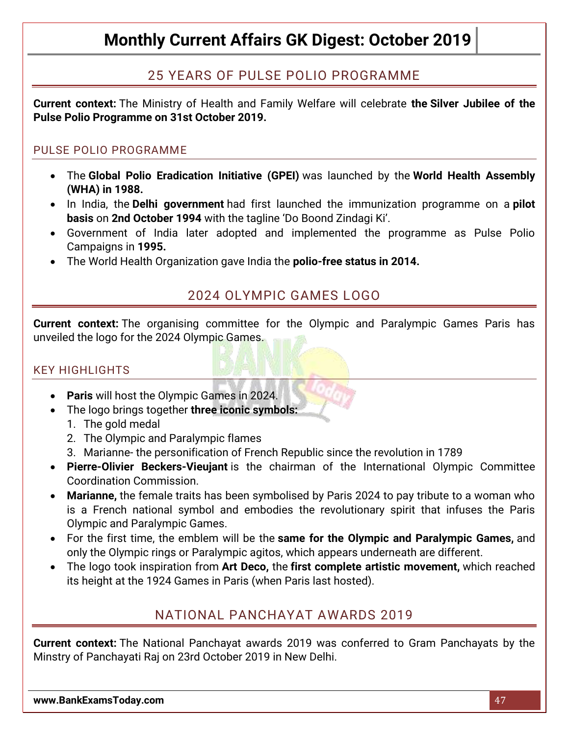## 25 YEARS OF PULSE POLIO PROGRAMME

**Current context:** The Ministry of Health and Family Welfare will celebrate **the Silver Jubilee of the Pulse Polio Programme on 31st October 2019.**

### PULSE POLIO PROGRAMME

- The **Global Polio Eradication Initiative (GPEI)** was launched by the **World Health Assembly (WHA) in 1988.**
- In India, the **Delhi government** had first launched the immunization programme on a **pilot basis** on **2nd October 1994** with the tagline 'Do Boond Zindagi Ki'.
- Government of India later adopted and implemented the programme as Pulse Polio Campaigns in **1995.**
- The World Health Organization gave India the **polio-free status in 2014.**

## 2024 OLYMPIC GAMES LOGO

**Current context:** The organising committee for the Olympic and Paralympic Games Paris has unveiled the logo for the 2024 Olympic Games.

### KEY HIGHLIGHTS

- **Paris** will host the Olympic Games in 2024.
- The logo brings together **three iconic symbols:**
  1. The gold medal
  2. The Olympic and Paralympic flames
  3. Marianne- the personification of French Republic since the revolution in 1789
- **Pierre-Olivier Beckers-Vieujant** is the chairman of the International Olympic Committee Coordination Commission.
- **Marianne,** the female traits has been symbolised by Paris 2024 to pay tribute to a woman who is a French national symbol and embodies the revolutionary spirit that infuses the Paris Olympic and Paralympic Games.
- For the first time, the emblem will be the **same for the Olympic and Paralympic Games,** and only the Olympic rings or Paralympic agitos, which appears underneath are different.
- The logo took inspiration from **Art Deco,** the **first complete artistic movement,** which reached its height at the 1924 Games in Paris (when Paris last hosted).

## NATIONAL PANCHAYAT AWARDS 2019

**Current context:** The National Panchayat awards 2019 was conferred to Gram Panchayats by the Minstry of Panchayati Raj on 23rd October 2019 in New Delhi.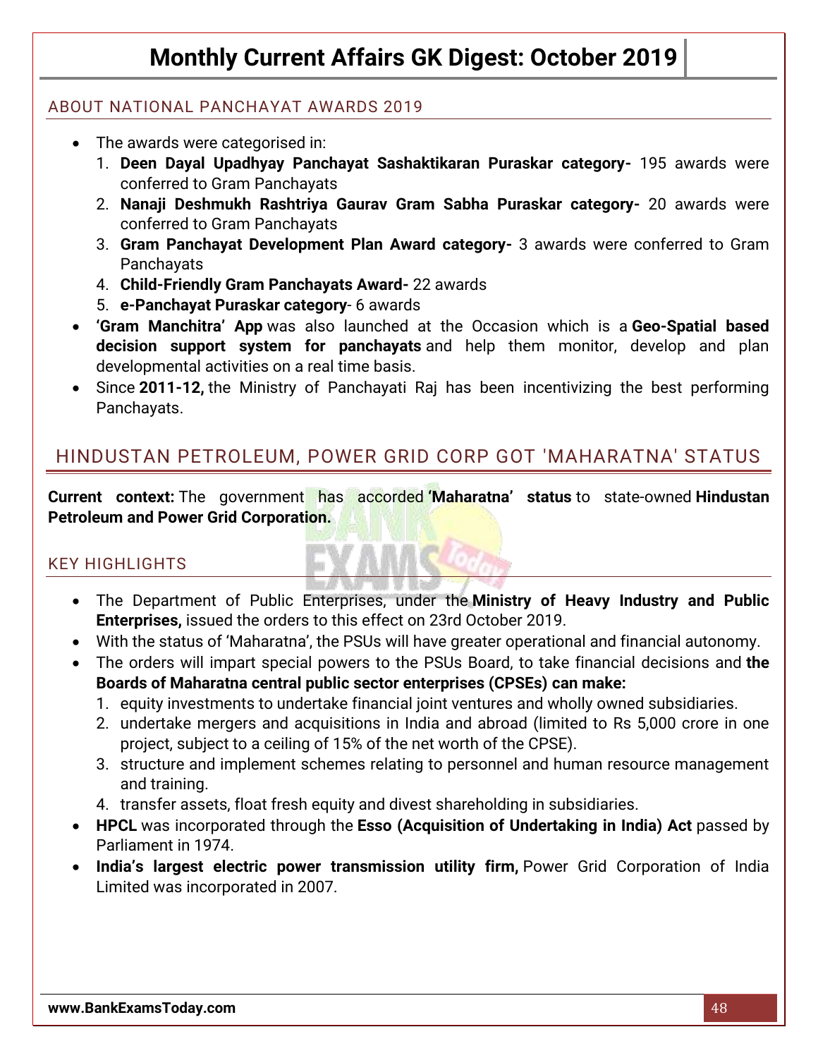### ABOUT NATIONAL PANCHAYAT AWARDS 2019

- The awards were categorised in:
  1. **Deen Dayal Upadhyay Panchayat Sashaktikaran Puraskar category-** 195 awards were conferred to Gram Panchayats
  2. **Nanaji Deshmukh Rashtriya Gaurav Gram Sabha Puraskar category-** 20 awards were conferred to Gram Panchayats
  3. **Gram Panchayat Development Plan Award category-** 3 awards were conferred to Gram Panchayats
  4. **Child-Friendly Gram Panchayats Award-** 22 awards
  5. **e-Panchayat Puraskar category**- 6 awards
- **'Gram Manchitra' App** was also launched at the Occasion which is a **Geo-Spatial based decision support system for panchayats** and help them monitor, develop and plan developmental activities on a real time basis.
- Since **2011-12,** the Ministry of Panchayati Raj has been incentivizing the best performing Panchayats.

## HINDUSTAN PETROLEUM, POWER GRID CORP GOT 'MAHARATNA' STATUS

**Current context:** The government has accorded **'Maharatna' status** to state-owned **Hindustan Petroleum and Power Grid Corporation.**

### KEY HIGHLIGHTS

- The Department of Public Enterprises, under the **Ministry of Heavy Industry and Public Enterprises,** issued the orders to this effect on 23rd October 2019.
- With the status of 'Maharatna', the PSUs will have greater operational and financial autonomy.
- The orders will impart special powers to the PSUs Board, to take financial decisions and **the Boards of Maharatna central public sector enterprises (CPSEs) can make:**
  1. equity investments to undertake financial joint ventures and wholly owned subsidiaries.
  2. undertake mergers and acquisitions in India and abroad (limited to Rs 5,000 crore in one project, subject to a ceiling of 15% of the net worth of the CPSE).
  3. structure and implement schemes relating to personnel and human resource management and training.
  4. transfer assets, float fresh equity and divest shareholding in subsidiaries.
- **HPCL** was incorporated through the **Esso (Acquisition of Undertaking in India) Act** passed by Parliament in 1974.
- **India's largest electric power transmission utility firm,** Power Grid Corporation of India Limited was incorporated in 2007.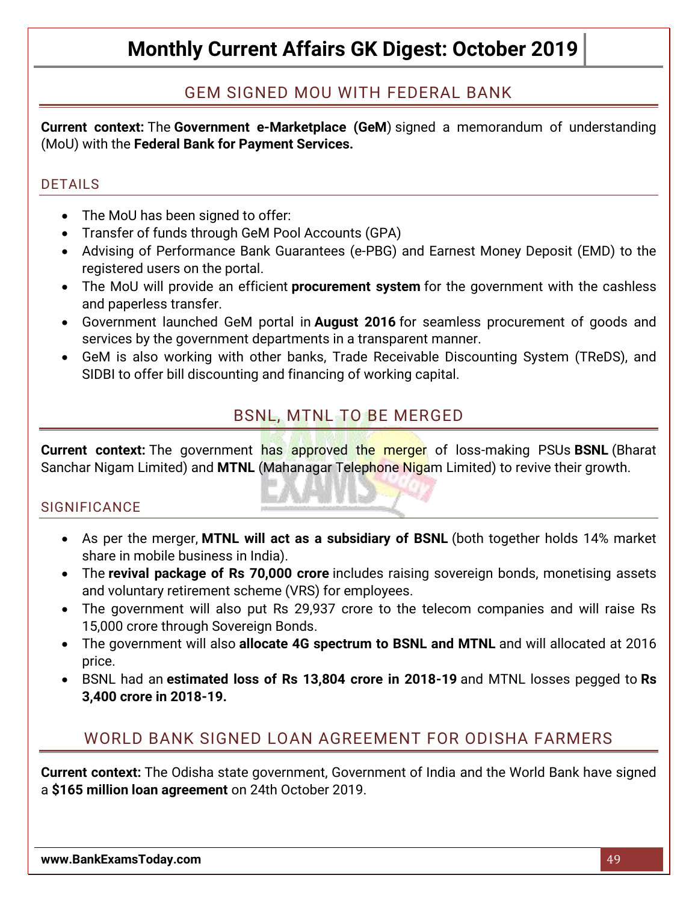## GEM SIGNED MOU WITH FEDERAL BANK

**Current context:** The **Government e-Marketplace (GeM**) signed a memorandum of understanding (MoU) with the **Federal Bank for Payment Services.**

### DETAILS

- The MoU has been signed to offer:
- Transfer of funds through GeM Pool Accounts (GPA)
- Advising of Performance Bank Guarantees (e-PBG) and Earnest Money Deposit (EMD) to the registered users on the portal.
- The MoU will provide an efficient **procurement system** for the government with the cashless and paperless transfer.
- Government launched GeM portal in **August 2016** for seamless procurement of goods and services by the government departments in a transparent manner.
- GeM is also working with other banks, Trade Receivable Discounting System (TReDS), and SIDBI to offer bill discounting and financing of working capital.

## BSNL, MTNL TO BE MERGED

**Current context:** The government has approved the merger of loss-making PSUs **BSNL** (Bharat Sanchar Nigam Limited) and **MTNL** (Mahanagar Telephone Nigam Limited) to revive their growth.

### SIGNIFICANCE

- As per the merger, **MTNL will act as a subsidiary of BSNL** (both together holds 14% market share in mobile business in India).
- The **revival package of Rs 70,000 crore** includes raising sovereign bonds, monetising assets and voluntary retirement scheme (VRS) for employees.
- The government will also put Rs 29,937 crore to the telecom companies and will raise Rs 15,000 crore through Sovereign Bonds.
- The government will also **allocate 4G spectrum to BSNL and MTNL** and will allocated at 2016 price.
- BSNL had an **estimated loss of Rs 13,804 crore in 2018-19** and MTNL losses pegged to **Rs 3,400 crore in 2018-19.**

## WORLD BANK SIGNED LOAN AGREEMENT FOR ODISHA FARMERS

**Current context:** The Odisha state government, Government of India and the World Bank have signed a **$165 million loan agreement** on 24th October 2019.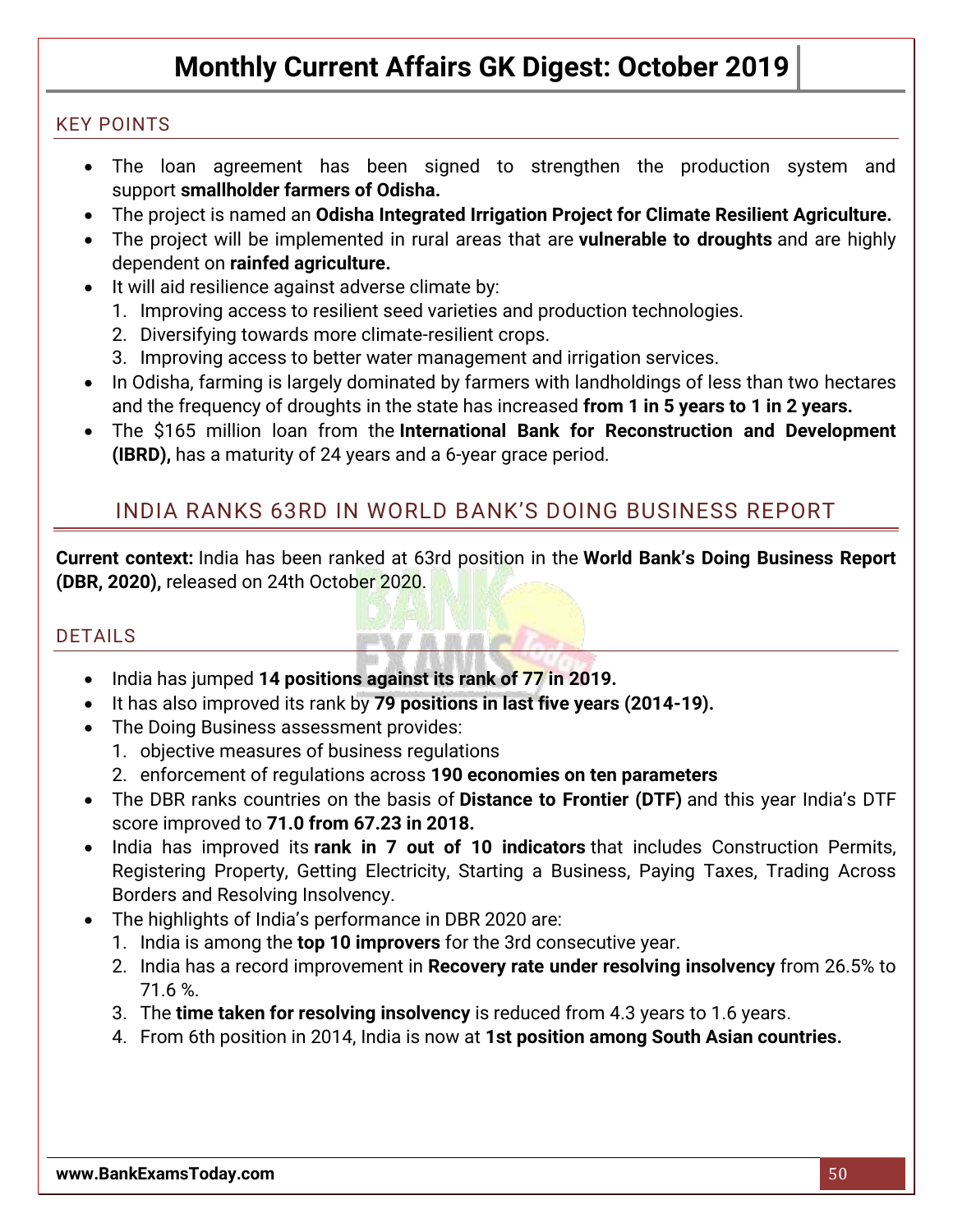### KEY POINTS

- The loan agreement has been signed to strengthen the production system and support **smallholder farmers of Odisha.**
- The project is named an **Odisha Integrated Irrigation Project for Climate Resilient Agriculture.**
- The project will be implemented in rural areas that are **vulnerable to droughts** and are highly dependent on **rainfed agriculture.**
- It will aid resilience against adverse climate by:
  1. Improving access to resilient seed varieties and production technologies.
  2. Diversifying towards more climate-resilient crops.
  3. Improving access to better water management and irrigation services.
- In Odisha, farming is largely dominated by farmers with landholdings of less than two hectares and the frequency of droughts in the state has increased **from 1 in 5 years to 1 in 2 years.**
- The $165 million loan from the **International Bank for Reconstruction and Development (IBRD),** has a maturity of 24 years and a 6-year grace period.

## INDIA RANKS 63RD IN WORLD BANK'S DOING BUSINESS REPORT

**Current context:** India has been ranked at 63rd position in the **World Bank's Doing Business Report (DBR, 2020),** released on 24th October 2020.

### DETAILS

- India has jumped **14 positions against its rank of 77 in 2019.**
- It has also improved its rank by **79 positions in last five years (2014-19).**
- The Doing Business assessment provides:
  1. objective measures of business regulations
  2. enforcement of regulations across **190 economies on ten parameters**
- The DBR ranks countries on the basis of **Distance to Frontier (DTF)** and this year India's DTF score improved to **71.0 from 67.23 in 2018.**
- India has improved its **rank in 7 out of 10 indicators** that includes Construction Permits, Registering Property, Getting Electricity, Starting a Business, Paying Taxes, Trading Across Borders and Resolving Insolvency.
- The highlights of India's performance in DBR 2020 are:
  1. India is among the **top 10 improvers** for the 3rd consecutive year.
  2. India has a record improvement in **Recovery rate under resolving insolvency** from 26.5% to 71.6 %.
  3. The **time taken for resolving insolvency** is reduced from 4.3 years to 1.6 years.
  4. From 6th position in 2014, India is now at **1st position among South Asian countries.**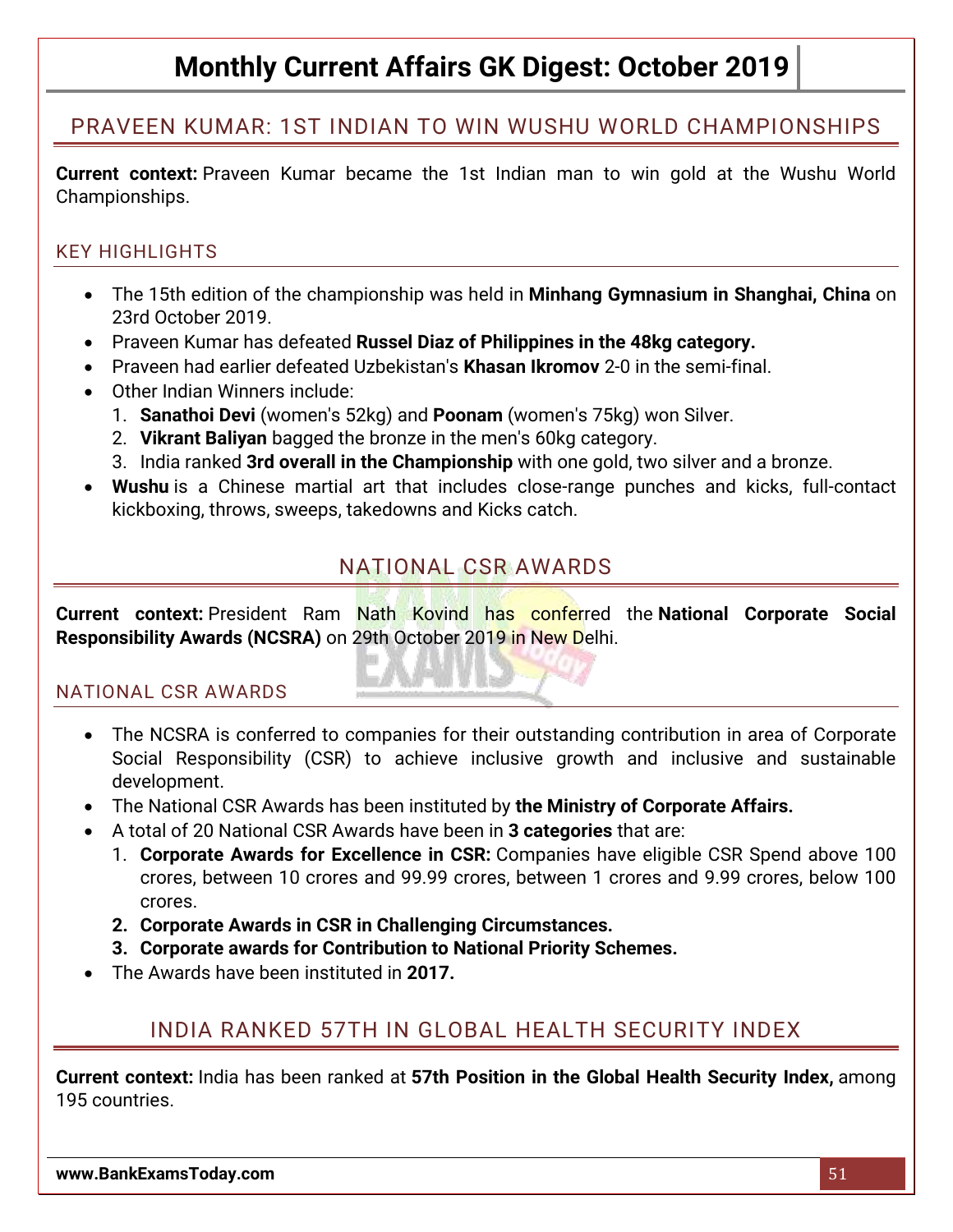## PRAVEEN KUMAR: 1ST INDIAN TO WIN WUSHU WORLD CHAMPIONSHIPS

**Current context:** Praveen Kumar became the 1st Indian man to win gold at the Wushu World Championships.

### KEY HIGHLIGHTS

- The 15th edition of the championship was held in **Minhang Gymnasium in Shanghai, China** on 23rd October 2019.
- Praveen Kumar has defeated **Russel Diaz of Philippines in the 48kg category.**
- Praveen had earlier defeated Uzbekistan's **Khasan Ikromov** 2-0 in the semi-final.
- Other Indian Winners include:
  1. **Sanathoi Devi** (women's 52kg) and **Poonam** (women's 75kg) won Silver.
  2. **Vikrant Baliyan** bagged the bronze in the men's 60kg category.
  3. India ranked **3rd overall in the Championship** with one gold, two silver and a bronze.
- **Wushu** is a Chinese martial art that includes close-range punches and kicks, full-contact kickboxing, throws, sweeps, takedowns and Kicks catch.

## NATIONAL CSR AWARDS

**Current context:** President Ram Nath Kovind has conferred the **National Corporate Social Responsibility Awards (NCSRA)** on 29th October 2019 in New Delhi.

### NATIONAL CSR AWARDS

- The NCSRA is conferred to companies for their outstanding contribution in area of Corporate Social Responsibility (CSR) to achieve inclusive growth and inclusive and sustainable development.
- The National CSR Awards has been instituted by **the Ministry of Corporate Affairs.**
- A total of 20 National CSR Awards have been in **3 categories** that are:
  1. **Corporate Awards for Excellence in CSR:** Companies have eligible CSR Spend above 100 crores, between 10 crores and 99.99 crores, between 1 crores and 9.99 crores, below 100 crores.
  2. **Corporate Awards in CSR in Challenging Circumstances.**
  3. **Corporate awards for Contribution to National Priority Schemes.**
- The Awards have been instituted in **2017.**

## INDIA RANKED 57TH IN GLOBAL HEALTH SECURITY INDEX

**Current context:** India has been ranked at **57th Position in the Global Health Security Index,** among 195 countries.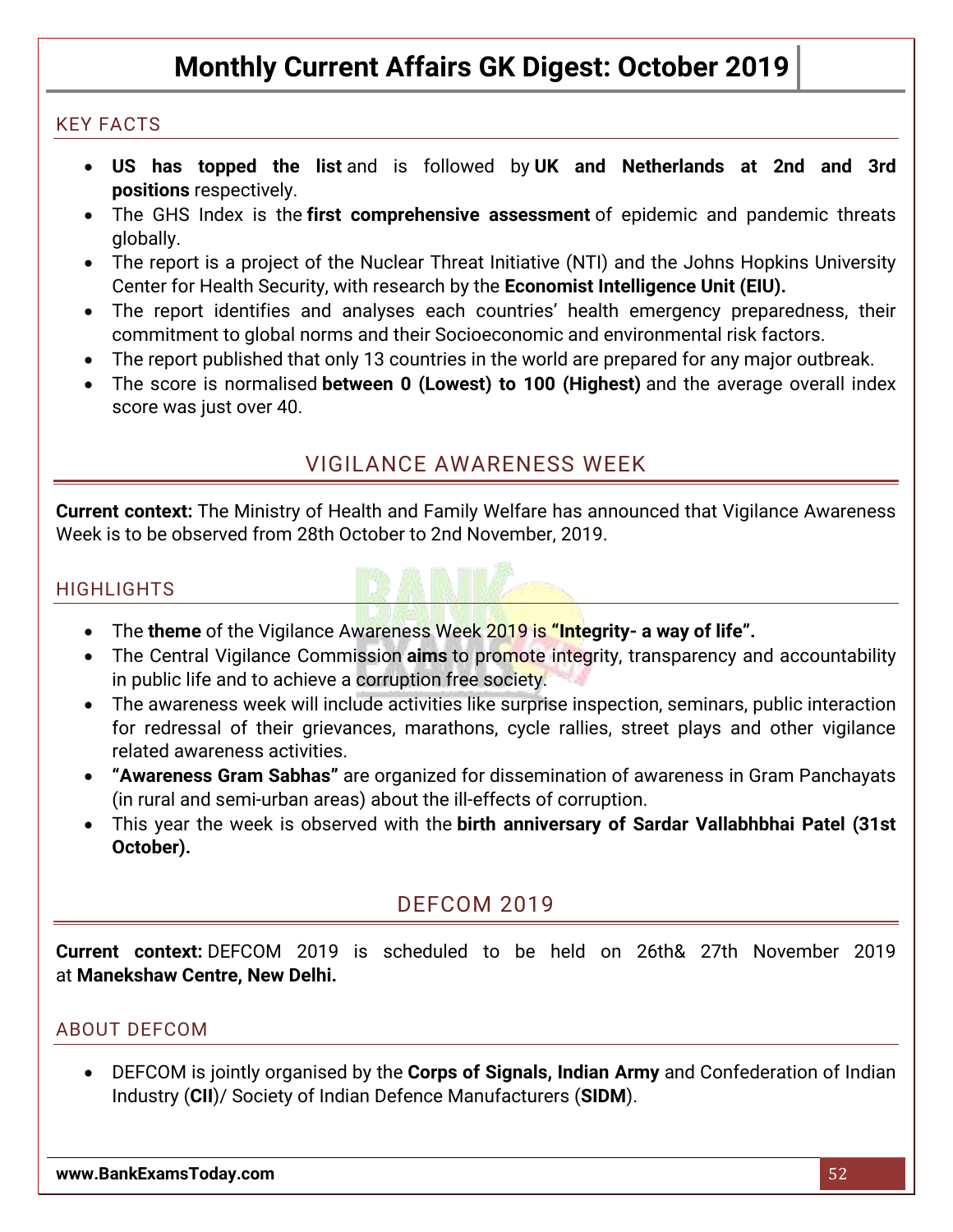### KEY FACTS

- **US has topped the list** and is followed by **UK and Netherlands at 2nd and 3rd positions** respectively.
- The GHS Index is the **first comprehensive assessment** of epidemic and pandemic threats globally.
- The report is a project of the Nuclear Threat Initiative (NTI) and the Johns Hopkins University Center for Health Security, with research by the **Economist Intelligence Unit (EIU).**
- The report identifies and analyses each countries' health emergency preparedness, their commitment to global norms and their Socioeconomic and environmental risk factors.
- The report published that only 13 countries in the world are prepared for any major outbreak.
- The score is normalised **between 0 (Lowest) to 100 (Highest)** and the average overall index score was just over 40.

## VIGILANCE AWARENESS WEEK

**Current context:** The Ministry of Health and Family Welfare has announced that Vigilance Awareness Week is to be observed from 28th October to 2nd November, 2019.

### HIGHLIGHTS

- The **theme** of the Vigilance Awareness Week 2019 is **"Integrity- a way of life".**
- The Central Vigilance Commission **aims** to promote integrity, transparency and accountability in public life and to achieve a corruption free society.
- The awareness week will include activities like surprise inspection, seminars, public interaction for redressal of their grievances, marathons, cycle rallies, street plays and other vigilance related awareness activities.
- **"Awareness Gram Sabhas"** are organized for dissemination of awareness in Gram Panchayats (in rural and semi-urban areas) about the ill-effects of corruption.
- This year the week is observed with the **birth anniversary of Sardar Vallabhbhai Patel (31st October).**

## DEFCOM 2019

**Current context:** DEFCOM 2019 is scheduled to be held on 26th& 27th November 2019 at **Manekshaw Centre, New Delhi.**

### ABOUT DEFCOM

- DEFCOM is jointly organised by the **Corps of Signals, Indian Army** and Confederation of Indian Industry (**CII**)/ Society of Indian Defence Manufacturers (**SIDM**).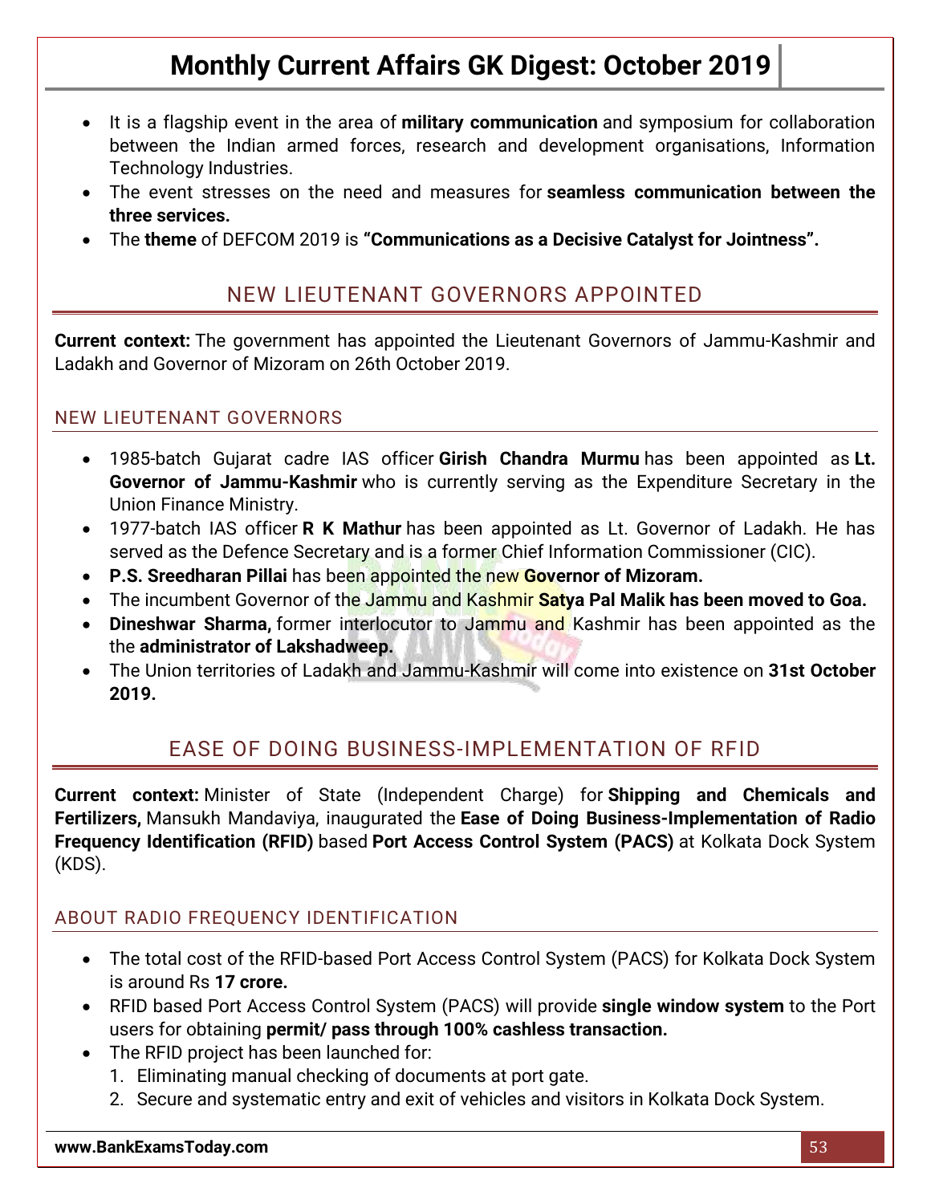- It is a flagship event in the area of **military communication** and symposium for collaboration between the Indian armed forces, research and development organisations, Information Technology Industries.
- The event stresses on the need and measures for **seamless communication between the three services.**
- The **theme** of DEFCOM 2019 is **"Communications as a Decisive Catalyst for Jointness".**

## NEW LIEUTENANT GOVERNORS APPOINTED

**Current context:** The government has appointed the Lieutenant Governors of Jammu-Kashmir and Ladakh and Governor of Mizoram on 26th October 2019.

### NEW LIEUTENANT GOVERNORS

- 1985-batch Gujarat cadre IAS officer **Girish Chandra Murmu** has been appointed as **Lt. Governor of Jammu-Kashmir** who is currently serving as the Expenditure Secretary in the Union Finance Ministry.
- 1977-batch IAS officer **R K Mathur** has been appointed as Lt. Governor of Ladakh. He has served as the Defence Secretary and is a former Chief Information Commissioner (CIC).
- **P.S. Sreedharan Pillai** has been appointed the new **Governor of Mizoram.**
- The incumbent Governor of the Jammu and Kashmir **Satya Pal Malik has been moved to Goa.**
- **Dineshwar Sharma,** former interlocutor to Jammu and Kashmir has been appointed as the the **administrator of Lakshadweep.**
- The Union territories of Ladakh and Jammu-Kashmir will come into existence on **31st October 2019.**

## EASE OF DOING BUSINESS-IMPLEMENTATION OF RFID

**Current context:** Minister of State (Independent Charge) for **Shipping and Chemicals and Fertilizers,** Mansukh Mandaviya, inaugurated the **Ease of Doing Business-Implementation of Radio Frequency Identification (RFID)** based **Port Access Control System (PACS)** at Kolkata Dock System (KDS).

### ABOUT RADIO FREQUENCY IDENTIFICATION

- The total cost of the RFID-based Port Access Control System (PACS) for Kolkata Dock System is around Rs **17 crore.**
- RFID based Port Access Control System (PACS) will provide **single window system** to the Port users for obtaining **permit/ pass through 100% cashless transaction.**
- The RFID project has been launched for:
  1. Eliminating manual checking of documents at port gate.
  2. Secure and systematic entry and exit of vehicles and visitors in Kolkata Dock System.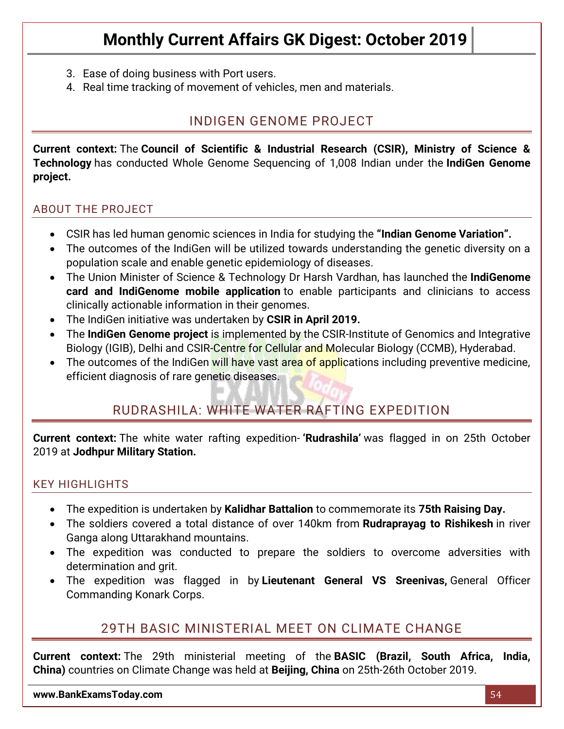3. Ease of doing business with Port users.
4. Real time tracking of movement of vehicles, men and materials.

## INDIGEN GENOME PROJECT

**Current context:** The **Council of Scientific & Industrial Research (CSIR), Ministry of Science & Technology** has conducted Whole Genome Sequencing of 1,008 Indian under the **IndiGen Genome project.**

### ABOUT THE PROJECT

- CSIR has led human genomic sciences in India for studying the **"Indian Genome Variation".**
- The outcomes of the IndiGen will be utilized towards understanding the genetic diversity on a population scale and enable genetic epidemiology of diseases.
- The Union Minister of Science & Technology Dr Harsh Vardhan, has launched the **IndiGenome card and IndiGenome mobile application** to enable participants and clinicians to access clinically actionable information in their genomes.
- The IndiGen initiative was undertaken by **CSIR in April 2019.**
- The **IndiGen Genome project** is implemented by the CSIR-Institute of Genomics and Integrative Biology (IGIB), Delhi and CSIR-Centre for Cellular and Molecular Biology (CCMB), Hyderabad.
- The outcomes of the IndiGen will have vast area of applications including preventive medicine, efficient diagnosis of rare genetic diseases.

## RUDRASHILA: WHITE WATER RAFTING EXPEDITION

**Current context:** The white water rafting expedition- **'Rudrashila'** was flagged in on 25th October 2019 at **Jodhpur Military Station.**

### KEY HIGHLIGHTS

- The expedition is undertaken by **Kalidhar Battalion** to commemorate its **75th Raising Day.**
- The soldiers covered a total distance of over 140km from **Rudraprayag to Rishikesh** in river Ganga along Uttarakhand mountains.
- The expedition was conducted to prepare the soldiers to overcome adversities with determination and grit.
- The expedition was flagged in by **Lieutenant General VS Sreenivas,** General Officer Commanding Konark Corps.

## 29TH BASIC MINISTERIAL MEET ON CLIMATE CHANGE

**Current context:** The 29th ministerial meeting of the **BASIC (Brazil, South Africa, India, China)** countries on Climate Change was held at **Beijing, China** on 25th-26th October 2019.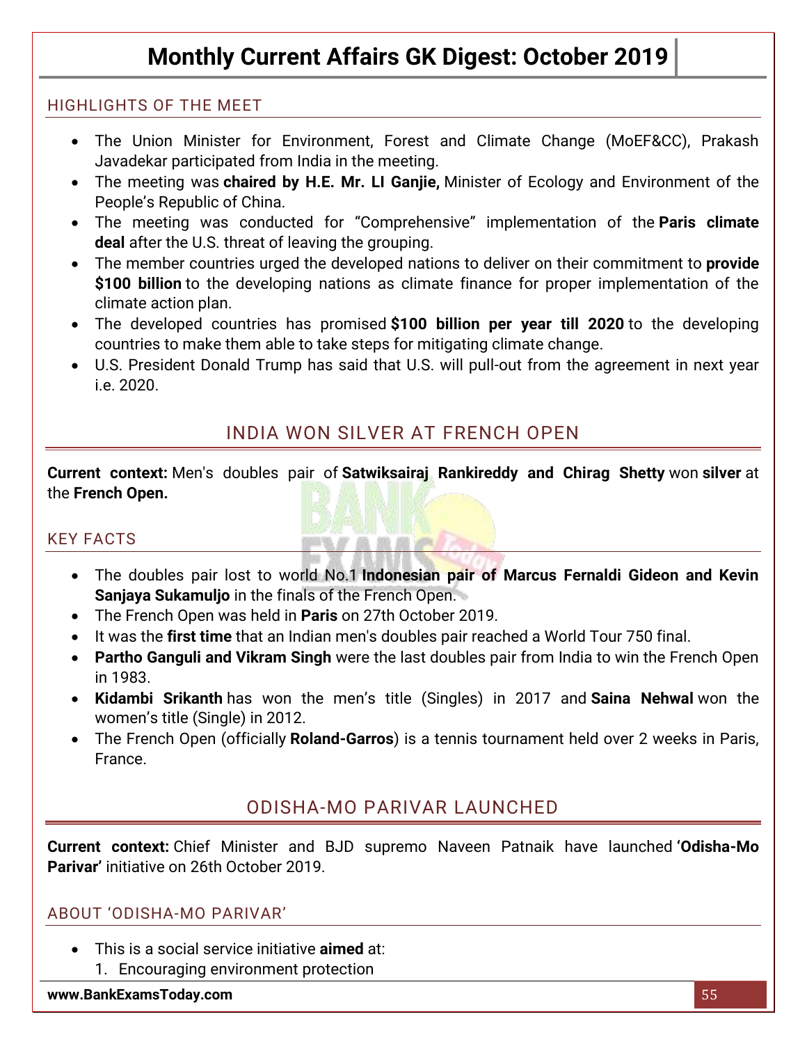### HIGHLIGHTS OF THE MEET

- The Union Minister for Environment, Forest and Climate Change (MoEF&CC), Prakash Javadekar participated from India in the meeting.
- The meeting was **chaired by H.E. Mr. LI Ganjie,** Minister of Ecology and Environment of the People's Republic of China.
- The meeting was conducted for "Comprehensive" implementation of the **Paris climate deal** after the U.S. threat of leaving the grouping.
- The member countries urged the developed nations to deliver on their commitment to **provide $100 billion** to the developing nations as climate finance for proper implementation of the climate action plan.
- The developed countries has promised **$100 billion per year till 2020** to the developing countries to make them able to take steps for mitigating climate change.
- U.S. President Donald Trump has said that U.S. will pull-out from the agreement in next year i.e. 2020.

## INDIA WON SILVER AT FRENCH OPEN

**Current context:** Men's doubles pair of **Satwiksairaj Rankireddy and Chirag Shetty** won **silver** at the **French Open.**

### KEY FACTS

- The doubles pair lost to world No.1 **Indonesian pair of Marcus Fernaldi Gideon and Kevin Sanjaya Sukamuljo** in the finals of the French Open.
- The French Open was held in **Paris** on 27th October 2019.
- It was the **first time** that an Indian men's doubles pair reached a World Tour 750 final.
- **Partho Ganguli and Vikram Singh** were the last doubles pair from India to win the French Open in 1983.
- **Kidambi Srikanth** has won the men's title (Singles) in 2017 and **Saina Nehwal** won the women's title (Single) in 2012.
- The French Open (officially **Roland-Garros**) is a tennis tournament held over 2 weeks in Paris, France.

## ODISHA-MO PARIVAR LAUNCHED

**Current context:** Chief Minister and BJD supremo Naveen Patnaik have launched **'Odisha-Mo Parivar'** initiative on 26th October 2019.

### ABOUT 'ODISHA-MO PARIVAR'

- This is a social service initiative **aimed** at:
  1. Encouraging environment protection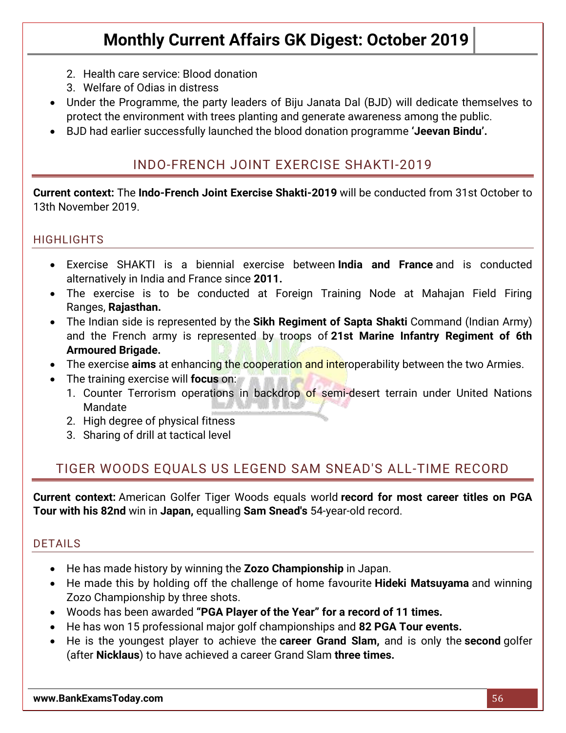2. Health care service: Blood donation
3. Welfare of Odias in distress

- Under the Programme, the party leaders of Biju Janata Dal (BJD) will dedicate themselves to protect the environment with trees planting and generate awareness among the public.
- BJD had earlier successfully launched the blood donation programme **'Jeevan Bindu'.**

## INDO-FRENCH JOINT EXERCISE SHAKTI-2019

**Current context:** The **Indo-French Joint Exercise Shakti-2019** will be conducted from 31st October to 13th November 2019.

### HIGHLIGHTS

- Exercise SHAKTI is a biennial exercise between **India and France** and is conducted alternatively in India and France since **2011.**
- The exercise is to be conducted at Foreign Training Node at Mahajan Field Firing Ranges, **Rajasthan.**
- The Indian side is represented by the **Sikh Regiment of Sapta Shakti** Command (Indian Army) and the French army is represented by troops of **21st Marine Infantry Regiment of 6th Armoured Brigade.**
- The exercise **aims** at enhancing the cooperation and interoperability between the two Armies.
- The training exercise will **focus** on:
    1. Counter Terrorism operations in backdrop of semi-desert terrain under United Nations Mandate
    2. High degree of physical fitness
    3. Sharing of drill at tactical level

## TIGER WOODS EQUALS US LEGEND SAM SNEAD'S ALL-TIME RECORD

**Current context:** American Golfer Tiger Woods equals world **record for most career titles on PGA Tour with his 82nd** win in **Japan,** equalling **Sam Snead's** 54-year-old record.

### DETAILS

- He has made history by winning the **Zozo Championship** in Japan.
- He made this by holding off the challenge of home favourite **Hideki Matsuyama** and winning Zozo Championship by three shots.
- Woods has been awarded **"PGA Player of the Year" for a record of 11 times.**
- He has won 15 professional major golf championships and **82 PGA Tour events.**
- He is the youngest player to achieve the **career Grand Slam,** and is only the **second** golfer (after **Nicklaus**) to have achieved a career Grand Slam **three times.**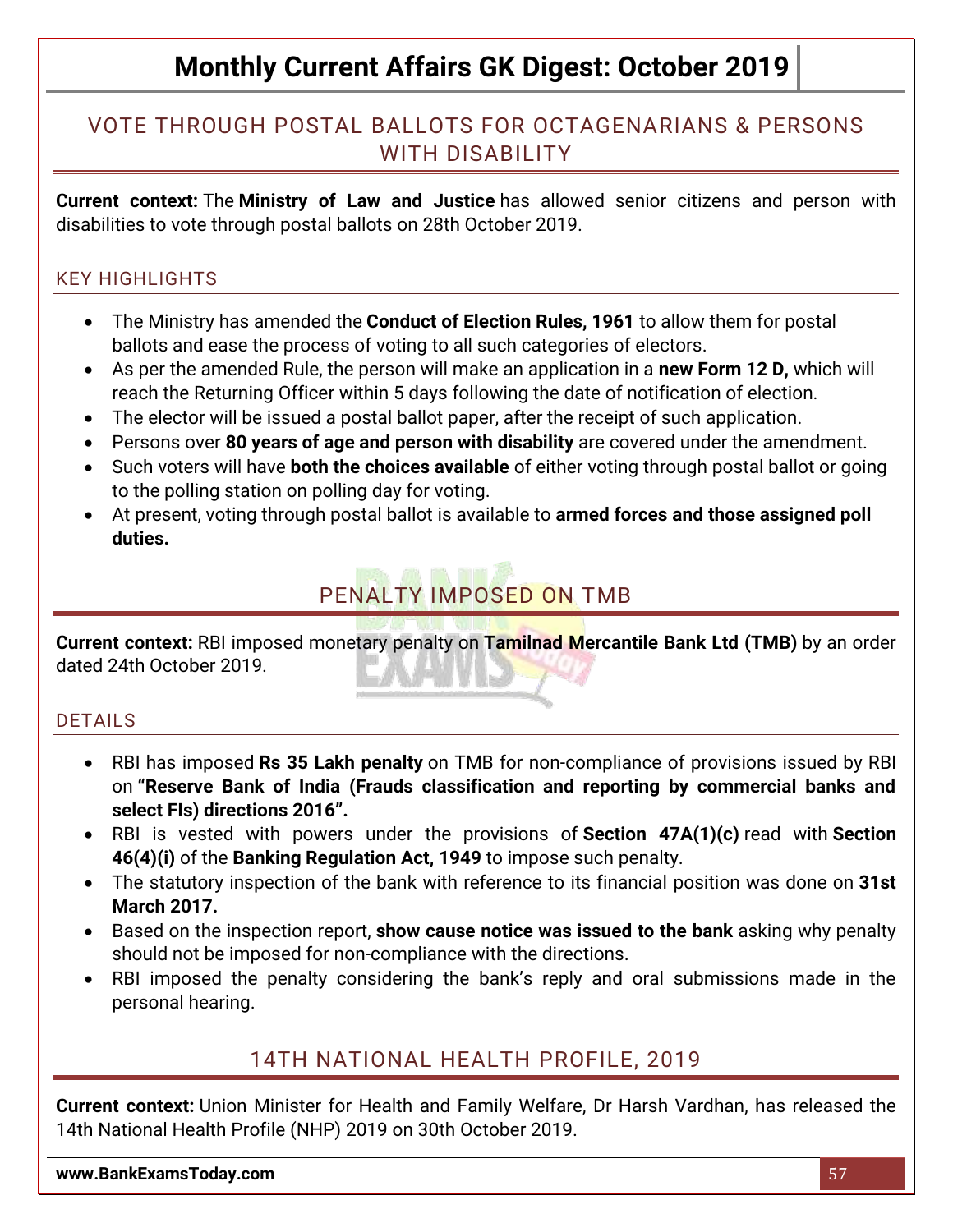## VOTE THROUGH POSTAL BALLOTS FOR OCTAGENARIANS & PERSONS WITH DISABILITY

**Current context:** The **Ministry of Law and Justice** has allowed senior citizens and person with disabilities to vote through postal ballots on 28th October 2019.

### KEY HIGHLIGHTS

- The Ministry has amended the **Conduct of Election Rules, 1961** to allow them for postal ballots and ease the process of voting to all such categories of electors.
- As per the amended Rule, the person will make an application in a **new Form 12 D,** which will reach the Returning Officer within 5 days following the date of notification of election.
- The elector will be issued a postal ballot paper, after the receipt of such application.
- Persons over **80 years of age and person with disability** are covered under the amendment.
- Such voters will have **both the choices available** of either voting through postal ballot or going to the polling station on polling day for voting.
- At present, voting through postal ballot is available to **armed forces and those assigned poll duties.**

## PENALTY IMPOSED ON TMB

**Current context:** RBI imposed monetary penalty on **Tamilnad Mercantile Bank Ltd (TMB)** by an order dated 24th October 2019.

### DETAILS

- RBI has imposed **Rs 35 Lakh penalty** on TMB for non-compliance of provisions issued by RBI on **"Reserve Bank of India (Frauds classification and reporting by commercial banks and select FIs) directions 2016".**
- RBI is vested with powers under the provisions of **Section 47A(1)(c)** read with **Section 46(4)(i)** of the **Banking Regulation Act, 1949** to impose such penalty.
- The statutory inspection of the bank with reference to its financial position was done on **31st March 2017.**
- Based on the inspection report, **show cause notice was issued to the bank** asking why penalty should not be imposed for non-compliance with the directions.
- RBI imposed the penalty considering the bank's reply and oral submissions made in the personal hearing.

## 14TH NATIONAL HEALTH PROFILE, 2019

**Current context:** Union Minister for Health and Family Welfare, Dr Harsh Vardhan, has released the 14th National Health Profile (NHP) 2019 on 30th October 2019.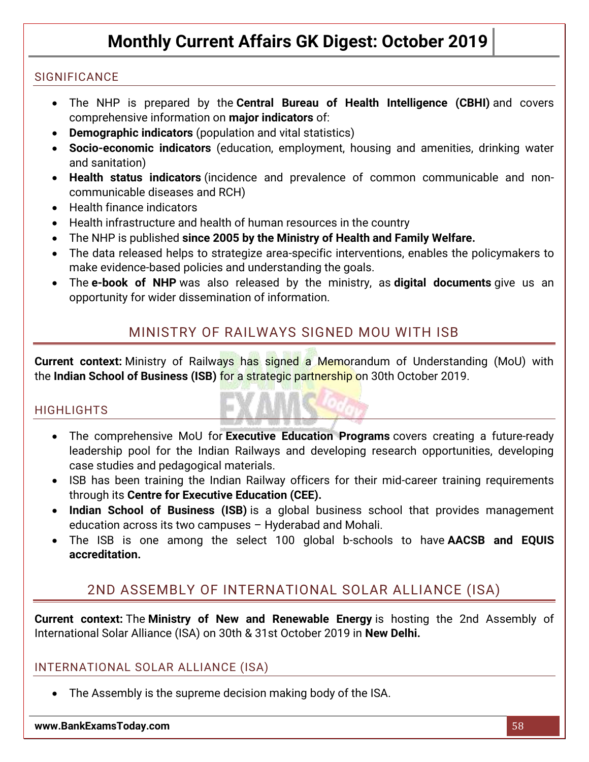### SIGNIFICANCE

- The NHP is prepared by the **Central Bureau of Health Intelligence (CBHI)** and covers comprehensive information on **major indicators** of:
- **Demographic indicators** (population and vital statistics)
- **Socio-economic indicators** (education, employment, housing and amenities, drinking water and sanitation)
- **Health status indicators** (incidence and prevalence of common communicable and non-communicable diseases and RCH)
- Health finance indicators
- Health infrastructure and health of human resources in the country
- The NHP is published **since 2005 by the Ministry of Health and Family Welfare.**
- The data released helps to strategize area-specific interventions, enables the policymakers to make evidence-based policies and understanding the goals.
- The **e-book of NHP** was also released by the ministry, as **digital documents** give us an opportunity for wider dissemination of information.

## MINISTRY OF RAILWAYS SIGNED MOU WITH ISB

**Current context:** Ministry of Railways has signed a Memorandum of Understanding (MoU) with the **Indian School of Business (ISB)** for a strategic partnership on 30th October 2019.

### HIGHLIGHTS

- The comprehensive MoU for **Executive Education Programs** covers creating a future-ready leadership pool for the Indian Railways and developing research opportunities, developing case studies and pedagogical materials.
- ISB has been training the Indian Railway officers for their mid-career training requirements through its **Centre for Executive Education (CEE).**
- **Indian School of Business (ISB)** is a global business school that provides management education across its two campuses – Hyderabad and Mohali.
- The ISB is one among the select 100 global b-schools to have **AACSB and EQUIS accreditation.**

## 2ND ASSEMBLY OF INTERNATIONAL SOLAR ALLIANCE (ISA)

**Current context:** The **Ministry of New and Renewable Energy** is hosting the 2nd Assembly of International Solar Alliance (ISA) on 30th & 31st October 2019 in **New Delhi.**

### INTERNATIONAL SOLAR ALLIANCE (ISA)

- The Assembly is the supreme decision making body of the ISA.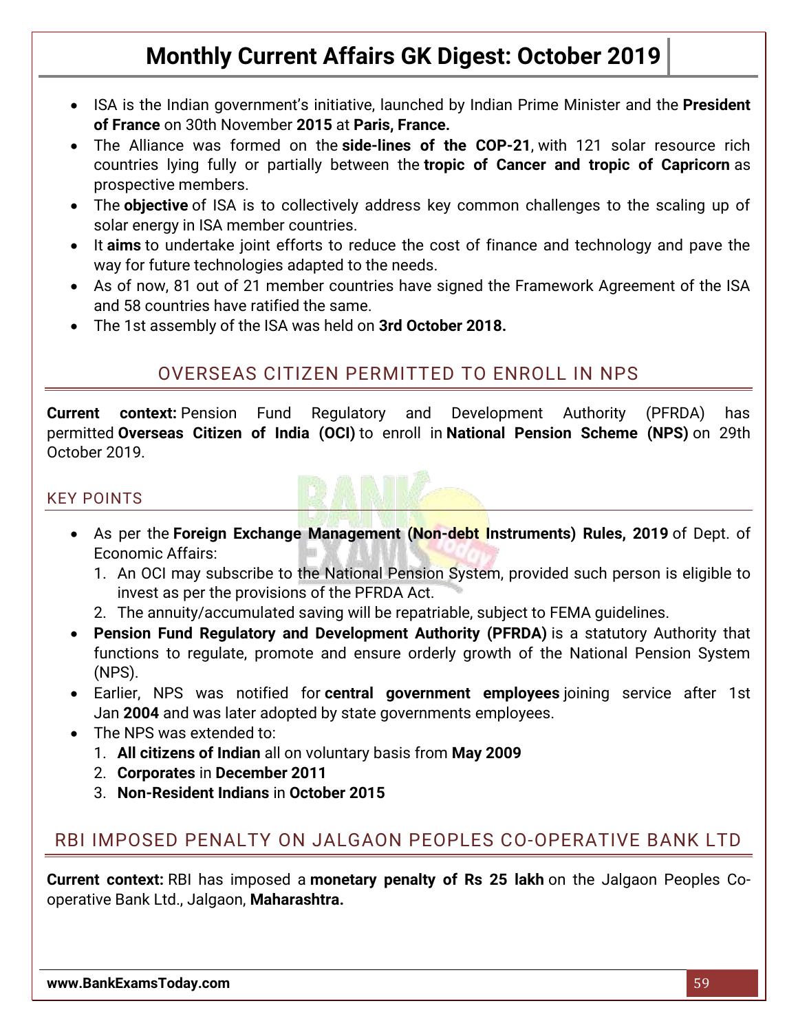- ISA is the Indian government's initiative, launched by Indian Prime Minister and the **President of France** on 30th November **2015** at **Paris, France.**
- The Alliance was formed on the **side-lines of the COP-21**, with 121 solar resource rich countries lying fully or partially between the **tropic of Cancer and tropic of Capricorn** as prospective members.
- The **objective** of ISA is to collectively address key common challenges to the scaling up of solar energy in ISA member countries.
- It **aims** to undertake joint efforts to reduce the cost of finance and technology and pave the way for future technologies adapted to the needs.
- As of now, 81 out of 21 member countries have signed the Framework Agreement of the ISA and 58 countries have ratified the same.
- The 1st assembly of the ISA was held on **3rd October 2018.**

## OVERSEAS CITIZEN PERMITTED TO ENROLL IN NPS

**Current context:** Pension Fund Regulatory and Development Authority (PFRDA) has permitted **Overseas Citizen of India (OCI)** to enroll in **National Pension Scheme (NPS)** on 29th October 2019.

### KEY POINTS

- As per the **Foreign Exchange Management (Non-debt Instruments) Rules, 2019** of Dept. of Economic Affairs:
  1. An OCI may subscribe to the National Pension System, provided such person is eligible to invest as per the provisions of the PFRDA Act.
  2. The annuity/accumulated saving will be repatriable, subject to FEMA guidelines.
- **Pension Fund Regulatory and Development Authority (PFRDA)** is a statutory Authority that functions to regulate, promote and ensure orderly growth of the National Pension System (NPS).
- Earlier, NPS was notified for **central government employees** joining service after 1st Jan **2004** and was later adopted by state governments employees.
- The NPS was extended to:
  1. **All citizens of Indian** all on voluntary basis from **May 2009**
  2. **Corporates** in **December 2011**
  3. **Non-Resident Indians** in **October 2015**

## RBI IMPOSED PENALTY ON JALGAON PEOPLES CO-OPERATIVE BANK LTD

**Current context:** RBI has imposed a **monetary penalty of Rs 25 lakh** on the Jalgaon Peoples Co-operative Bank Ltd., Jalgaon, **Maharashtra.**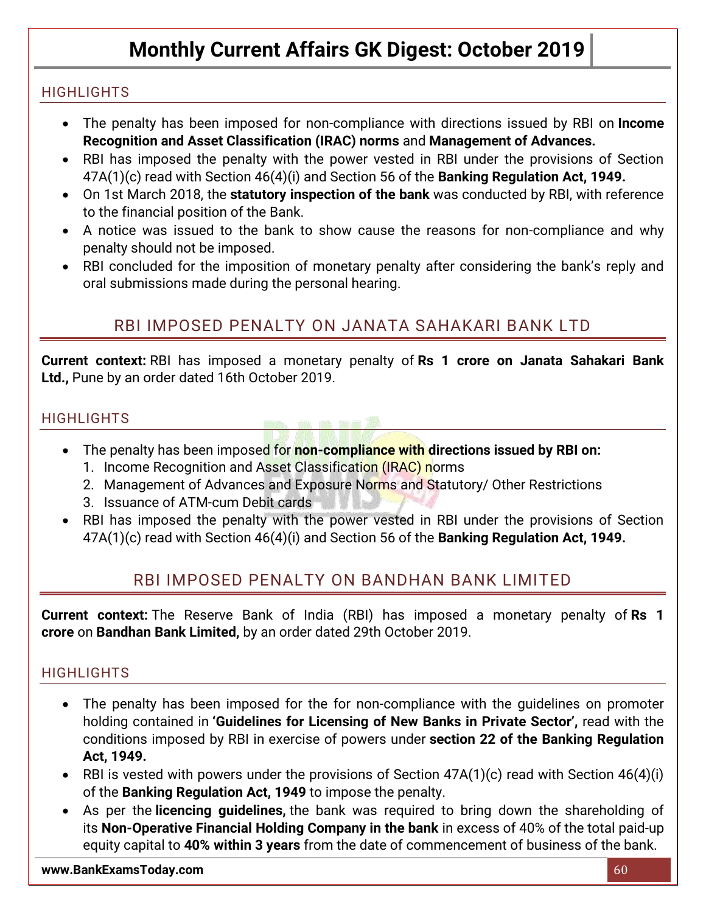### HIGHLIGHTS

- The penalty has been imposed for non-compliance with directions issued by RBI on **Income Recognition and Asset Classification (IRAC) norms** and **Management of Advances.**
- RBI has imposed the penalty with the power vested in RBI under the provisions of Section 47A(1)(c) read with Section 46(4)(i) and Section 56 of the **Banking Regulation Act, 1949.**
- On 1st March 2018, the **statutory inspection of the bank** was conducted by RBI, with reference to the financial position of the Bank.
- A notice was issued to the bank to show cause the reasons for non-compliance and why penalty should not be imposed.
- RBI concluded for the imposition of monetary penalty after considering the bank's reply and oral submissions made during the personal hearing.

## RBI IMPOSED PENALTY ON JANATA SAHAKARI BANK LTD

**Current context:** RBI has imposed a monetary penalty of **Rs 1 crore on Janata Sahakari Bank Ltd.,** Pune by an order dated 16th October 2019.

### HIGHLIGHTS

- The penalty has been imposed for **non-compliance with directions issued by RBI on:**
  1. Income Recognition and Asset Classification (IRAC) norms
  2. Management of Advances and Exposure Norms and Statutory/ Other Restrictions
  3. Issuance of ATM-cum Debit cards
- RBI has imposed the penalty with the power vested in RBI under the provisions of Section 47A(1)(c) read with Section 46(4)(i) and Section 56 of the **Banking Regulation Act, 1949.**

## RBI IMPOSED PENALTY ON BANDHAN BANK LIMITED

**Current context:** The Reserve Bank of India (RBI) has imposed a monetary penalty of **Rs 1 crore** on **Bandhan Bank Limited,** by an order dated 29th October 2019.

### HIGHLIGHTS

- The penalty has been imposed for the for non-compliance with the guidelines on promoter holding contained in **'Guidelines for Licensing of New Banks in Private Sector',** read with the conditions imposed by RBI in exercise of powers under **section 22 of the Banking Regulation Act, 1949.**
- RBI is vested with powers under the provisions of Section 47A(1)(c) read with Section 46(4)(i) of the **Banking Regulation Act, 1949** to impose the penalty.
- As per the **licencing guidelines,** the bank was required to bring down the shareholding of its **Non-Operative Financial Holding Company in the bank** in excess of 40% of the total paid-up equity capital to **40% within 3 years** from the date of commencement of business of the bank.